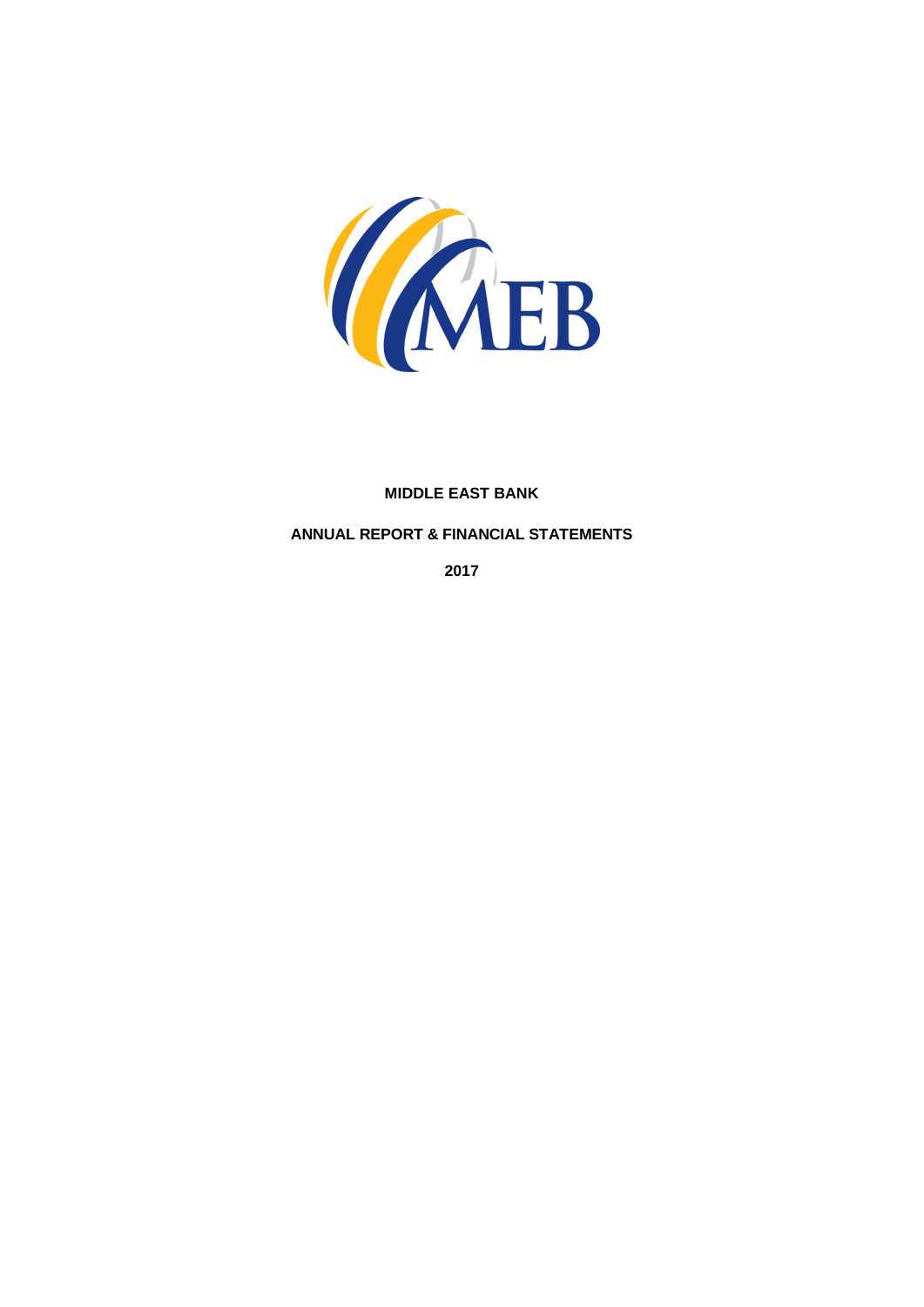**MIDDLE EAST BANK**

**ANNUAL REPORT & FINANCIAL STATEMENTS**

**2017**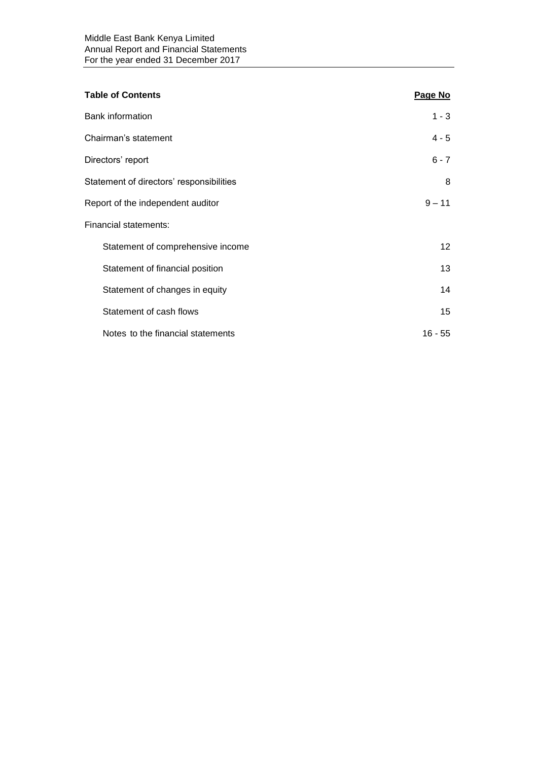| Table of Contents | Page No |
|---|---|
| Bank information | 1 - 3 |
| Chairman's statement | 4 - 5 |
| Directors' report | 6 - 7 |
| Statement of directors' responsibilities | 8 |
| Report of the independent auditor | 9 – 11 |
| Financial statements: | |
| Statement of comprehensive income | 12 |
| Statement of financial position | 13 |
| Statement of changes in equity | 14 |
| Statement of cash flows | 15 |
| Notes to the financial statements | 16 - 55 |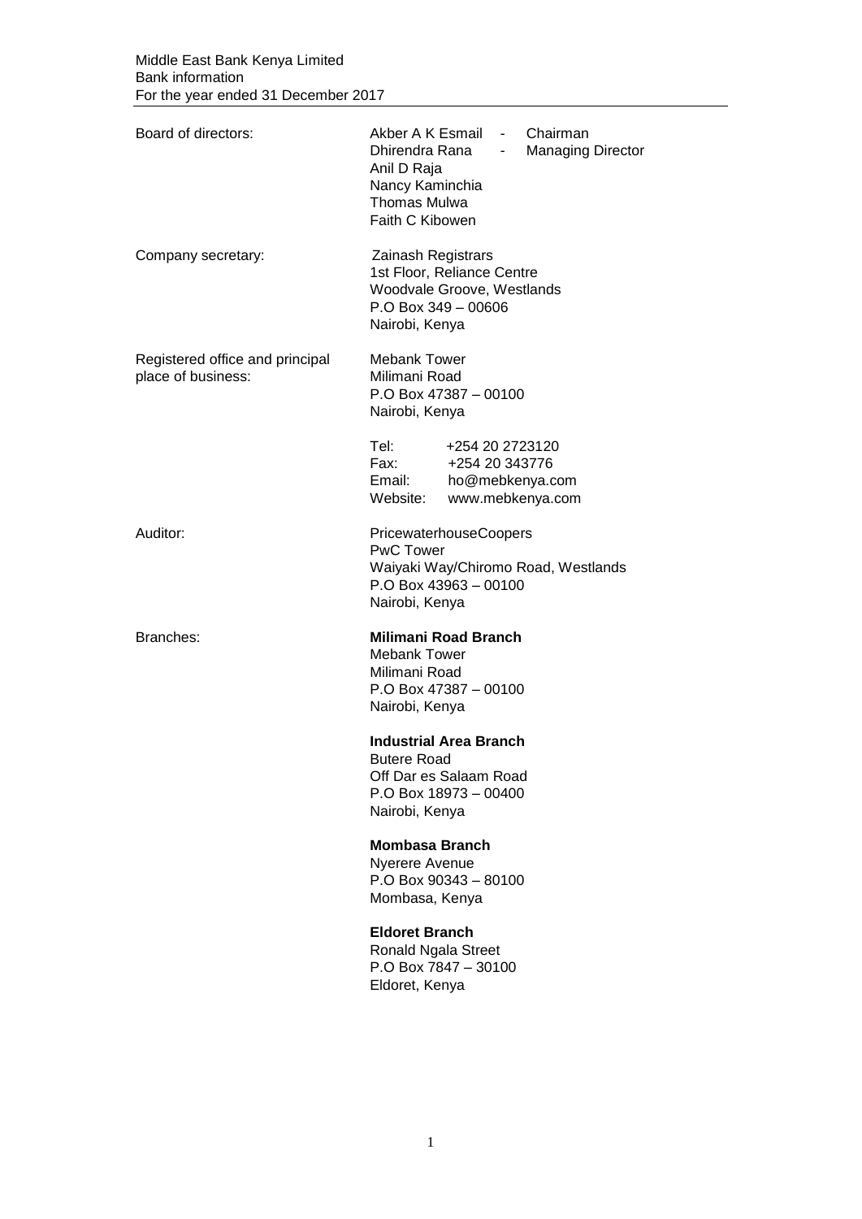Middle East Bank Kenya Limited
Bank information
For the year ended 31 December 2017

**Board of directors:**

Akber A K Esmail - Chairman
Dhirendra Rana - Managing Director
Anil D Raja
Nancy Kaminchia
Thomas Mulwa
Faith C Kibowen

**Company secretary:**

Zainash Registrars
1st Floor, Reliance Centre
Woodvale Groove, Westlands
P.O Box 349 – 00606
Nairobi, Kenya

**Registered office and principal place of business:**

Mebank Tower
Milimani Road
P.O Box 47387 – 00100
Nairobi, Kenya

Tel: +254 20 2723120
Fax: +254 20 343776
Email: ho@mebkenya.com
Website: www.mebkenya.com

**Auditor:**

PricewaterhouseCoopers
PwC Tower
Waiyaki Way/Chiromo Road, Westlands
P.O Box 43963 – 00100
Nairobi, Kenya

**Branches:**

**Milimani Road Branch**
Mebank Tower
Milimani Road
P.O Box 47387 – 00100
Nairobi, Kenya

**Industrial Area Branch**
Butere Road
Off Dar es Salaam Road
P.O Box 18973 – 00400
Nairobi, Kenya

**Mombasa Branch**
Nyerere Avenue
P.O Box 90343 – 80100
Mombasa, Kenya

**Eldoret Branch**
Ronald Ngala Street
P.O Box 7847 – 30100
Eldoret, Kenya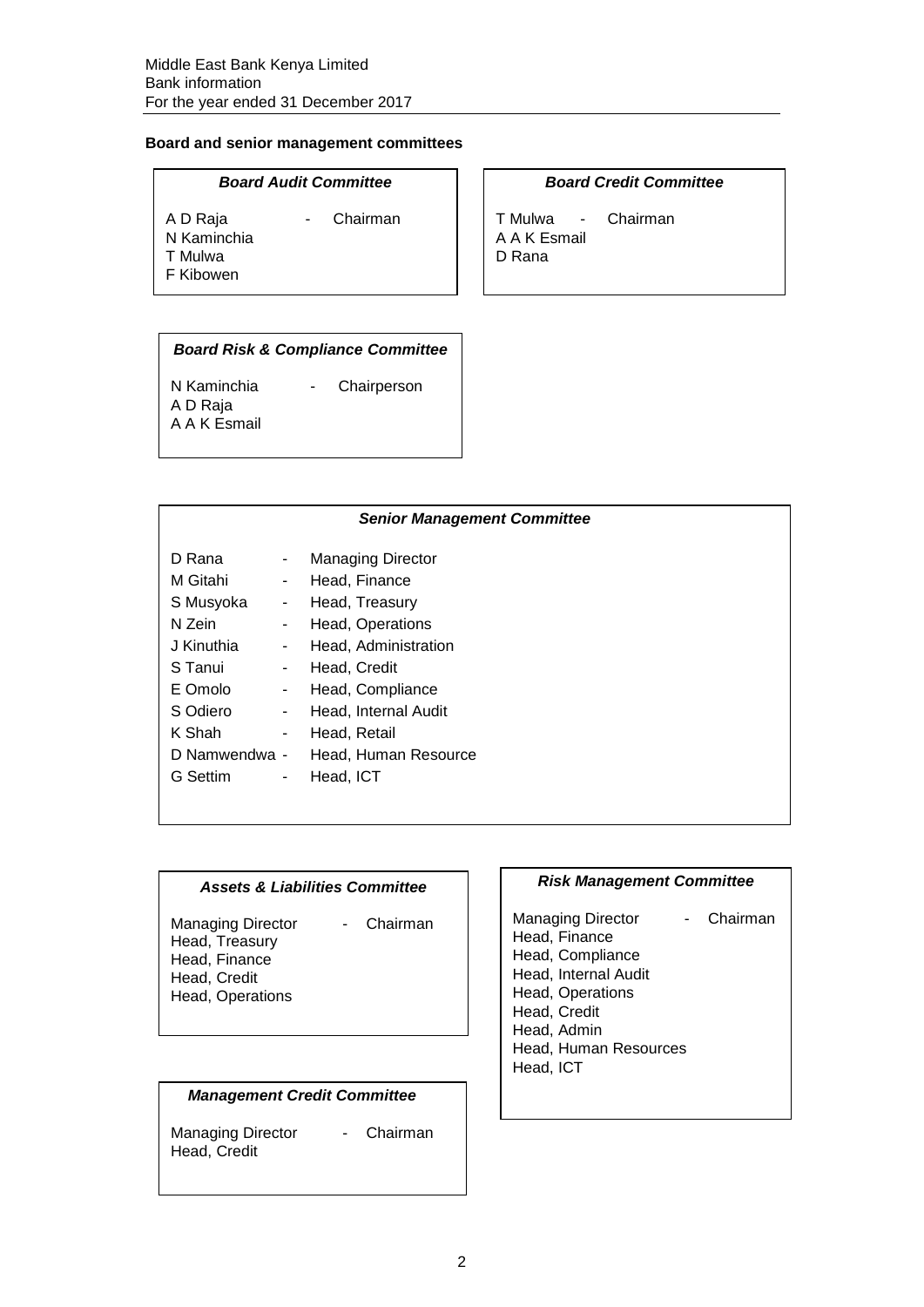## Board and senior management committees

### *Board Audit Committee*

A D Raja - Chairman
N Kaminchia
T Mulwa
F Kibowen

### *Board Credit Committee*

T Mulwa - Chairman
A A K Esmail
D Rana

### *Board Risk & Compliance Committee*

N Kaminchia - Chairperson
A D Raja
A A K Esmail

### *Senior Management Committee*

| | | |
|---|---|---|
| D Rana | - | Managing Director |
| M Gitahi | - | Head, Finance |
| S Musyoka | - | Head, Treasury |
| N Zein | - | Head, Operations |
| J Kinuthia | - | Head, Administration |
| S Tanui | - | Head, Credit |
| E Omolo | - | Head, Compliance |
| S Odiero | - | Head, Internal Audit |
| K Shah | - | Head, Retail |
| D Namwendwa | - | Head, Human Resource |
| G Settim | - | Head, ICT |

### *Assets & Liabilities Committee*

Managing Director - Chairman
Head, Treasury
Head, Finance
Head, Credit
Head, Operations

### *Risk Management Committee*

Managing Director - Chairman
Head, Finance
Head, Compliance
Head, Internal Audit
Head, Operations
Head, Credit
Head, Admin
Head, Human Resources
Head, ICT

### *Management Credit Committee*

Managing Director - Chairman
Head, Credit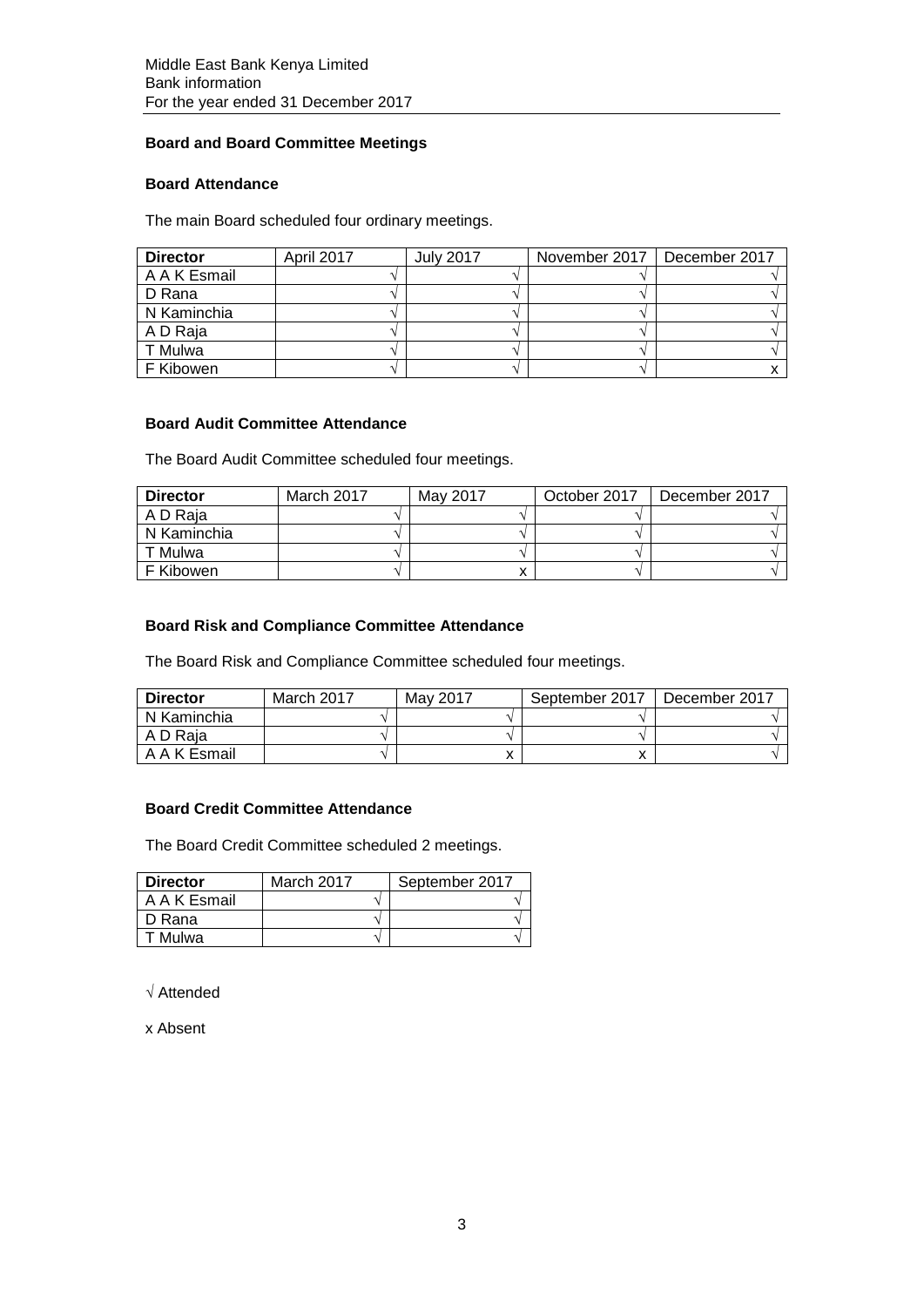## Board and Board Committee Meetings

### Board Attendance

The main Board scheduled four ordinary meetings.

| Director | April 2017 | July 2017 | November 2017 | December 2017 |
|---|---|---|---|---|
| A A K Esmail | √ | √ | √ | √ |
| D Rana | √ | √ | √ | √ |
| N Kaminchia | √ | √ | √ | √ |
| A D Raja | √ | √ | √ | √ |
| T Mulwa | √ | √ | √ | √ |
| F Kibowen | √ | √ | √ | x |

### Board Audit Committee Attendance

The Board Audit Committee scheduled four meetings.

| Director | March 2017 | May 2017 | October 2017 | December 2017 |
|---|---|---|---|---|
| A D Raja | √ | √ | √ | √ |
| N Kaminchia | √ | √ | √ | √ |
| T Mulwa | √ | √ | √ | √ |
| F Kibowen | √ | x | √ | √ |

### Board Risk and Compliance Committee Attendance

The Board Risk and Compliance Committee scheduled four meetings.

| Director | March 2017 | May 2017 | September 2017 | December 2017 |
|---|---|---|---|---|
| N Kaminchia | √ | √ | √ | √ |
| A D Raja | √ | √ | √ | √ |
| A A K Esmail | √ | x | x | √ |

### Board Credit Committee Attendance

The Board Credit Committee scheduled 2 meetings.

| Director | March 2017 | September 2017 |
|---|---|---|
| A A K Esmail | √ | √ |
| D Rana | √ | √ |
| T Mulwa | √ | √ |

√ Attended

x Absent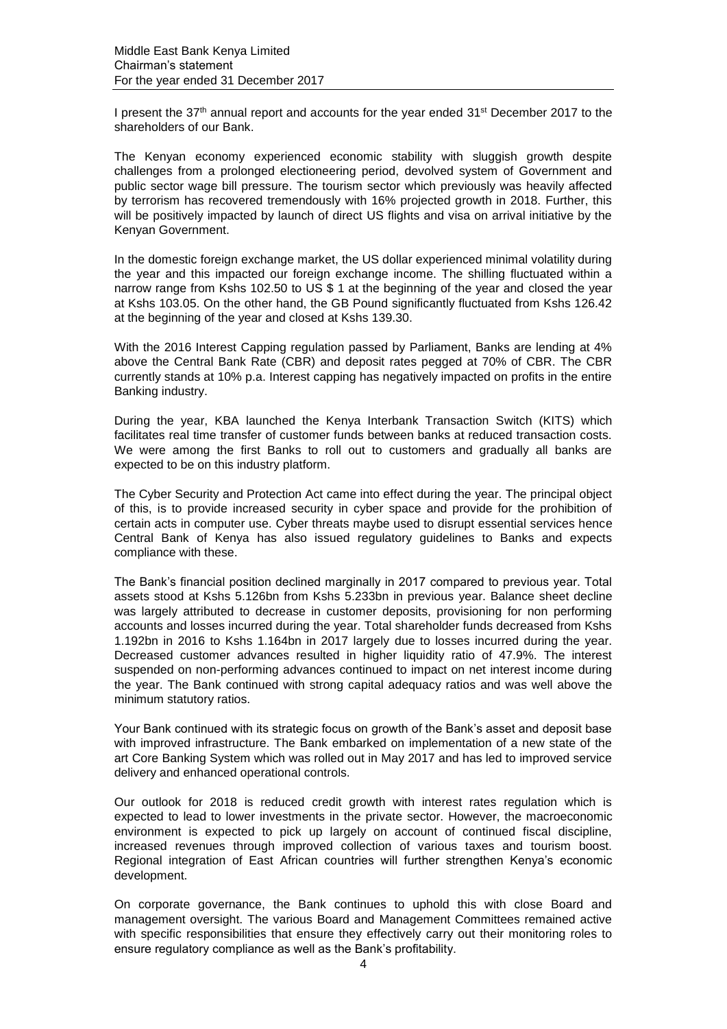Middle East Bank Kenya Limited
Chairman's statement
For the year ended 31 December 2017

I present the 37th annual report and accounts for the year ended 31st December 2017 to the shareholders of our Bank.

The Kenyan economy experienced economic stability with sluggish growth despite challenges from a prolonged electioneering period, devolved system of Government and public sector wage bill pressure. The tourism sector which previously was heavily affected by terrorism has recovered tremendously with 16% projected growth in 2018. Further, this will be positively impacted by launch of direct US flights and visa on arrival initiative by the Kenyan Government.

In the domestic foreign exchange market, the US dollar experienced minimal volatility during the year and this impacted our foreign exchange income. The shilling fluctuated within a narrow range from Kshs 102.50 to US $ 1 at the beginning of the year and closed the year at Kshs 103.05. On the other hand, the GB Pound significantly fluctuated from Kshs 126.42 at the beginning of the year and closed at Kshs 139.30.

With the 2016 Interest Capping regulation passed by Parliament, Banks are lending at 4% above the Central Bank Rate (CBR) and deposit rates pegged at 70% of CBR. The CBR currently stands at 10% p.a. Interest capping has negatively impacted on profits in the entire Banking industry.

During the year, KBA launched the Kenya Interbank Transaction Switch (KITS) which facilitates real time transfer of customer funds between banks at reduced transaction costs. We were among the first Banks to roll out to customers and gradually all banks are expected to be on this industry platform.

The Cyber Security and Protection Act came into effect during the year. The principal object of this, is to provide increased security in cyber space and provide for the prohibition of certain acts in computer use. Cyber threats maybe used to disrupt essential services hence Central Bank of Kenya has also issued regulatory guidelines to Banks and expects compliance with these.

The Bank's financial position declined marginally in 2017 compared to previous year. Total assets stood at Kshs 5.126bn from Kshs 5.233bn in previous year. Balance sheet decline was largely attributed to decrease in customer deposits, provisioning for non performing accounts and losses incurred during the year. Total shareholder funds decreased from Kshs 1.192bn in 2016 to Kshs 1.164bn in 2017 largely due to losses incurred during the year. Decreased customer advances resulted in higher liquidity ratio of 47.9%. The interest suspended on non-performing advances continued to impact on net interest income during the year. The Bank continued with strong capital adequacy ratios and was well above the minimum statutory ratios.

Your Bank continued with its strategic focus on growth of the Bank's asset and deposit base with improved infrastructure. The Bank embarked on implementation of a new state of the art Core Banking System which was rolled out in May 2017 and has led to improved service delivery and enhanced operational controls.

Our outlook for 2018 is reduced credit growth with interest rates regulation which is expected to lead to lower investments in the private sector. However, the macroeconomic environment is expected to pick up largely on account of continued fiscal discipline, increased revenues through improved collection of various taxes and tourism boost. Regional integration of East African countries will further strengthen Kenya's economic development.

On corporate governance, the Bank continues to uphold this with close Board and management oversight. The various Board and Management Committees remained active with specific responsibilities that ensure they effectively carry out their monitoring roles to ensure regulatory compliance as well as the Bank's profitability.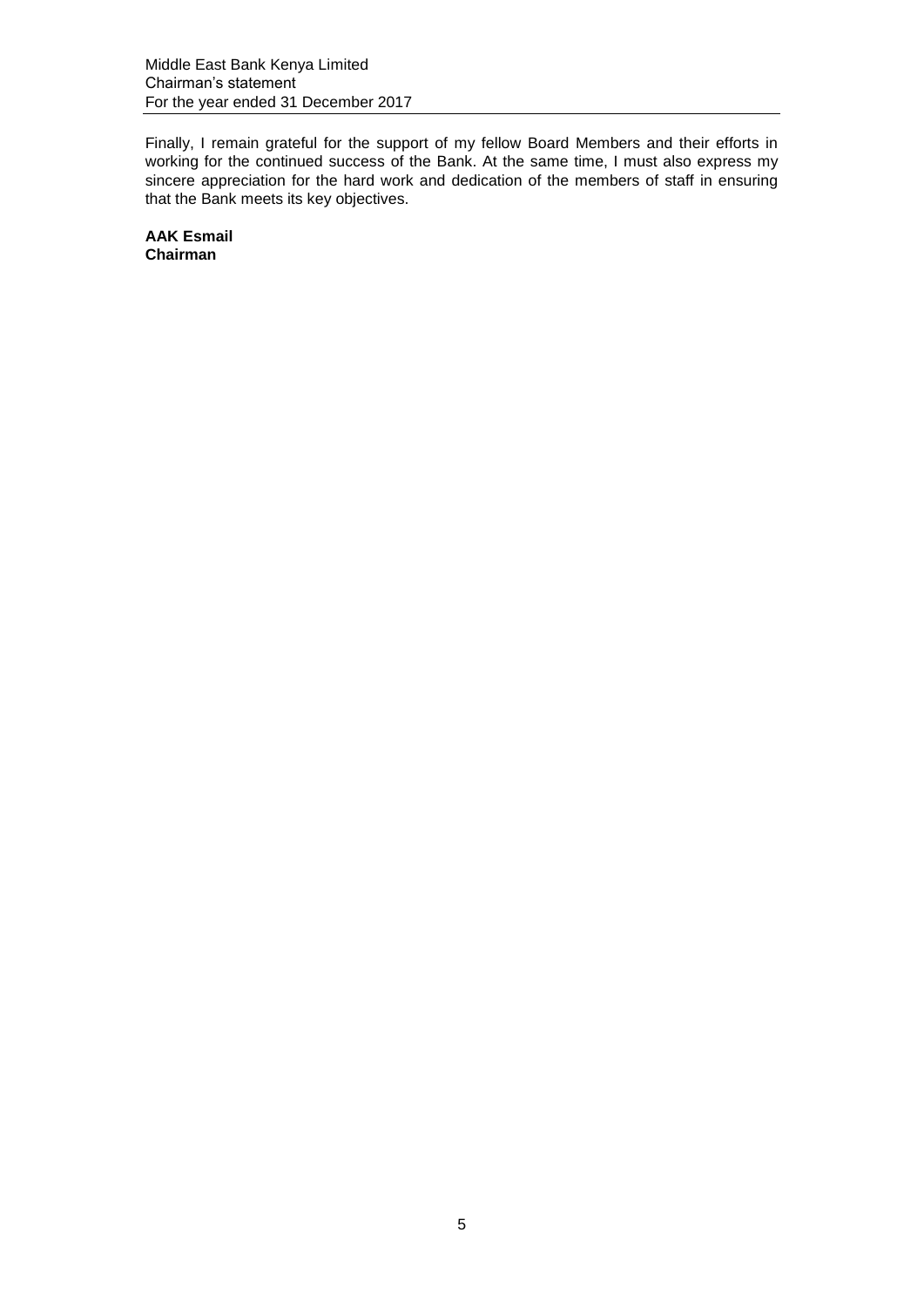Finally, I remain grateful for the support of my fellow Board Members and their efforts in working for the continued success of the Bank. At the same time, I must also express my sincere appreciation for the hard work and dedication of the members of staff in ensuring that the Bank meets its key objectives.

**AAK Esmail**
**Chairman**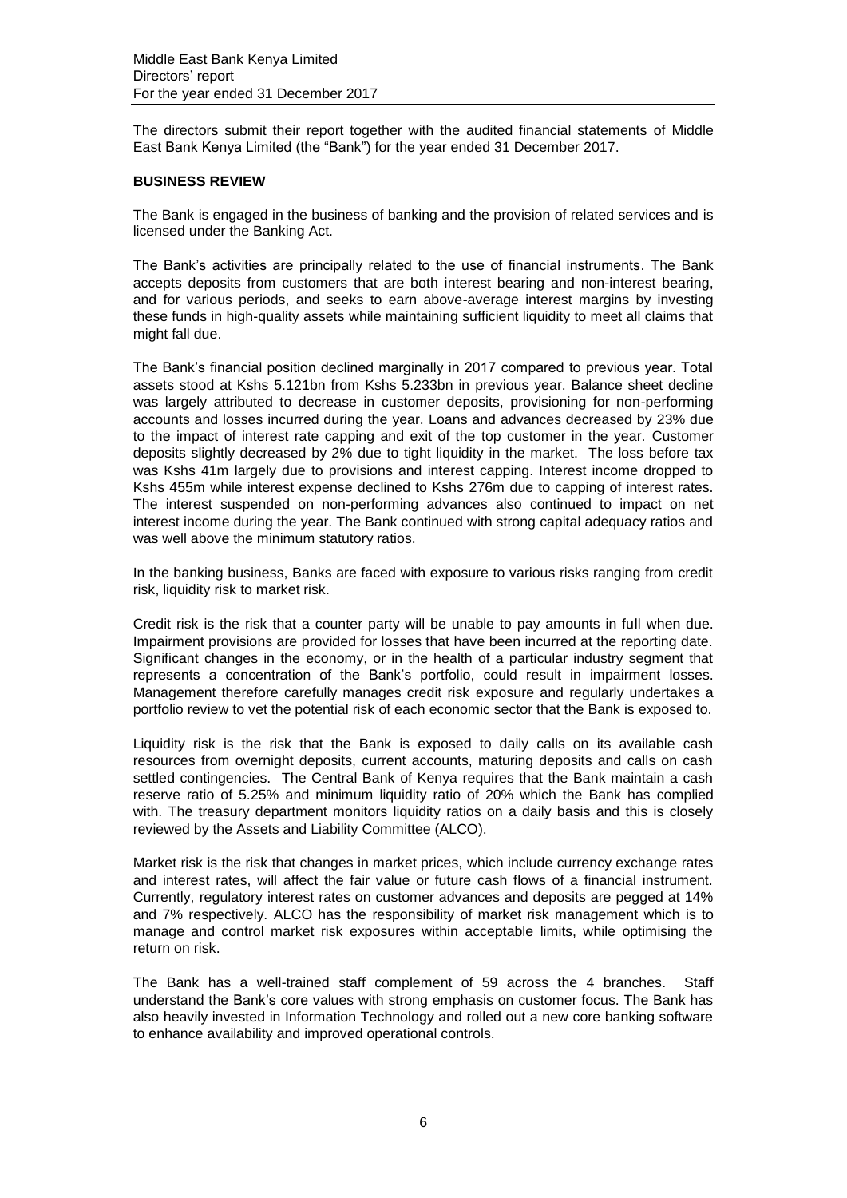The directors submit their report together with the audited financial statements of Middle East Bank Kenya Limited (the "Bank") for the year ended 31 December 2017.

## BUSINESS REVIEW

The Bank is engaged in the business of banking and the provision of related services and is licensed under the Banking Act.

The Bank's activities are principally related to the use of financial instruments. The Bank accepts deposits from customers that are both interest bearing and non-interest bearing, and for various periods, and seeks to earn above-average interest margins by investing these funds in high-quality assets while maintaining sufficient liquidity to meet all claims that might fall due.

The Bank's financial position declined marginally in 2017 compared to previous year. Total assets stood at Kshs 5.121bn from Kshs 5.233bn in previous year. Balance sheet decline was largely attributed to decrease in customer deposits, provisioning for non-performing accounts and losses incurred during the year. Loans and advances decreased by 23% due to the impact of interest rate capping and exit of the top customer in the year. Customer deposits slightly decreased by 2% due to tight liquidity in the market. The loss before tax was Kshs 41m largely due to provisions and interest capping. Interest income dropped to Kshs 455m while interest expense declined to Kshs 276m due to capping of interest rates. The interest suspended on non-performing advances also continued to impact on net interest income during the year. The Bank continued with strong capital adequacy ratios and was well above the minimum statutory ratios.

In the banking business, Banks are faced with exposure to various risks ranging from credit risk, liquidity risk to market risk.

Credit risk is the risk that a counter party will be unable to pay amounts in full when due. Impairment provisions are provided for losses that have been incurred at the reporting date. Significant changes in the economy, or in the health of a particular industry segment that represents a concentration of the Bank's portfolio, could result in impairment losses. Management therefore carefully manages credit risk exposure and regularly undertakes a portfolio review to vet the potential risk of each economic sector that the Bank is exposed to.

Liquidity risk is the risk that the Bank is exposed to daily calls on its available cash resources from overnight deposits, current accounts, maturing deposits and calls on cash settled contingencies. The Central Bank of Kenya requires that the Bank maintain a cash reserve ratio of 5.25% and minimum liquidity ratio of 20% which the Bank has complied with. The treasury department monitors liquidity ratios on a daily basis and this is closely reviewed by the Assets and Liability Committee (ALCO).

Market risk is the risk that changes in market prices, which include currency exchange rates and interest rates, will affect the fair value or future cash flows of a financial instrument. Currently, regulatory interest rates on customer advances and deposits are pegged at 14% and 7% respectively. ALCO has the responsibility of market risk management which is to manage and control market risk exposures within acceptable limits, while optimising the return on risk.

The Bank has a well-trained staff complement of 59 across the 4 branches. Staff understand the Bank's core values with strong emphasis on customer focus. The Bank has also heavily invested in Information Technology and rolled out a new core banking software to enhance availability and improved operational controls.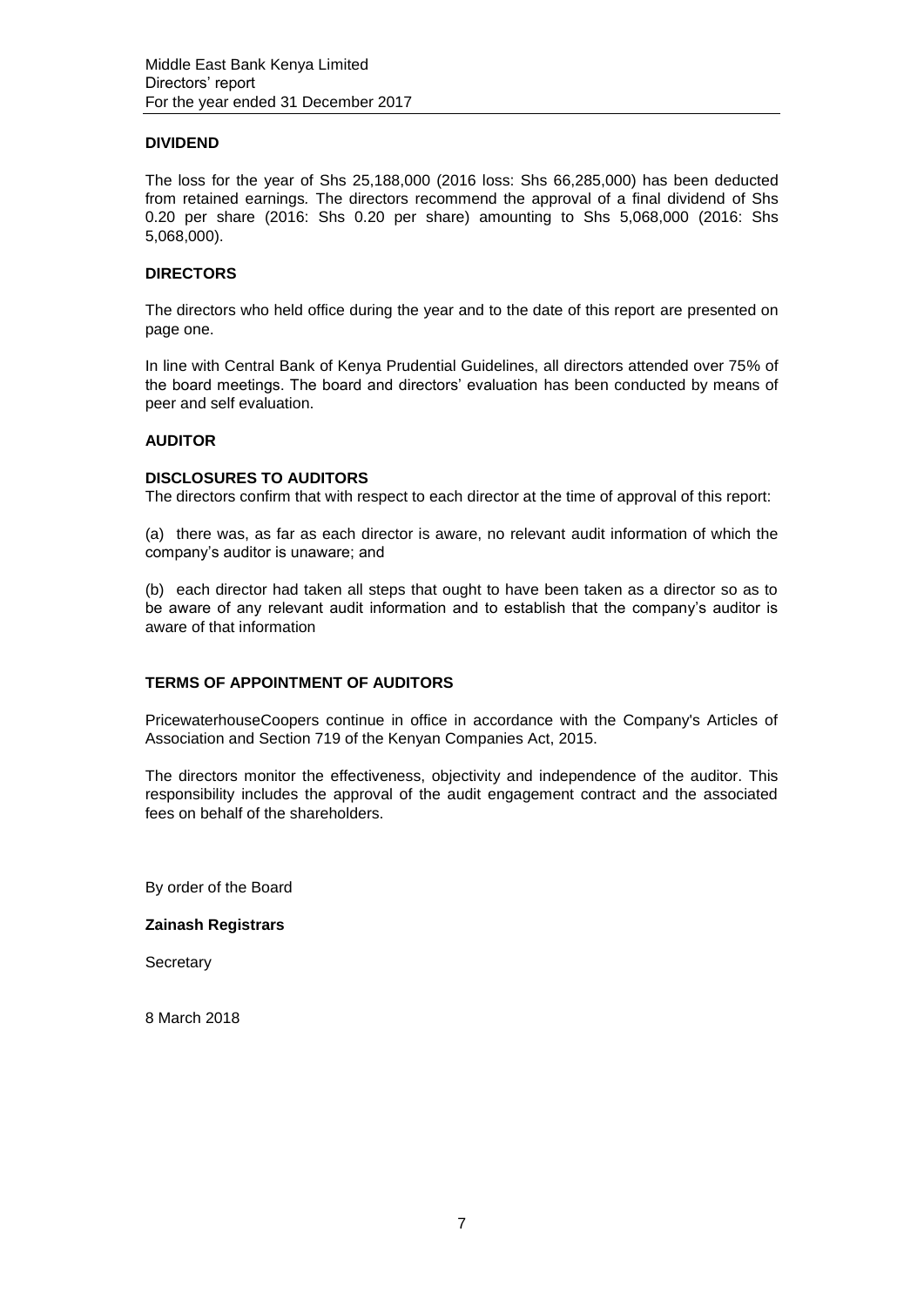## DIVIDEND

The loss for the year of Shs 25,188,000 (2016 loss: Shs 66,285,000) has been deducted from retained earnings. The directors recommend the approval of a final dividend of Shs 0.20 per share (2016: Shs 0.20 per share) amounting to Shs 5,068,000 (2016: Shs 5,068,000).

## DIRECTORS

The directors who held office during the year and to the date of this report are presented on page one.

In line with Central Bank of Kenya Prudential Guidelines, all directors attended over 75% of the board meetings. The board and directors' evaluation has been conducted by means of peer and self evaluation.

## AUDITOR

### DISCLOSURES TO AUDITORS

The directors confirm that with respect to each director at the time of approval of this report:

(a) there was, as far as each director is aware, no relevant audit information of which the company's auditor is unaware; and

(b) each director had taken all steps that ought to have been taken as a director so as to be aware of any relevant audit information and to establish that the company's auditor is aware of that information

### TERMS OF APPOINTMENT OF AUDITORS

PricewaterhouseCoopers continue in office in accordance with the Company's Articles of Association and Section 719 of the Kenyan Companies Act, 2015.

The directors monitor the effectiveness, objectivity and independence of the auditor. This responsibility includes the approval of the audit engagement contract and the associated fees on behalf of the shareholders.

By order of the Board

**Zainash Registrars**

Secretary

8 March 2018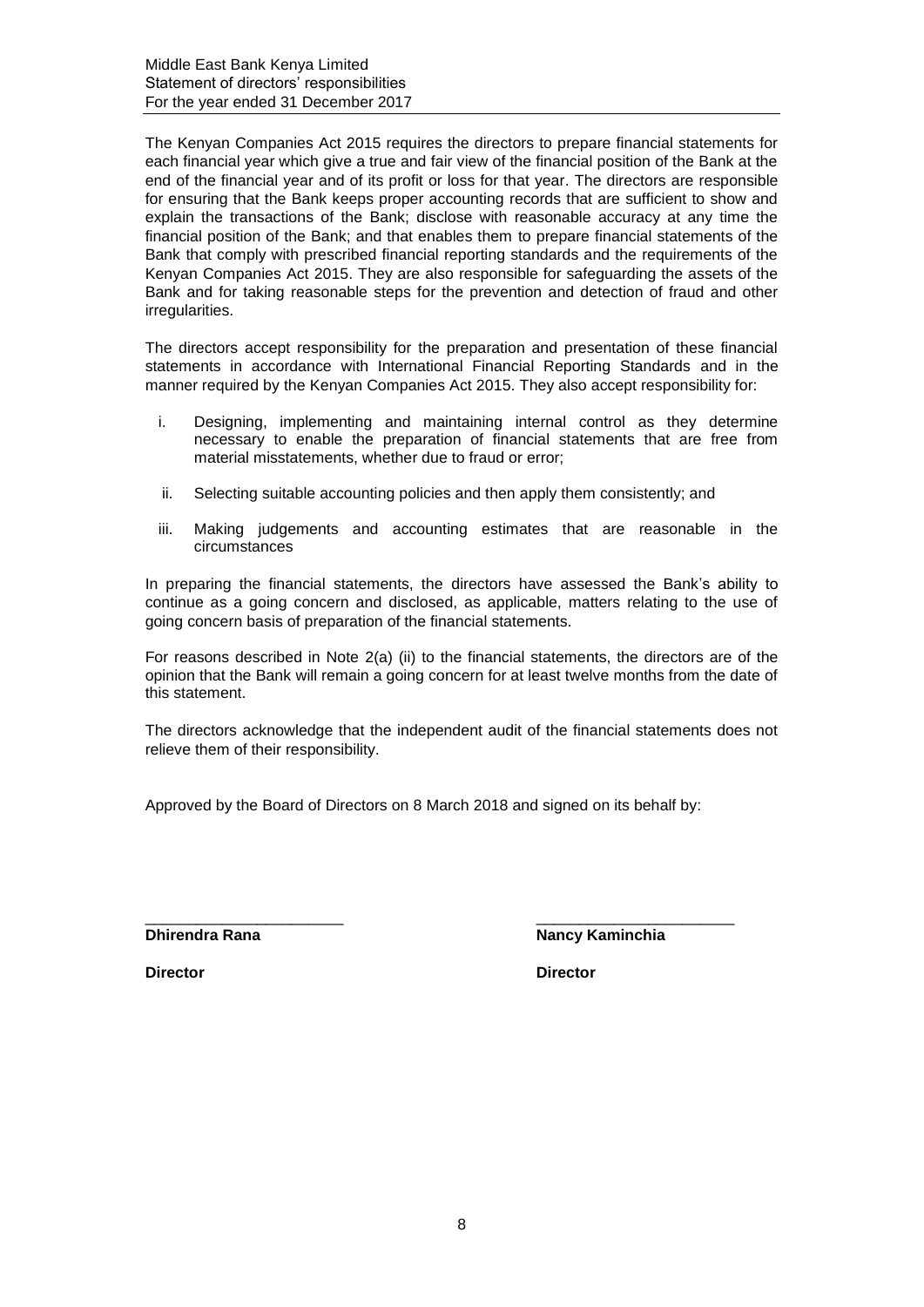Middle East Bank Kenya Limited
Statement of directors' responsibilities
For the year ended 31 December 2017

The Kenyan Companies Act 2015 requires the directors to prepare financial statements for each financial year which give a true and fair view of the financial position of the Bank at the end of the financial year and of its profit or loss for that year. The directors are responsible for ensuring that the Bank keeps proper accounting records that are sufficient to show and explain the transactions of the Bank; disclose with reasonable accuracy at any time the financial position of the Bank; and that enables them to prepare financial statements of the Bank that comply with prescribed financial reporting standards and the requirements of the Kenyan Companies Act 2015. They are also responsible for safeguarding the assets of the Bank and for taking reasonable steps for the prevention and detection of fraud and other irregularities.

The directors accept responsibility for the preparation and presentation of these financial statements in accordance with International Financial Reporting Standards and in the manner required by the Kenyan Companies Act 2015. They also accept responsibility for:

i. Designing, implementing and maintaining internal control as they determine necessary to enable the preparation of financial statements that are free from material misstatements, whether due to fraud or error;

ii. Selecting suitable accounting policies and then apply them consistently; and

iii. Making judgements and accounting estimates that are reasonable in the circumstances

In preparing the financial statements, the directors have assessed the Bank's ability to continue as a going concern and disclosed, as applicable, matters relating to the use of going concern basis of preparation of the financial statements.

For reasons described in Note 2(a) (ii) to the financial statements, the directors are of the opinion that the Bank will remain a going concern for at least twelve months from the date of this statement.

The directors acknowledge that the independent audit of the financial statements does not relieve them of their responsibility.

Approved by the Board of Directors on 8 March 2018 and signed on its behalf by:

| \_\_\_\_\_\_\_\_\_\_\_\_\_\_\_\_\_\_\_\_\_\_\_ | \_\_\_\_\_\_\_\_\_\_\_\_\_\_\_\_\_\_\_\_\_\_\_ |
| --- | --- |
| **Dhirendra Rana** | **Nancy Kaminchia** |
| **Director** | **Director** |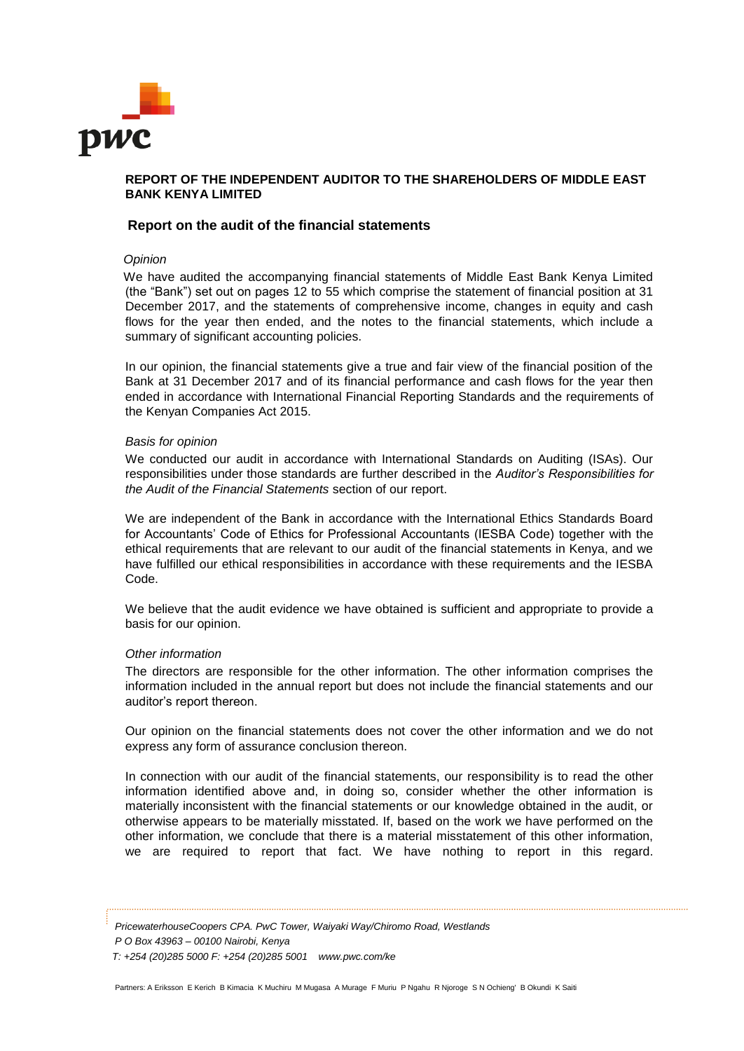**REPORT OF THE INDEPENDENT AUDITOR TO THE SHAREHOLDERS OF MIDDLE EAST BANK KENYA LIMITED**

## Report on the audit of the financial statements

*Opinion*

We have audited the accompanying financial statements of Middle East Bank Kenya Limited (the "Bank") set out on pages 12 to 55 which comprise the statement of financial position at 31 December 2017, and the statements of comprehensive income, changes in equity and cash flows for the year then ended, and the notes to the financial statements, which include a summary of significant accounting policies.

In our opinion, the financial statements give a true and fair view of the financial position of the Bank at 31 December 2017 and of its financial performance and cash flows for the year then ended in accordance with International Financial Reporting Standards and the requirements of the Kenyan Companies Act 2015.

*Basis for opinion*

We conducted our audit in accordance with International Standards on Auditing (ISAs). Our responsibilities under those standards are further described in the *Auditor's Responsibilities for the Audit of the Financial Statements* section of our report.

We are independent of the Bank in accordance with the International Ethics Standards Board for Accountants' Code of Ethics for Professional Accountants (IESBA Code) together with the ethical requirements that are relevant to our audit of the financial statements in Kenya, and we have fulfilled our ethical responsibilities in accordance with these requirements and the IESBA Code.

We believe that the audit evidence we have obtained is sufficient and appropriate to provide a basis for our opinion.

*Other information*

The directors are responsible for the other information. The other information comprises the information included in the annual report but does not include the financial statements and our auditor's report thereon.

Our opinion on the financial statements does not cover the other information and we do not express any form of assurance conclusion thereon.

In connection with our audit of the financial statements, our responsibility is to read the other information identified above and, in doing so, consider whether the other information is materially inconsistent with the financial statements or our knowledge obtained in the audit, or otherwise appears to be materially misstated. If, based on the work we have performed on the other information, we conclude that there is a material misstatement of this other information, we are required to report that fact. We have nothing to report in this regard.

*PricewaterhouseCoopers CPA. PwC Tower, Waiyaki Way/Chiromo Road, Westlands*
*P O Box 43963 – 00100 Nairobi, Kenya*
*T: +254 (20)285 5000 F: +254 (20)285 5001 www.pwc.com/ke*

Partners: A Eriksson E Kerich B Kimacia K Muchiru M Mugasa A Murage F Muriu P Ngahu R Njoroge S N Ochieng' B Okundi K Saiti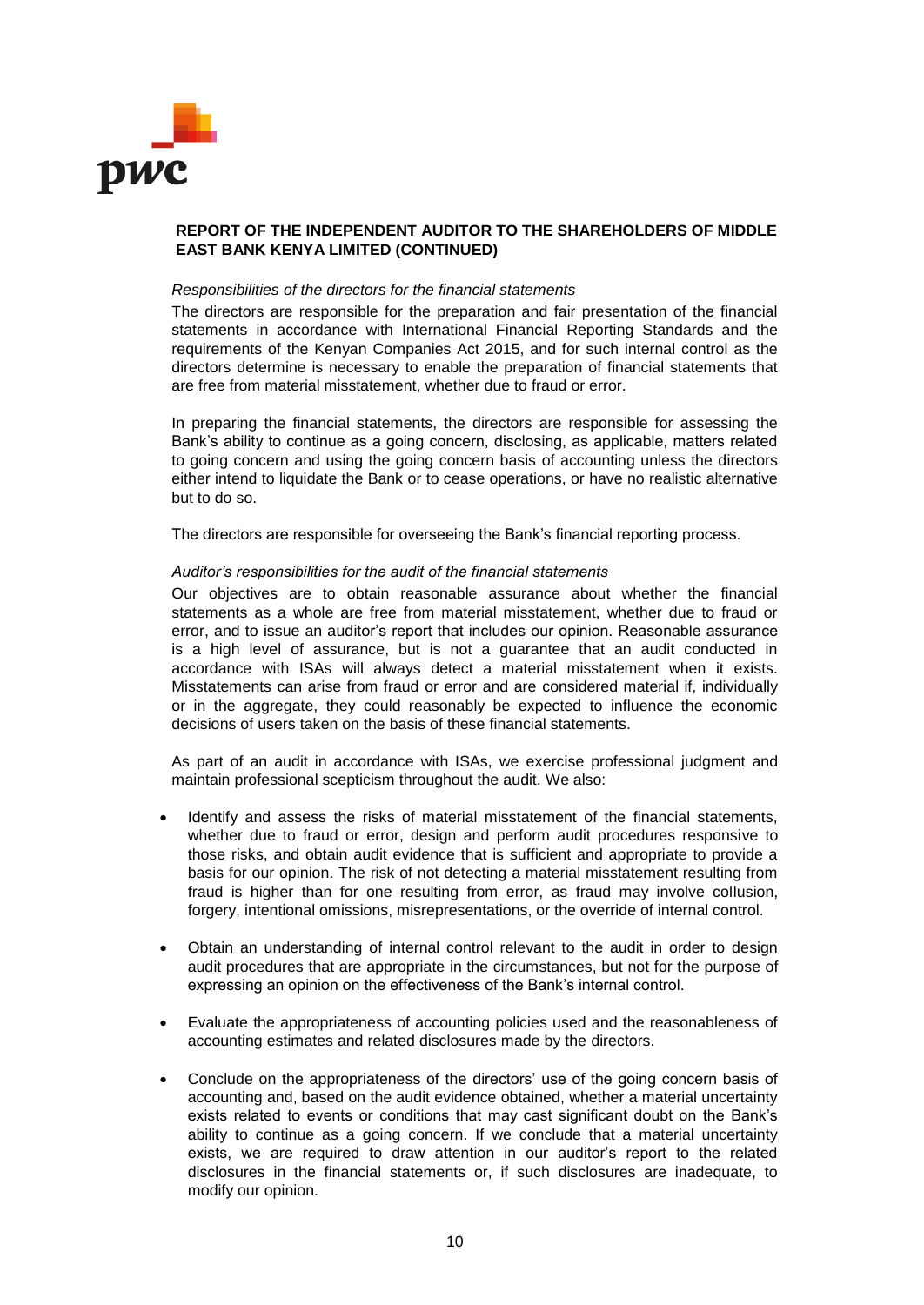**REPORT OF THE INDEPENDENT AUDITOR TO THE SHAREHOLDERS OF MIDDLE EAST BANK KENYA LIMITED (CONTINUED)**

*Responsibilities of the directors for the financial statements*

The directors are responsible for the preparation and fair presentation of the financial statements in accordance with International Financial Reporting Standards and the requirements of the Kenyan Companies Act 2015, and for such internal control as the directors determine is necessary to enable the preparation of financial statements that are free from material misstatement, whether due to fraud or error.

In preparing the financial statements, the directors are responsible for assessing the Bank's ability to continue as a going concern, disclosing, as applicable, matters related to going concern and using the going concern basis of accounting unless the directors either intend to liquidate the Bank or to cease operations, or have no realistic alternative but to do so.

The directors are responsible for overseeing the Bank's financial reporting process.

*Auditor's responsibilities for the audit of the financial statements*

Our objectives are to obtain reasonable assurance about whether the financial statements as a whole are free from material misstatement, whether due to fraud or error, and to issue an auditor's report that includes our opinion. Reasonable assurance is a high level of assurance, but is not a guarantee that an audit conducted in accordance with ISAs will always detect a material misstatement when it exists. Misstatements can arise from fraud or error and are considered material if, individually or in the aggregate, they could reasonably be expected to influence the economic decisions of users taken on the basis of these financial statements.

As part of an audit in accordance with ISAs, we exercise professional judgment and maintain professional scepticism throughout the audit. We also:

- Identify and assess the risks of material misstatement of the financial statements, whether due to fraud or error, design and perform audit procedures responsive to those risks, and obtain audit evidence that is sufficient and appropriate to provide a basis for our opinion. The risk of not detecting a material misstatement resulting from fraud is higher than for one resulting from error, as fraud may involve collusion, forgery, intentional omissions, misrepresentations, or the override of internal control.

- Obtain an understanding of internal control relevant to the audit in order to design audit procedures that are appropriate in the circumstances, but not for the purpose of expressing an opinion on the effectiveness of the Bank's internal control.

- Evaluate the appropriateness of accounting policies used and the reasonableness of accounting estimates and related disclosures made by the directors.

- Conclude on the appropriateness of the directors' use of the going concern basis of accounting and, based on the audit evidence obtained, whether a material uncertainty exists related to events or conditions that may cast significant doubt on the Bank's ability to continue as a going concern. If we conclude that a material uncertainty exists, we are required to draw attention in our auditor's report to the related disclosures in the financial statements or, if such disclosures are inadequate, to modify our opinion.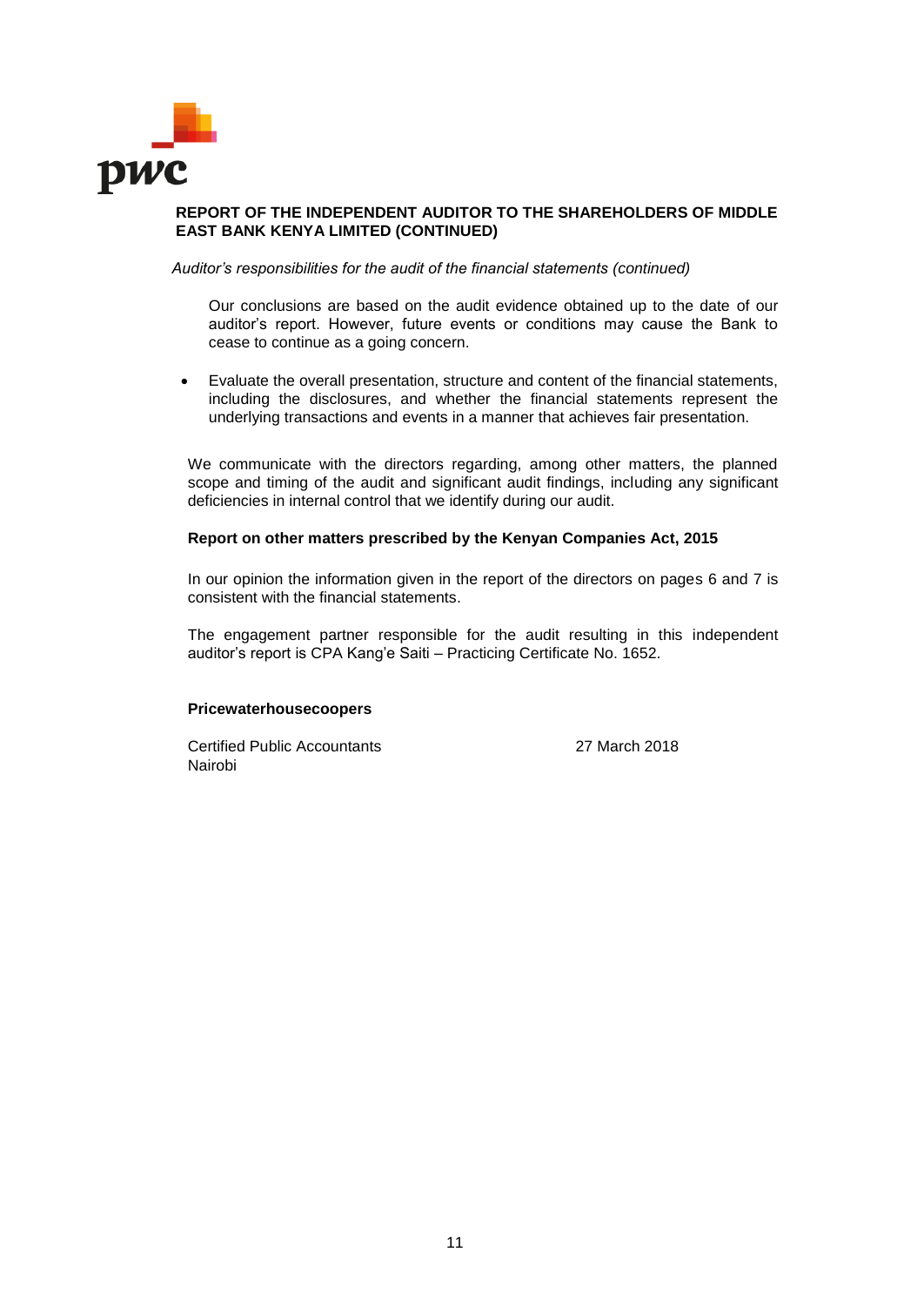**REPORT OF THE INDEPENDENT AUDITOR TO THE SHAREHOLDERS OF MIDDLE EAST BANK KENYA LIMITED (CONTINUED)**

*Auditor's responsibilities for the audit of the financial statements (continued)*

Our conclusions are based on the audit evidence obtained up to the date of our auditor's report. However, future events or conditions may cause the Bank to cease to continue as a going concern.

- Evaluate the overall presentation, structure and content of the financial statements, including the disclosures, and whether the financial statements represent the underlying transactions and events in a manner that achieves fair presentation.

We communicate with the directors regarding, among other matters, the planned scope and timing of the audit and significant audit findings, including any significant deficiencies in internal control that we identify during our audit.

**Report on other matters prescribed by the Kenyan Companies Act, 2015**

In our opinion the information given in the report of the directors on pages 6 and 7 is consistent with the financial statements.

The engagement partner responsible for the audit resulting in this independent auditor's report is CPA Kang'e Saiti – Practicing Certificate No. 1652.

**Pricewaterhousecoopers**

Certified Public Accountants
Nairobi

27 March 2018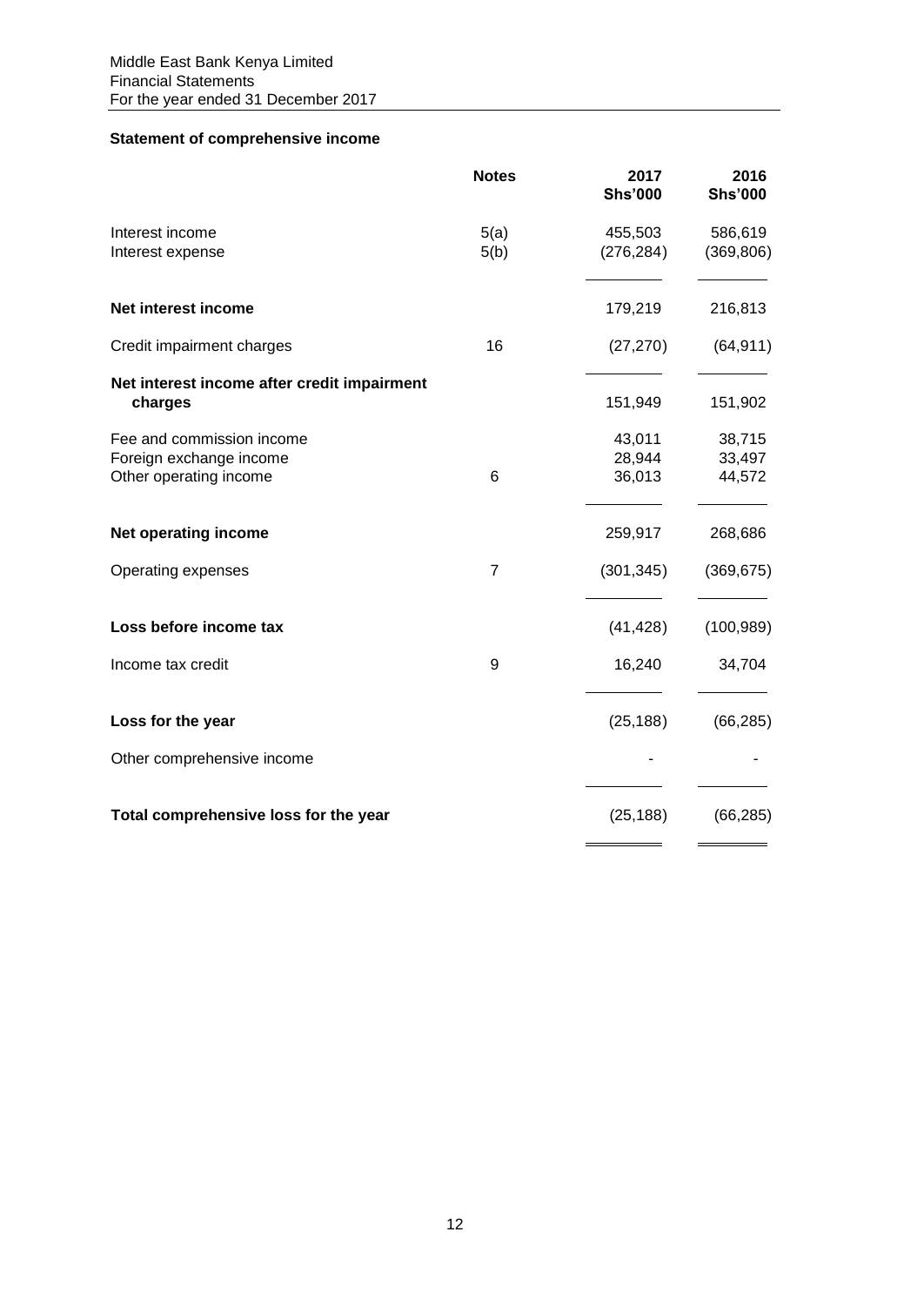Middle East Bank Kenya Limited
Financial Statements
For the year ended 31 December 2017

## Statement of comprehensive income

| | Notes | 2017 Shs'000 | 2016 Shs'000 |
|---|---|---|---|
| Interest income | 5(a) | 455,503 | 586,619 |
| Interest expense | 5(b) | (276,284) | (369,806) |
| **Net interest income** | | 179,219 | 216,813 |
| Credit impairment charges | 16 | (27,270) | (64,911) |
| **Net interest income after credit impairment charges** | | 151,949 | 151,902 |
| Fee and commission income | | 43,011 | 38,715 |
| Foreign exchange income | | 28,944 | 33,497 |
| Other operating income | 6 | 36,013 | 44,572 |
| **Net operating income** | | 259,917 | 268,686 |
| Operating expenses | 7 | (301,345) | (369,675) |
| **Loss before income tax** | | (41,428) | (100,989) |
| Income tax credit | 9 | 16,240 | 34,704 |
| **Loss for the year** | | (25,188) | (66,285) |
| Other comprehensive income | | - | - |
| **Total comprehensive loss for the year** | | (25,188) | (66,285) |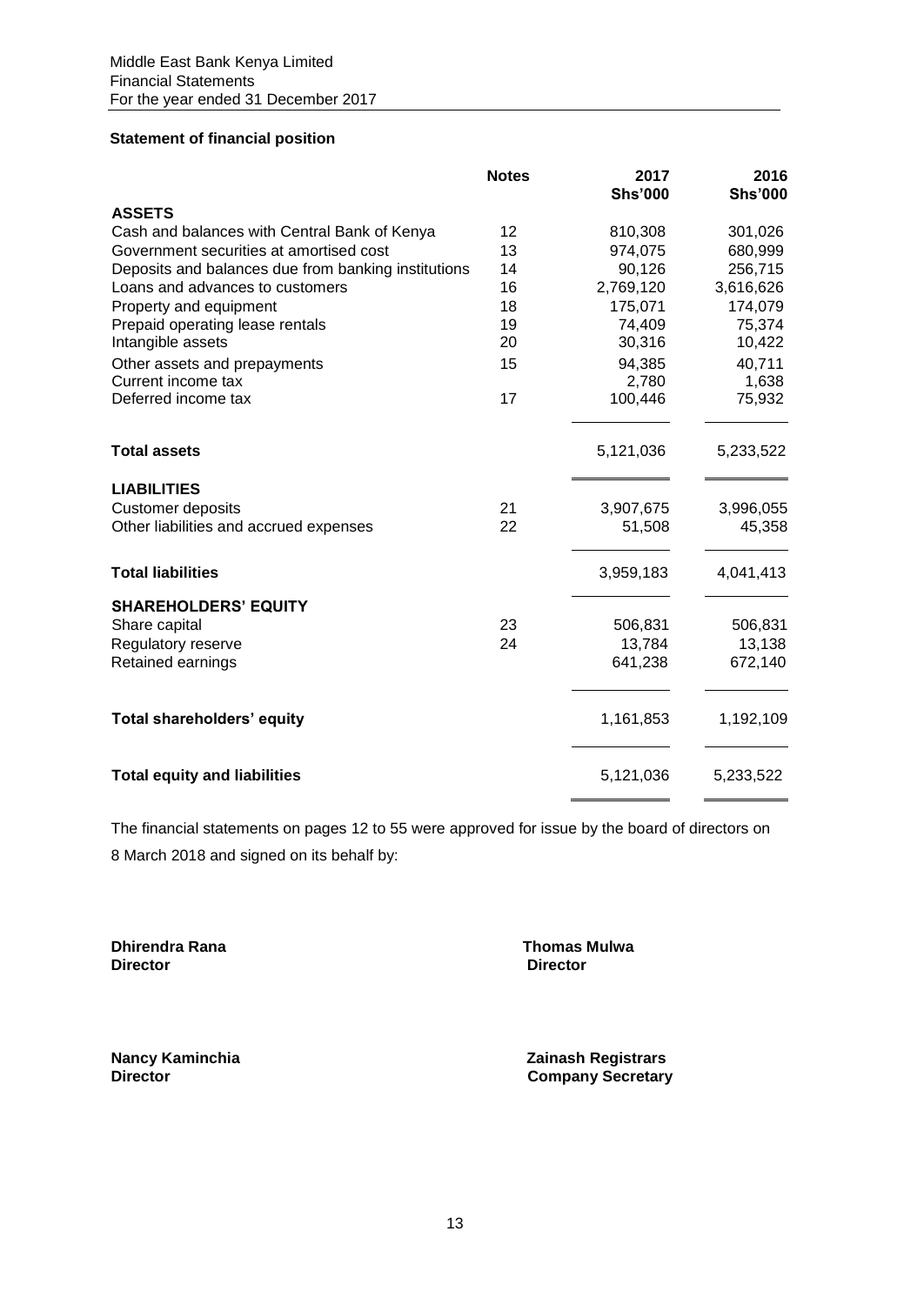## Statement of financial position

| | Notes | 2017 Shs'000 | 2016 Shs'000 |
|---|---|---|---|
| **ASSETS** | | | |
| Cash and balances with Central Bank of Kenya | 12 | 810,308 | 301,026 |
| Government securities at amortised cost | 13 | 974,075 | 680,999 |
| Deposits and balances due from banking institutions | 14 | 90,126 | 256,715 |
| Loans and advances to customers | 16 | 2,769,120 | 3,616,626 |
| Property and equipment | 18 | 175,071 | 174,079 |
| Prepaid operating lease rentals | 19 | 74,409 | 75,374 |
| Intangible assets | 20 | 30,316 | 10,422 |
| Other assets and prepayments | 15 | 94,385 | 40,711 |
| Current income tax | | 2,780 | 1,638 |
| Deferred income tax | 17 | 100,446 | 75,932 |
| **Total assets** | | 5,121,036 | 5,233,522 |
| **LIABILITIES** | | | |
| Customer deposits | 21 | 3,907,675 | 3,996,055 |
| Other liabilities and accrued expenses | 22 | 51,508 | 45,358 |
| **Total liabilities** | | 3,959,183 | 4,041,413 |
| **SHAREHOLDERS' EQUITY** | | | |
| Share capital | 23 | 506,831 | 506,831 |
| Regulatory reserve | 24 | 13,784 | 13,138 |
| Retained earnings | | 641,238 | 672,140 |
| **Total shareholders' equity** | | 1,161,853 | 1,192,109 |
| **Total equity and liabilities** | | 5,121,036 | 5,233,522 |

The financial statements on pages 12 to 55 were approved for issue by the board of directors on 8 March 2018 and signed on its behalf by:

**Dhirendra Rana**
**Director**

**Thomas Mulwa**
**Director**

**Nancy Kaminchia**
**Director**

**Zainash Registrars**
**Company Secretary**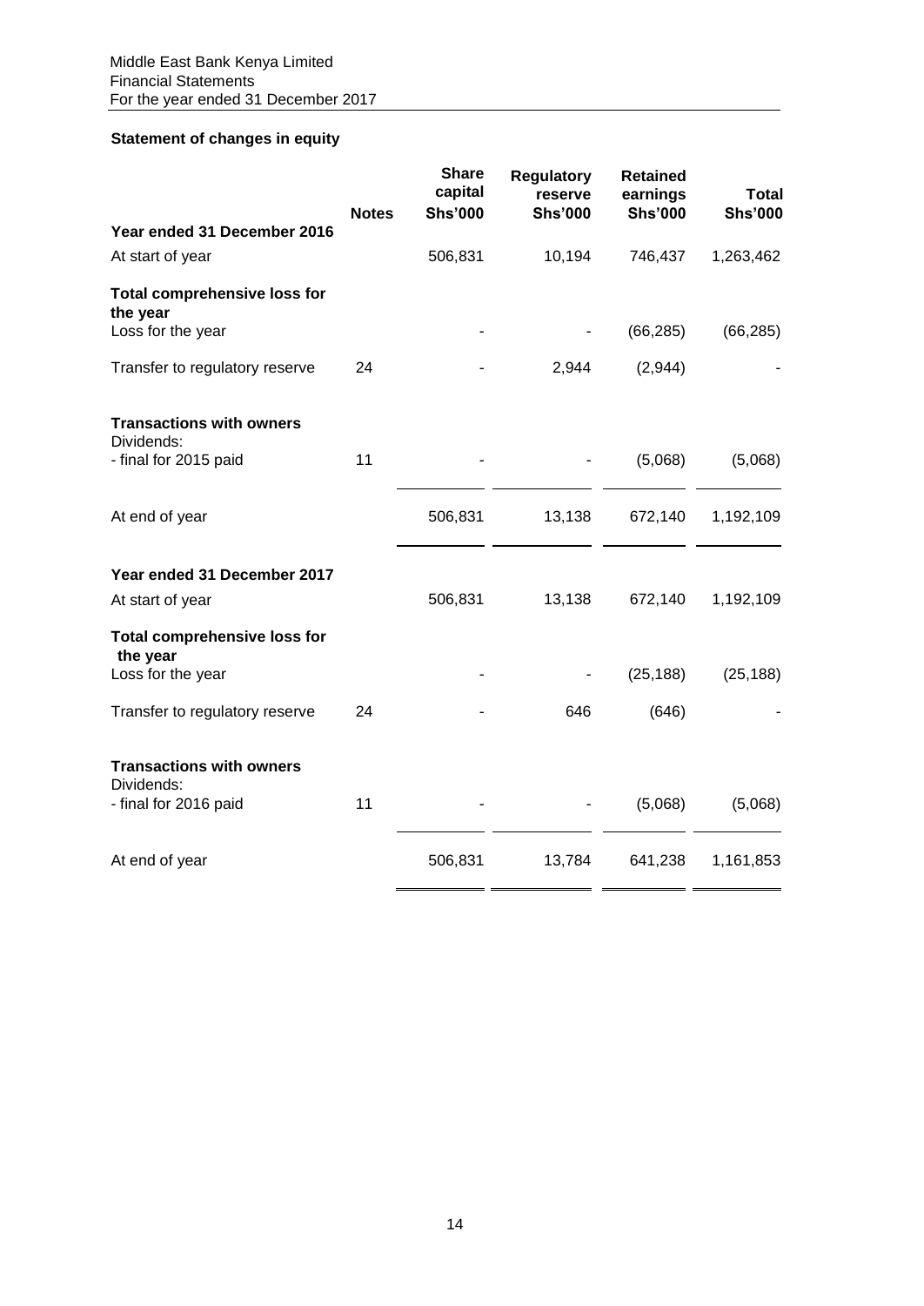## Statement of changes in equity

| | Notes | Share capital Shs'000 | Regulatory reserve Shs'000 | Retained earnings Shs'000 | Total Shs'000 |
|---|---|---|---|---|---|
| **Year ended 31 December 2016** | | | | | |
| At start of year | | 506,831 | 10,194 | 746,437 | 1,263,462 |
| **Total comprehensive loss for the year** | | | | | |
| Loss for the year | | - | - | (66,285) | (66,285) |
| Transfer to regulatory reserve | 24 | - | 2,944 | (2,944) | - |
| **Transactions with owners** | | | | | |
| Dividends: | | | | | |
| - final for 2015 paid | 11 | - | - | (5,068) | (5,068) |
| At end of year | | 506,831 | 13,138 | 672,140 | 1,192,109 |
| **Year ended 31 December 2017** | | | | | |
| At start of year | | 506,831 | 13,138 | 672,140 | 1,192,109 |
| **Total comprehensive loss for the year** | | | | | |
| Loss for the year | | - | - | (25,188) | (25,188) |
| Transfer to regulatory reserve | 24 | - | 646 | (646) | - |
| **Transactions with owners** | | | | | |
| Dividends: | | | | | |
| - final for 2016 paid | 11 | - | - | (5,068) | (5,068) |
| At end of year | | 506,831 | 13,784 | 641,238 | 1,161,853 |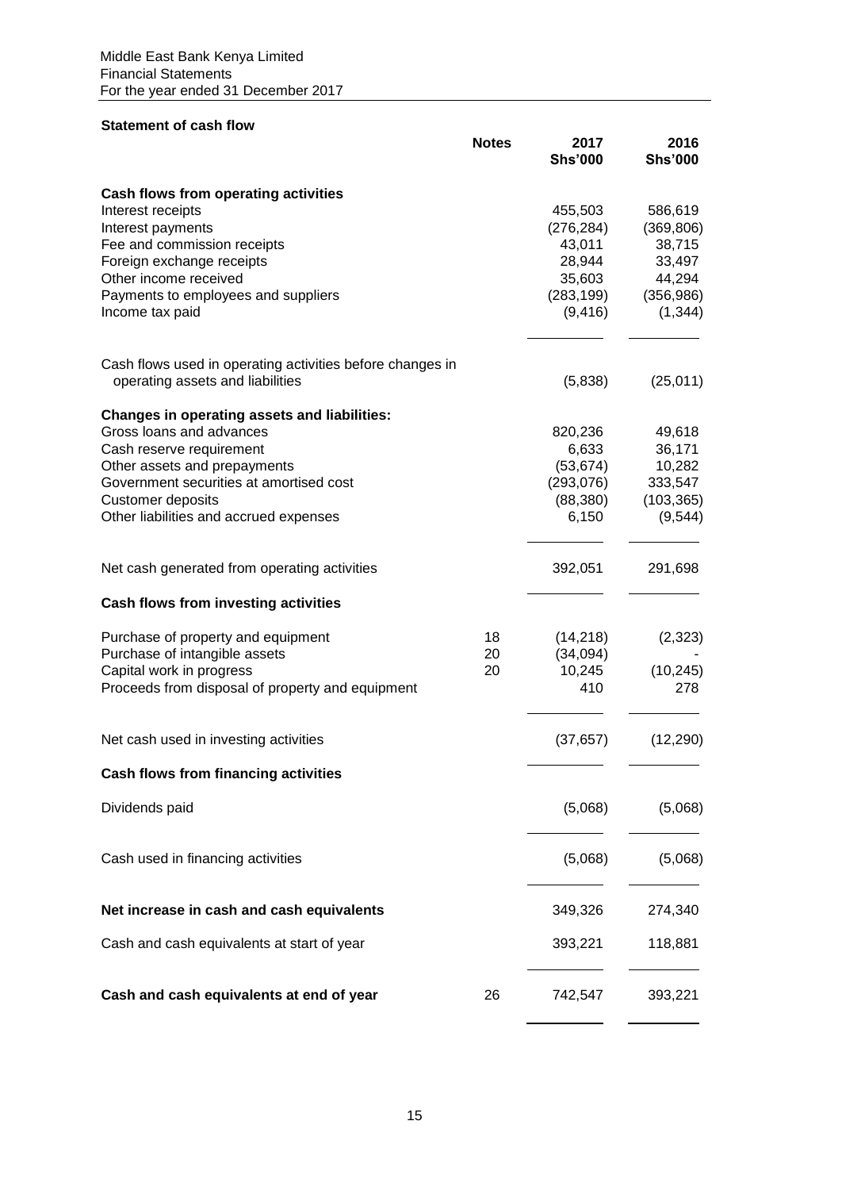Middle East Bank Kenya Limited
Financial Statements
For the year ended 31 December 2017

## Statement of cash flow

| | Notes | 2017 Shs'000 | 2016 Shs'000 |
|---|---|---|---|
| **Cash flows from operating activities** | | | |
| Interest receipts | | 455,503 | 586,619 |
| Interest payments | | (276,284) | (369,806) |
| Fee and commission receipts | | 43,011 | 38,715 |
| Foreign exchange receipts | | 28,944 | 33,497 |
| Other income received | | 35,603 | 44,294 |
| Payments to employees and suppliers | | (283,199) | (356,986) |
| Income tax paid | | (9,416) | (1,344) |
| Cash flows used in operating activities before changes in operating assets and liabilities | | (5,838) | (25,011) |
| **Changes in operating assets and liabilities:** | | | |
| Gross loans and advances | | 820,236 | 49,618 |
| Cash reserve requirement | | 6,633 | 36,171 |
| Other assets and prepayments | | (53,674) | 10,282 |
| Government securities at amortised cost | | (293,076) | 333,547 |
| Customer deposits | | (88,380) | (103,365) |
| Other liabilities and accrued expenses | | 6,150 | (9,544) |
| Net cash generated from operating activities | | 392,051 | 291,698 |
| **Cash flows from investing activities** | | | |
| Purchase of property and equipment | 18 | (14,218) | (2,323) |
| Purchase of intangible assets | 20 | (34,094) | - |
| Capital work in progress | 20 | 10,245 | (10,245) |
| Proceeds from disposal of property and equipment | | 410 | 278 |
| Net cash used in investing activities | | (37,657) | (12,290) |
| **Cash flows from financing activities** | | | |
| Dividends paid | | (5,068) | (5,068) |
| Cash used in financing activities | | (5,068) | (5,068) |
| **Net increase in cash and cash equivalents** | | 349,326 | 274,340 |
| Cash and cash equivalents at start of year | | 393,221 | 118,881 |
| **Cash and cash equivalents at end of year** | 26 | 742,547 | 393,221 |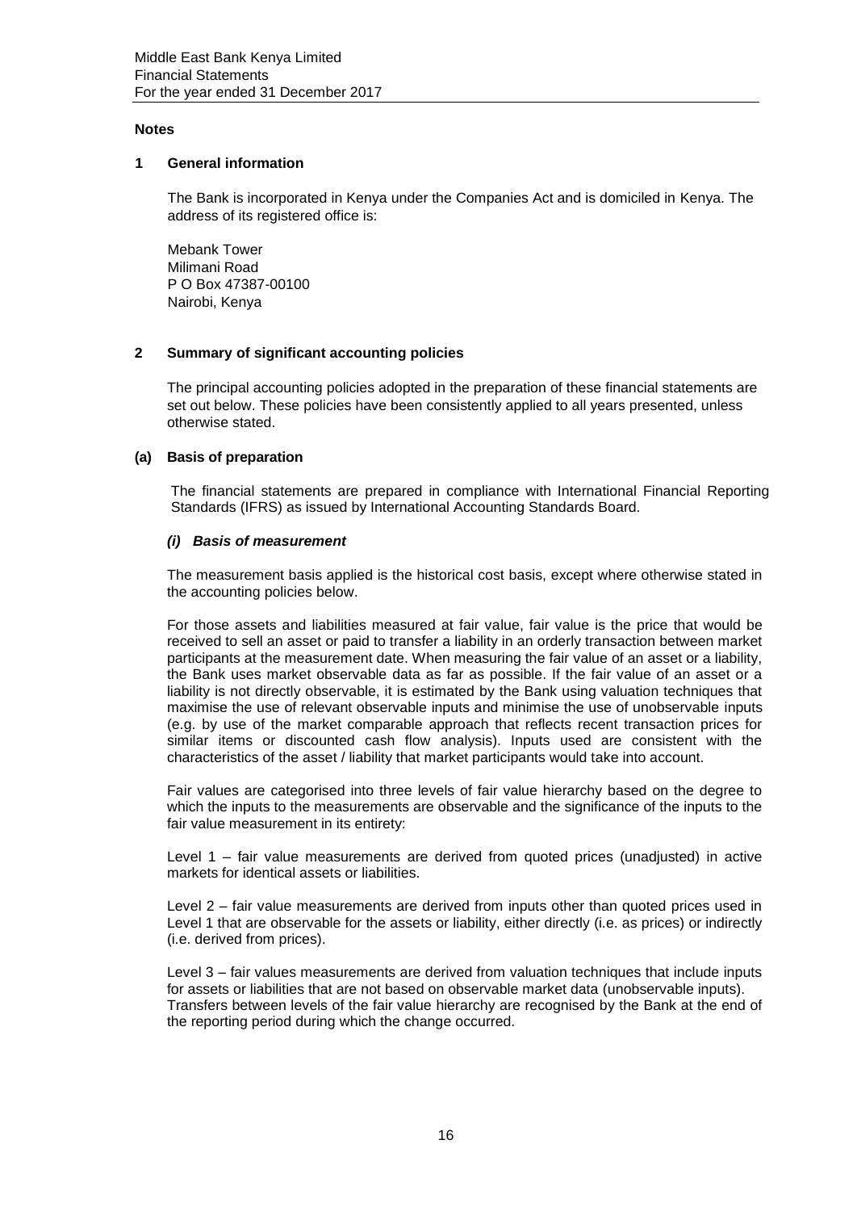## Notes

### 1 General information

The Bank is incorporated in Kenya under the Companies Act and is domiciled in Kenya. The address of its registered office is:

Mebank Tower
Milimani Road
P O Box 47387-00100
Nairobi, Kenya

### 2 Summary of significant accounting policies

The principal accounting policies adopted in the preparation of these financial statements are set out below. These policies have been consistently applied to all years presented, unless otherwise stated.

#### (a) Basis of preparation

The financial statements are prepared in compliance with International Financial Reporting Standards (IFRS) as issued by International Accounting Standards Board.

##### *(i) Basis of measurement*

The measurement basis applied is the historical cost basis, except where otherwise stated in the accounting policies below.

For those assets and liabilities measured at fair value, fair value is the price that would be received to sell an asset or paid to transfer a liability in an orderly transaction between market participants at the measurement date. When measuring the fair value of an asset or a liability, the Bank uses market observable data as far as possible. If the fair value of an asset or a liability is not directly observable, it is estimated by the Bank using valuation techniques that maximise the use of relevant observable inputs and minimise the use of unobservable inputs (e.g. by use of the market comparable approach that reflects recent transaction prices for similar items or discounted cash flow analysis). Inputs used are consistent with the characteristics of the asset / liability that market participants would take into account.

Fair values are categorised into three levels of fair value hierarchy based on the degree to which the inputs to the measurements are observable and the significance of the inputs to the fair value measurement in its entirety:

Level 1 – fair value measurements are derived from quoted prices (unadjusted) in active markets for identical assets or liabilities.

Level 2 – fair value measurements are derived from inputs other than quoted prices used in Level 1 that are observable for the assets or liability, either directly (i.e. as prices) or indirectly (i.e. derived from prices).

Level 3 – fair values measurements are derived from valuation techniques that include inputs for assets or liabilities that are not based on observable market data (unobservable inputs).
Transfers between levels of the fair value hierarchy are recognised by the Bank at the end of the reporting period during which the change occurred.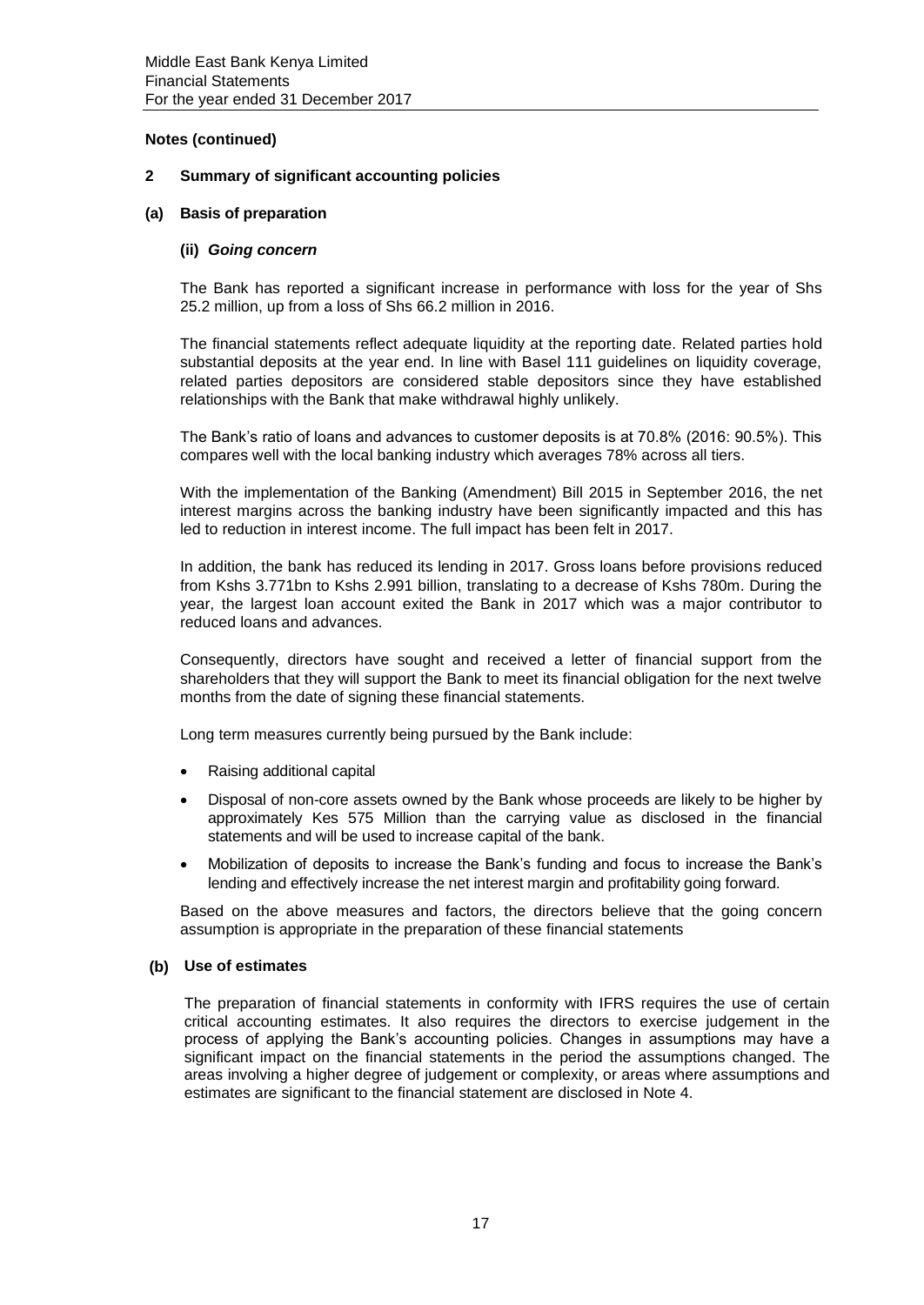**Notes (continued)**

## 2 Summary of significant accounting policies

### (a) Basis of preparation

#### (ii) *Going concern*

The Bank has reported a significant increase in performance with loss for the year of Shs 25.2 million, up from a loss of Shs 66.2 million in 2016.

The financial statements reflect adequate liquidity at the reporting date. Related parties hold substantial deposits at the year end. In line with Basel 111 guidelines on liquidity coverage, related parties depositors are considered stable depositors since they have established relationships with the Bank that make withdrawal highly unlikely.

The Bank's ratio of loans and advances to customer deposits is at 70.8% (2016: 90.5%). This compares well with the local banking industry which averages 78% across all tiers.

With the implementation of the Banking (Amendment) Bill 2015 in September 2016, the net interest margins across the banking industry have been significantly impacted and this has led to reduction in interest income. The full impact has been felt in 2017.

In addition, the bank has reduced its lending in 2017. Gross loans before provisions reduced from Kshs 3.771bn to Kshs 2.991 billion, translating to a decrease of Kshs 780m. During the year, the largest loan account exited the Bank in 2017 which was a major contributor to reduced loans and advances.

Consequently, directors have sought and received a letter of financial support from the shareholders that they will support the Bank to meet its financial obligation for the next twelve months from the date of signing these financial statements.

Long term measures currently being pursued by the Bank include:

- Raising additional capital
- Disposal of non-core assets owned by the Bank whose proceeds are likely to be higher by approximately Kes 575 Million than the carrying value as disclosed in the financial statements and will be used to increase capital of the bank.
- Mobilization of deposits to increase the Bank's funding and focus to increase the Bank's lending and effectively increase the net interest margin and profitability going forward.

Based on the above measures and factors, the directors believe that the going concern assumption is appropriate in the preparation of these financial statements

### (b) Use of estimates

The preparation of financial statements in conformity with IFRS requires the use of certain critical accounting estimates. It also requires the directors to exercise judgement in the process of applying the Bank's accounting policies. Changes in assumptions may have a significant impact on the financial statements in the period the assumptions changed. The areas involving a higher degree of judgement or complexity, or areas where assumptions and estimates are significant to the financial statement are disclosed in Note 4.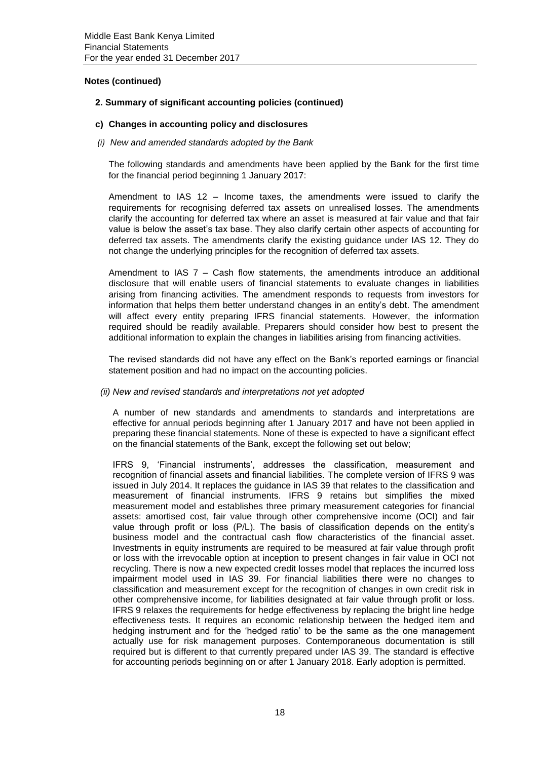## Notes (continued)

### 2. Summary of significant accounting policies (continued)

#### c) Changes in accounting policy and disclosures

*(i) New and amended standards adopted by the Bank*

The following standards and amendments have been applied by the Bank for the first time for the financial period beginning 1 January 2017:

Amendment to IAS 12 – Income taxes, the amendments were issued to clarify the requirements for recognising deferred tax assets on unrealised losses. The amendments clarify the accounting for deferred tax where an asset is measured at fair value and that fair value is below the asset's tax base. They also clarify certain other aspects of accounting for deferred tax assets. The amendments clarify the existing guidance under IAS 12. They do not change the underlying principles for the recognition of deferred tax assets.

Amendment to IAS 7 – Cash flow statements, the amendments introduce an additional disclosure that will enable users of financial statements to evaluate changes in liabilities arising from financing activities. The amendment responds to requests from investors for information that helps them better understand changes in an entity's debt. The amendment will affect every entity preparing IFRS financial statements. However, the information required should be readily available. Preparers should consider how best to present the additional information to explain the changes in liabilities arising from financing activities.

The revised standards did not have any effect on the Bank's reported earnings or financial statement position and had no impact on the accounting policies.

*(ii) New and revised standards and interpretations not yet adopted*

A number of new standards and amendments to standards and interpretations are effective for annual periods beginning after 1 January 2017 and have not been applied in preparing these financial statements. None of these is expected to have a significant effect on the financial statements of the Bank, except the following set out below;

IFRS 9, 'Financial instruments', addresses the classification, measurement and recognition of financial assets and financial liabilities. The complete version of IFRS 9 was issued in July 2014. It replaces the guidance in IAS 39 that relates to the classification and measurement of financial instruments. IFRS 9 retains but simplifies the mixed measurement model and establishes three primary measurement categories for financial assets: amortised cost, fair value through other comprehensive income (OCI) and fair value through profit or loss (P/L). The basis of classification depends on the entity's business model and the contractual cash flow characteristics of the financial asset. Investments in equity instruments are required to be measured at fair value through profit or loss with the irrevocable option at inception to present changes in fair value in OCI not recycling. There is now a new expected credit losses model that replaces the incurred loss impairment model used in IAS 39. For financial liabilities there were no changes to classification and measurement except for the recognition of changes in own credit risk in other comprehensive income, for liabilities designated at fair value through profit or loss. IFRS 9 relaxes the requirements for hedge effectiveness by replacing the bright line hedge effectiveness tests. It requires an economic relationship between the hedged item and hedging instrument and for the 'hedged ratio' to be the same as the one management actually use for risk management purposes. Contemporaneous documentation is still required but is different to that currently prepared under IAS 39. The standard is effective for accounting periods beginning on or after 1 January 2018. Early adoption is permitted.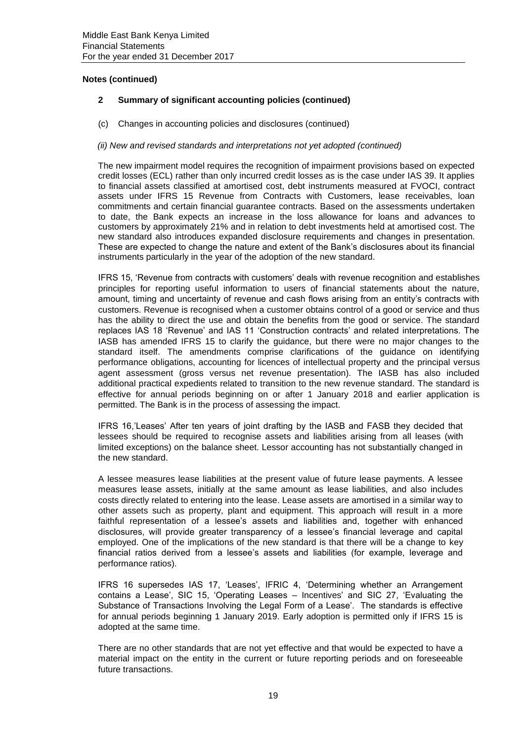**Notes (continued)**

## 2 Summary of significant accounting policies (continued)

(c) Changes in accounting policies and disclosures (continued)

*(ii) New and revised standards and interpretations not yet adopted (continued)*

The new impairment model requires the recognition of impairment provisions based on expected credit losses (ECL) rather than only incurred credit losses as is the case under IAS 39. It applies to financial assets classified at amortised cost, debt instruments measured at FVOCI, contract assets under IFRS 15 Revenue from Contracts with Customers, lease receivables, loan commitments and certain financial guarantee contracts. Based on the assessments undertaken to date, the Bank expects an increase in the loss allowance for loans and advances to customers by approximately 21% and in relation to debt investments held at amortised cost. The new standard also introduces expanded disclosure requirements and changes in presentation. These are expected to change the nature and extent of the Bank's disclosures about its financial instruments particularly in the year of the adoption of the new standard.

IFRS 15, 'Revenue from contracts with customers' deals with revenue recognition and establishes principles for reporting useful information to users of financial statements about the nature, amount, timing and uncertainty of revenue and cash flows arising from an entity's contracts with customers. Revenue is recognised when a customer obtains control of a good or service and thus has the ability to direct the use and obtain the benefits from the good or service. The standard replaces IAS 18 'Revenue' and IAS 11 'Construction contracts' and related interpretations. The IASB has amended IFRS 15 to clarify the guidance, but there were no major changes to the standard itself. The amendments comprise clarifications of the guidance on identifying performance obligations, accounting for licences of intellectual property and the principal versus agent assessment (gross versus net revenue presentation). The IASB has also included additional practical expedients related to transition to the new revenue standard. The standard is effective for annual periods beginning on or after 1 January 2018 and earlier application is permitted. The Bank is in the process of assessing the impact.

IFRS 16,'Leases' After ten years of joint drafting by the IASB and FASB they decided that lessees should be required to recognise assets and liabilities arising from all leases (with limited exceptions) on the balance sheet. Lessor accounting has not substantially changed in the new standard.

A lessee measures lease liabilities at the present value of future lease payments. A lessee measures lease assets, initially at the same amount as lease liabilities, and also includes costs directly related to entering into the lease. Lease assets are amortised in a similar way to other assets such as property, plant and equipment. This approach will result in a more faithful representation of a lessee's assets and liabilities and, together with enhanced disclosures, will provide greater transparency of a lessee's financial leverage and capital employed. One of the implications of the new standard is that there will be a change to key financial ratios derived from a lessee's assets and liabilities (for example, leverage and performance ratios).

IFRS 16 supersedes IAS 17, 'Leases', IFRIC 4, 'Determining whether an Arrangement contains a Lease', SIC 15, 'Operating Leases – Incentives' and SIC 27, 'Evaluating the Substance of Transactions Involving the Legal Form of a Lease'. The standards is effective for annual periods beginning 1 January 2019. Early adoption is permitted only if IFRS 15 is adopted at the same time.

There are no other standards that are not yet effective and that would be expected to have a material impact on the entity in the current or future reporting periods and on foreseeable future transactions.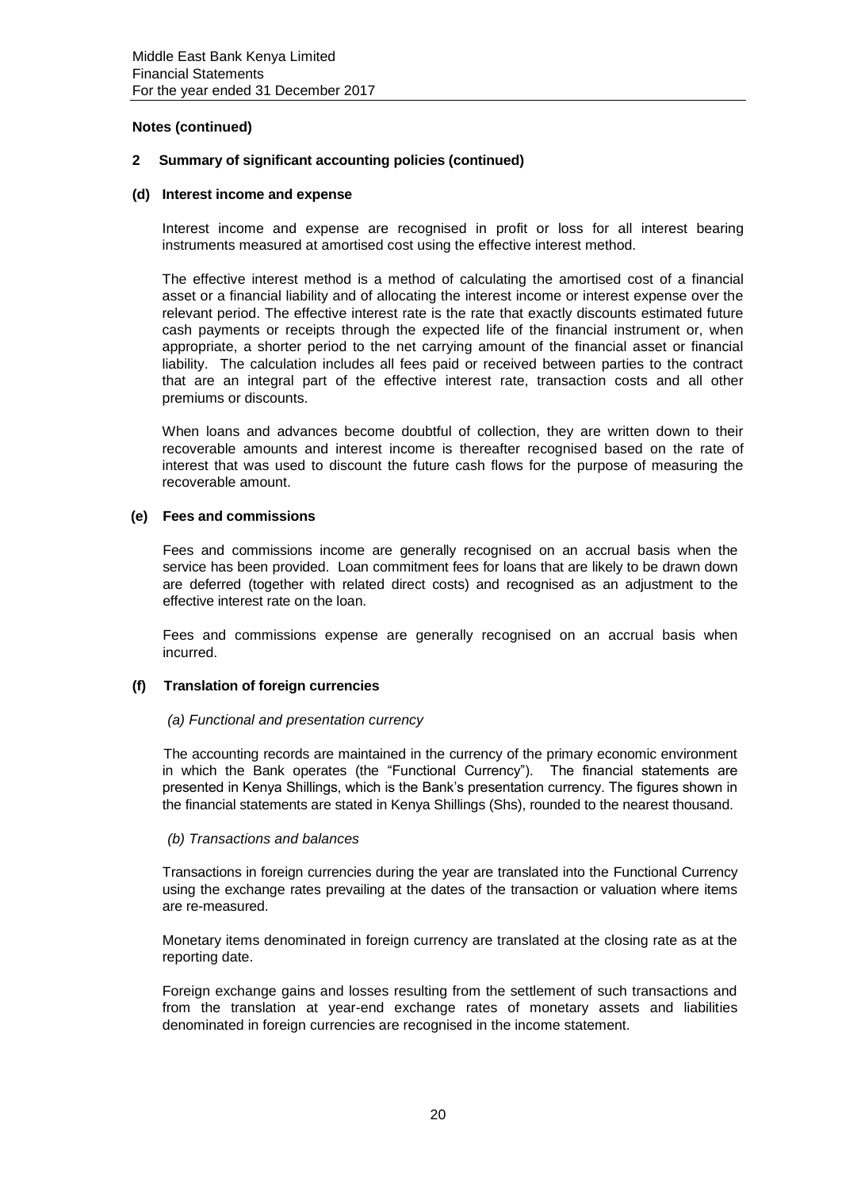**Notes (continued)**

## 2 Summary of significant accounting policies (continued)

### (d) Interest income and expense

Interest income and expense are recognised in profit or loss for all interest bearing instruments measured at amortised cost using the effective interest method.

The effective interest method is a method of calculating the amortised cost of a financial asset or a financial liability and of allocating the interest income or interest expense over the relevant period. The effective interest rate is the rate that exactly discounts estimated future cash payments or receipts through the expected life of the financial instrument or, when appropriate, a shorter period to the net carrying amount of the financial asset or financial liability. The calculation includes all fees paid or received between parties to the contract that are an integral part of the effective interest rate, transaction costs and all other premiums or discounts.

When loans and advances become doubtful of collection, they are written down to their recoverable amounts and interest income is thereafter recognised based on the rate of interest that was used to discount the future cash flows for the purpose of measuring the recoverable amount.

### (e) Fees and commissions

Fees and commissions income are generally recognised on an accrual basis when the service has been provided. Loan commitment fees for loans that are likely to be drawn down are deferred (together with related direct costs) and recognised as an adjustment to the effective interest rate on the loan.

Fees and commissions expense are generally recognised on an accrual basis when incurred.

### (f) Translation of foreign currencies

*(a) Functional and presentation currency*

The accounting records are maintained in the currency of the primary economic environment in which the Bank operates (the "Functional Currency"). The financial statements are presented in Kenya Shillings, which is the Bank's presentation currency. The figures shown in the financial statements are stated in Kenya Shillings (Shs), rounded to the nearest thousand.

*(b) Transactions and balances*

Transactions in foreign currencies during the year are translated into the Functional Currency using the exchange rates prevailing at the dates of the transaction or valuation where items are re-measured.

Monetary items denominated in foreign currency are translated at the closing rate as at the reporting date.

Foreign exchange gains and losses resulting from the settlement of such transactions and from the translation at year-end exchange rates of monetary assets and liabilities denominated in foreign currencies are recognised in the income statement.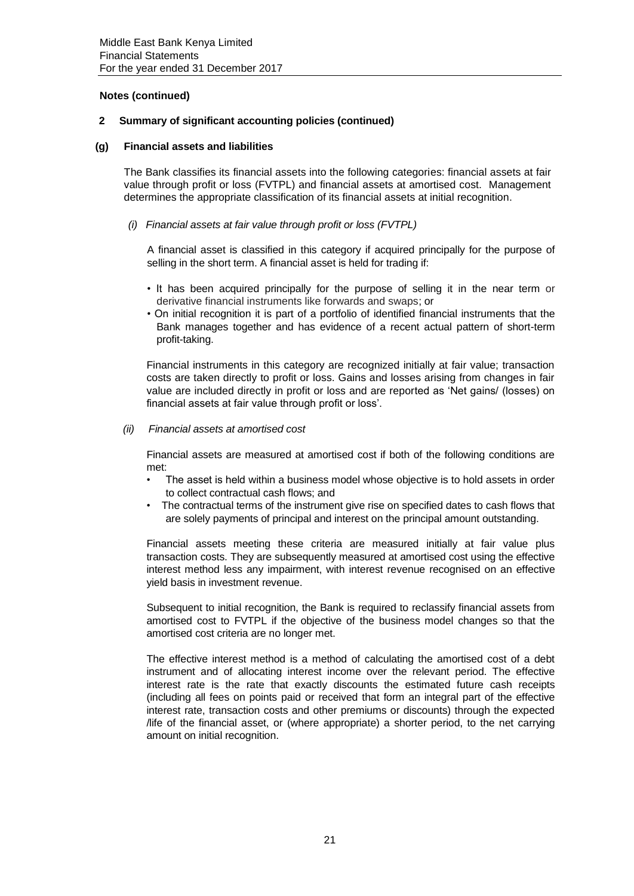**Notes (continued)**

## 2 Summary of significant accounting policies (continued)

### (g) Financial assets and liabilities

The Bank classifies its financial assets into the following categories: financial assets at fair value through profit or loss (FVTPL) and financial assets at amortised cost. Management determines the appropriate classification of its financial assets at initial recognition.

*(i) Financial assets at fair value through profit or loss (FVTPL)*

A financial asset is classified in this category if acquired principally for the purpose of selling in the short term. A financial asset is held for trading if:

- It has been acquired principally for the purpose of selling it in the near term or derivative financial instruments like forwards and swaps; or
- On initial recognition it is part of a portfolio of identified financial instruments that the Bank manages together and has evidence of a recent actual pattern of short-term profit-taking.

Financial instruments in this category are recognized initially at fair value; transaction costs are taken directly to profit or loss. Gains and losses arising from changes in fair value are included directly in profit or loss and are reported as 'Net gains/ (losses) on financial assets at fair value through profit or loss'.

*(ii) Financial assets at amortised cost*

Financial assets are measured at amortised cost if both of the following conditions are met:

- The asset is held within a business model whose objective is to hold assets in order to collect contractual cash flows; and
- The contractual terms of the instrument give rise on specified dates to cash flows that are solely payments of principal and interest on the principal amount outstanding.

Financial assets meeting these criteria are measured initially at fair value plus transaction costs. They are subsequently measured at amortised cost using the effective interest method less any impairment, with interest revenue recognised on an effective yield basis in investment revenue.

Subsequent to initial recognition, the Bank is required to reclassify financial assets from amortised cost to FVTPL if the objective of the business model changes so that the amortised cost criteria are no longer met.

The effective interest method is a method of calculating the amortised cost of a debt instrument and of allocating interest income over the relevant period. The effective interest rate is the rate that exactly discounts the estimated future cash receipts (including all fees on points paid or received that form an integral part of the effective interest rate, transaction costs and other premiums or discounts) through the expected /life of the financial asset, or (where appropriate) a shorter period, to the net carrying amount on initial recognition.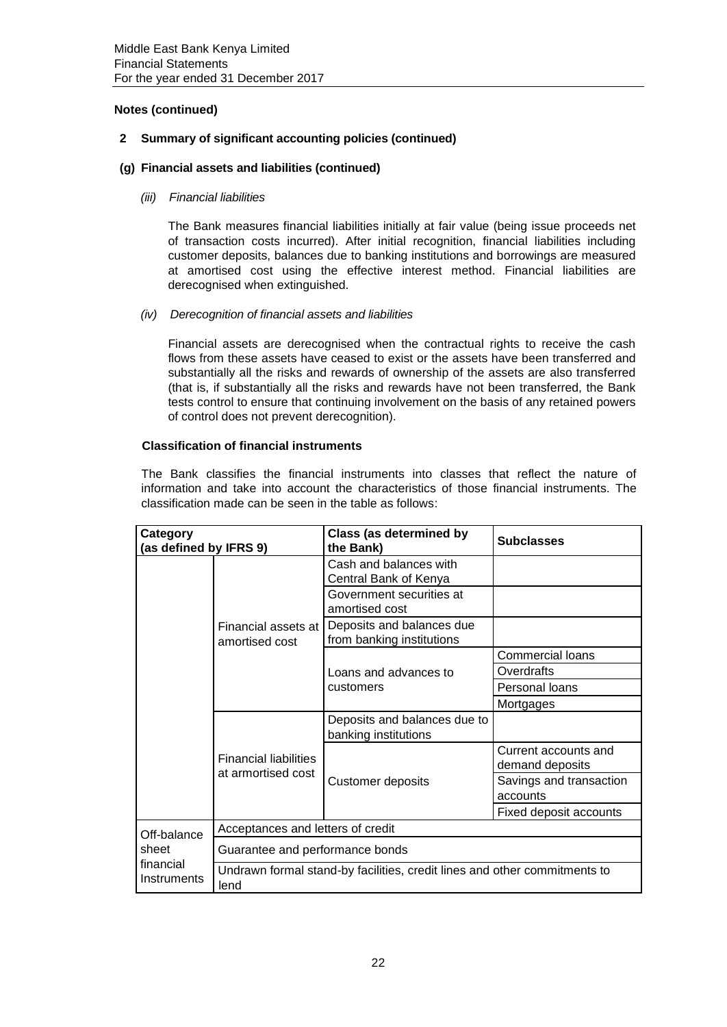**Notes (continued)**

**2 Summary of significant accounting policies (continued)**

**(g) Financial assets and liabilities (continued)**

*(iii) Financial liabilities*

The Bank measures financial liabilities initially at fair value (being issue proceeds net of transaction costs incurred). After initial recognition, financial liabilities including customer deposits, balances due to banking institutions and borrowings are measured at amortised cost using the effective interest method. Financial liabilities are derecognised when extinguished.

*(iv) Derecognition of financial assets and liabilities*

Financial assets are derecognised when the contractual rights to receive the cash flows from these assets have ceased to exist or the assets have been transferred and substantially all the risks and rewards of ownership of the assets are also transferred (that is, if substantially all the risks and rewards have not been transferred, the Bank tests control to ensure that continuing involvement on the basis of any retained powers of control does not prevent derecognition).

**Classification of financial instruments**

The Bank classifies the financial instruments into classes that reflect the nature of information and take into account the characteristics of those financial instruments. The classification made can be seen in the table as follows:

| Category (as defined by IFRS 9) | | Class (as determined by the Bank) | Subclasses |
|---|---|---|---|
| | Financial assets at amortised cost | Cash and balances with Central Bank of Kenya | |
| | | Government securities at amortised cost | |
| | | Deposits and balances due from banking institutions | |
| | | Loans and advances to customers | Commercial loans |
| | | | Overdrafts |
| | | | Personal loans |
| | | | Mortgages |
| | Financial liabilities at armortised cost | Deposits and balances due to banking institutions | |
| | | Customer deposits | Current accounts and demand deposits |
| | | | Savings and transaction accounts |
| | | | Fixed deposit accounts |
| Off-balance sheet financial Instruments | Acceptances and letters of credit | | |
| | Guarantee and performance bonds | | |
| | Undrawn formal stand-by facilities, credit lines and other commitments to lend | | |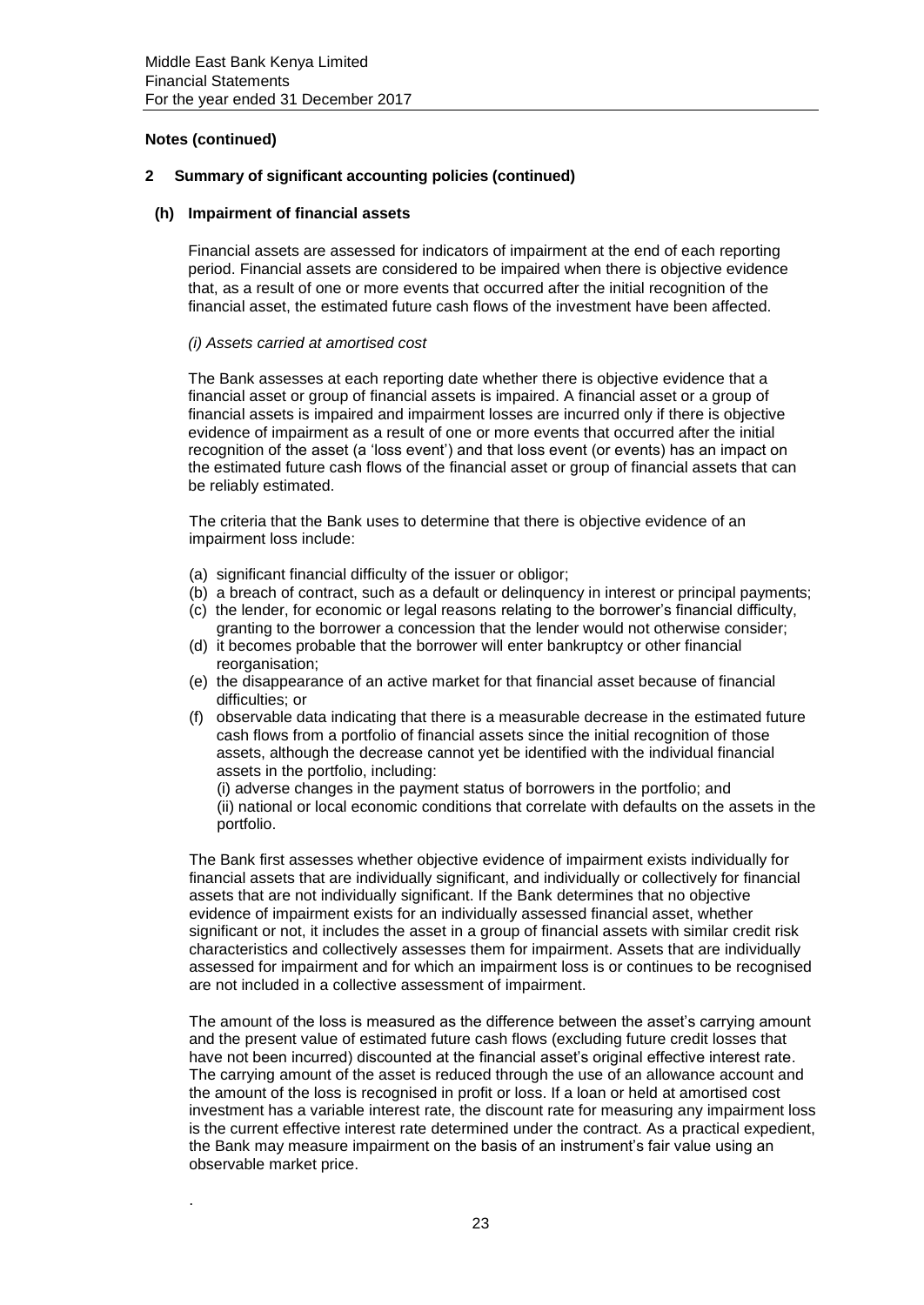## Notes (continued)

### 2 Summary of significant accounting policies (continued)

#### (h) Impairment of financial assets

Financial assets are assessed for indicators of impairment at the end of each reporting period. Financial assets are considered to be impaired when there is objective evidence that, as a result of one or more events that occurred after the initial recognition of the financial asset, the estimated future cash flows of the investment have been affected.

*(i) Assets carried at amortised cost*

The Bank assesses at each reporting date whether there is objective evidence that a financial asset or group of financial assets is impaired. A financial asset or a group of financial assets is impaired and impairment losses are incurred only if there is objective evidence of impairment as a result of one or more events that occurred after the initial recognition of the asset (a 'loss event') and that loss event (or events) has an impact on the estimated future cash flows of the financial asset or group of financial assets that can be reliably estimated.

The criteria that the Bank uses to determine that there is objective evidence of an impairment loss include:

(a) significant financial difficulty of the issuer or obligor;
(b) a breach of contract, such as a default or delinquency in interest or principal payments;
(c) the lender, for economic or legal reasons relating to the borrower's financial difficulty, granting to the borrower a concession that the lender would not otherwise consider;
(d) it becomes probable that the borrower will enter bankruptcy or other financial reorganisation;
(e) the disappearance of an active market for that financial asset because of financial difficulties; or
(f) observable data indicating that there is a measurable decrease in the estimated future cash flows from a portfolio of financial assets since the initial recognition of those assets, although the decrease cannot yet be identified with the individual financial assets in the portfolio, including:
(i) adverse changes in the payment status of borrowers in the portfolio; and
(ii) national or local economic conditions that correlate with defaults on the assets in the portfolio.

The Bank first assesses whether objective evidence of impairment exists individually for financial assets that are individually significant, and individually or collectively for financial assets that are not individually significant. If the Bank determines that no objective evidence of impairment exists for an individually assessed financial asset, whether significant or not, it includes the asset in a group of financial assets with similar credit risk characteristics and collectively assesses them for impairment. Assets that are individually assessed for impairment and for which an impairment loss is or continues to be recognised are not included in a collective assessment of impairment.

The amount of the loss is measured as the difference between the asset's carrying amount and the present value of estimated future cash flows (excluding future credit losses that have not been incurred) discounted at the financial asset's original effective interest rate. The carrying amount of the asset is reduced through the use of an allowance account and the amount of the loss is recognised in profit or loss. If a loan or held at amortised cost investment has a variable interest rate, the discount rate for measuring any impairment loss is the current effective interest rate determined under the contract. As a practical expedient, the Bank may measure impairment on the basis of an instrument's fair value using an observable market price.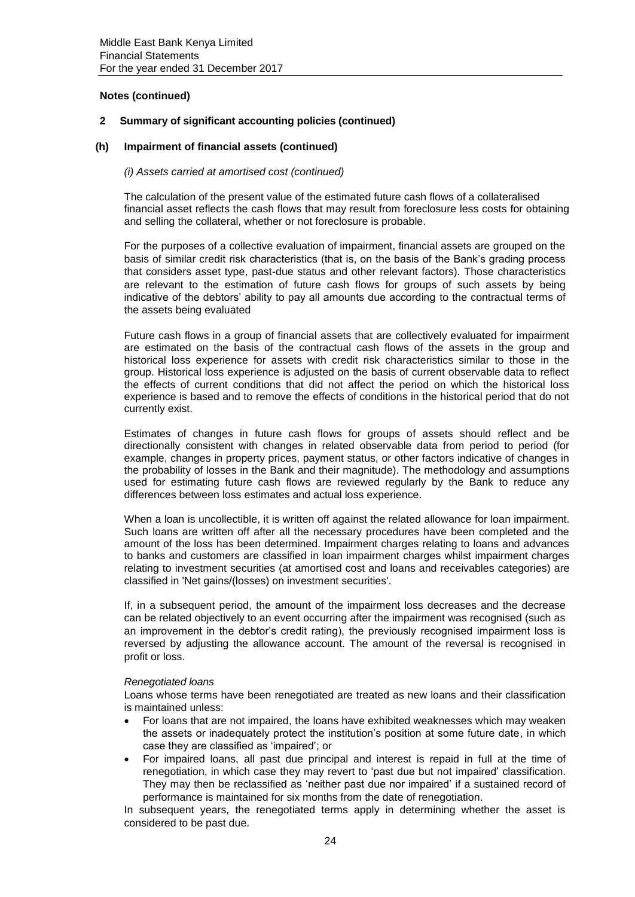**Notes (continued)**

**2 Summary of significant accounting policies (continued)**

**(h) Impairment of financial assets (continued)**

*(i) Assets carried at amortised cost (continued)*

The calculation of the present value of the estimated future cash flows of a collateralised financial asset reflects the cash flows that may result from foreclosure less costs for obtaining and selling the collateral, whether or not foreclosure is probable.

For the purposes of a collective evaluation of impairment, financial assets are grouped on the basis of similar credit risk characteristics (that is, on the basis of the Bank's grading process that considers asset type, past-due status and other relevant factors). Those characteristics are relevant to the estimation of future cash flows for groups of such assets by being indicative of the debtors' ability to pay all amounts due according to the contractual terms of the assets being evaluated

Future cash flows in a group of financial assets that are collectively evaluated for impairment are estimated on the basis of the contractual cash flows of the assets in the group and historical loss experience for assets with credit risk characteristics similar to those in the group. Historical loss experience is adjusted on the basis of current observable data to reflect the effects of current conditions that did not affect the period on which the historical loss experience is based and to remove the effects of conditions in the historical period that do not currently exist.

Estimates of changes in future cash flows for groups of assets should reflect and be directionally consistent with changes in related observable data from period to period (for example, changes in property prices, payment status, or other factors indicative of changes in the probability of losses in the Bank and their magnitude). The methodology and assumptions used for estimating future cash flows are reviewed regularly by the Bank to reduce any differences between loss estimates and actual loss experience.

When a loan is uncollectible, it is written off against the related allowance for loan impairment. Such loans are written off after all the necessary procedures have been completed and the amount of the loss has been determined. Impairment charges relating to loans and advances to banks and customers are classified in loan impairment charges whilst impairment charges relating to investment securities (at amortised cost and loans and receivables categories) are classified in 'Net gains/(losses) on investment securities'.

If, in a subsequent period, the amount of the impairment loss decreases and the decrease can be related objectively to an event occurring after the impairment was recognised (such as an improvement in the debtor's credit rating), the previously recognised impairment loss is reversed by adjusting the allowance account. The amount of the reversal is recognised in profit or loss.

*Renegotiated loans*

Loans whose terms have been renegotiated are treated as new loans and their classification is maintained unless:

- For loans that are not impaired, the loans have exhibited weaknesses which may weaken the assets or inadequately protect the institution's position at some future date, in which case they are classified as 'impaired'; or
- For impaired loans, all past due principal and interest is repaid in full at the time of renegotiation, in which case they may revert to 'past due but not impaired' classification. They may then be reclassified as 'neither past due nor impaired' if a sustained record of performance is maintained for six months from the date of renegotiation.

In subsequent years, the renegotiated terms apply in determining whether the asset is considered to be past due.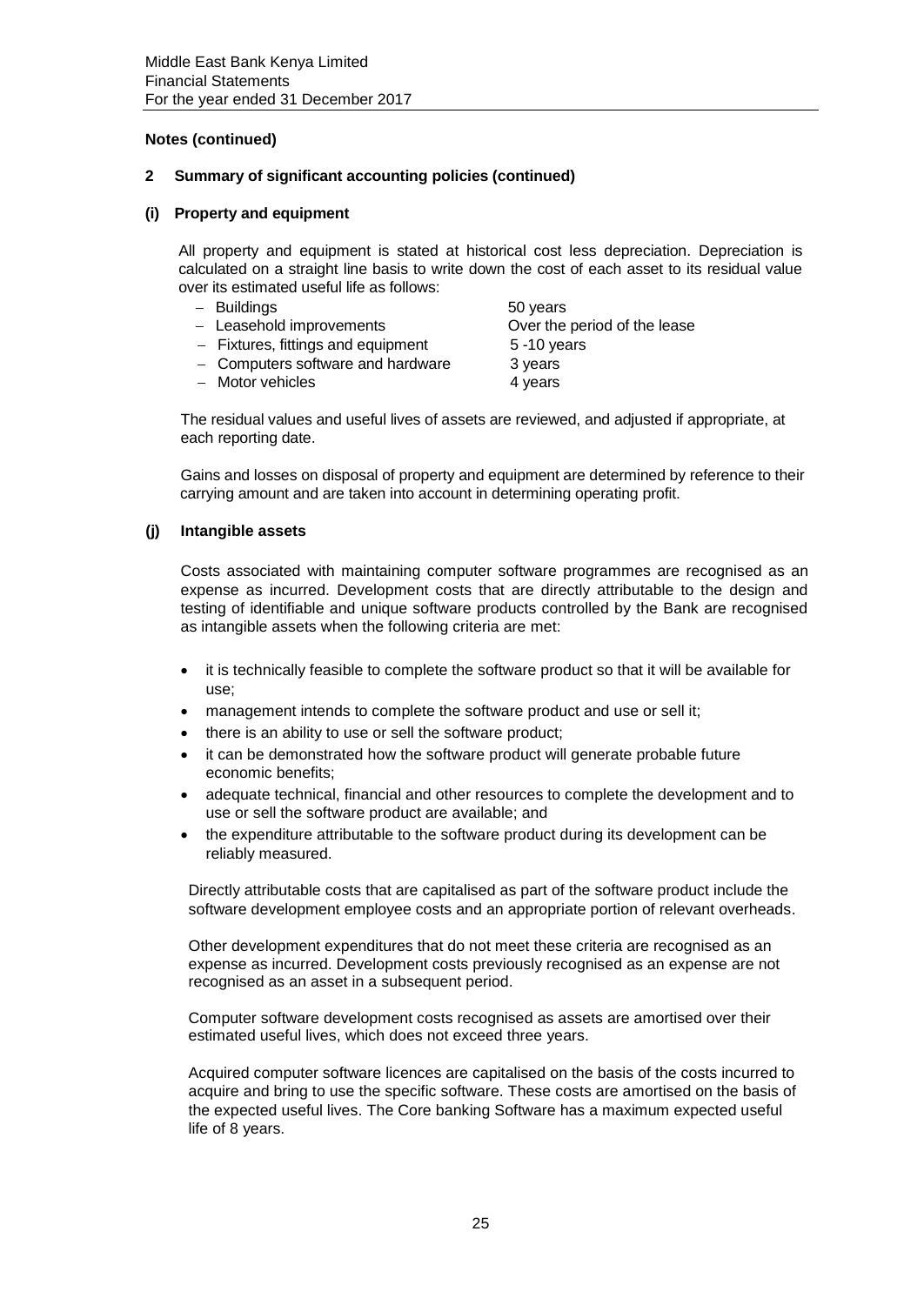**Notes (continued)**

**2 Summary of significant accounting policies (continued)**

**(i) Property and equipment**

All property and equipment is stated at historical cost less depreciation. Depreciation is calculated on a straight line basis to write down the cost of each asset to its residual value over its estimated useful life as follows:

| | |
|---|---|
| – Buildings | 50 years |
| – Leasehold improvements | Over the period of the lease |
| – Fixtures, fittings and equipment | 5 -10 years |
| – Computers software and hardware | 3 years |
| – Motor vehicles | 4 years |

The residual values and useful lives of assets are reviewed, and adjusted if appropriate, at each reporting date.

Gains and losses on disposal of property and equipment are determined by reference to their carrying amount and are taken into account in determining operating profit.

**(j) Intangible assets**

Costs associated with maintaining computer software programmes are recognised as an expense as incurred. Development costs that are directly attributable to the design and testing of identifiable and unique software products controlled by the Bank are recognised as intangible assets when the following criteria are met:

- it is technically feasible to complete the software product so that it will be available for use;
- management intends to complete the software product and use or sell it;
- there is an ability to use or sell the software product;
- it can be demonstrated how the software product will generate probable future economic benefits;
- adequate technical, financial and other resources to complete the development and to use or sell the software product are available; and
- the expenditure attributable to the software product during its development can be reliably measured.

Directly attributable costs that are capitalised as part of the software product include the software development employee costs and an appropriate portion of relevant overheads.

Other development expenditures that do not meet these criteria are recognised as an expense as incurred. Development costs previously recognised as an expense are not recognised as an asset in a subsequent period.

Computer software development costs recognised as assets are amortised over their estimated useful lives, which does not exceed three years.

Acquired computer software licences are capitalised on the basis of the costs incurred to acquire and bring to use the specific software. These costs are amortised on the basis of the expected useful lives. The Core banking Software has a maximum expected useful life of 8 years.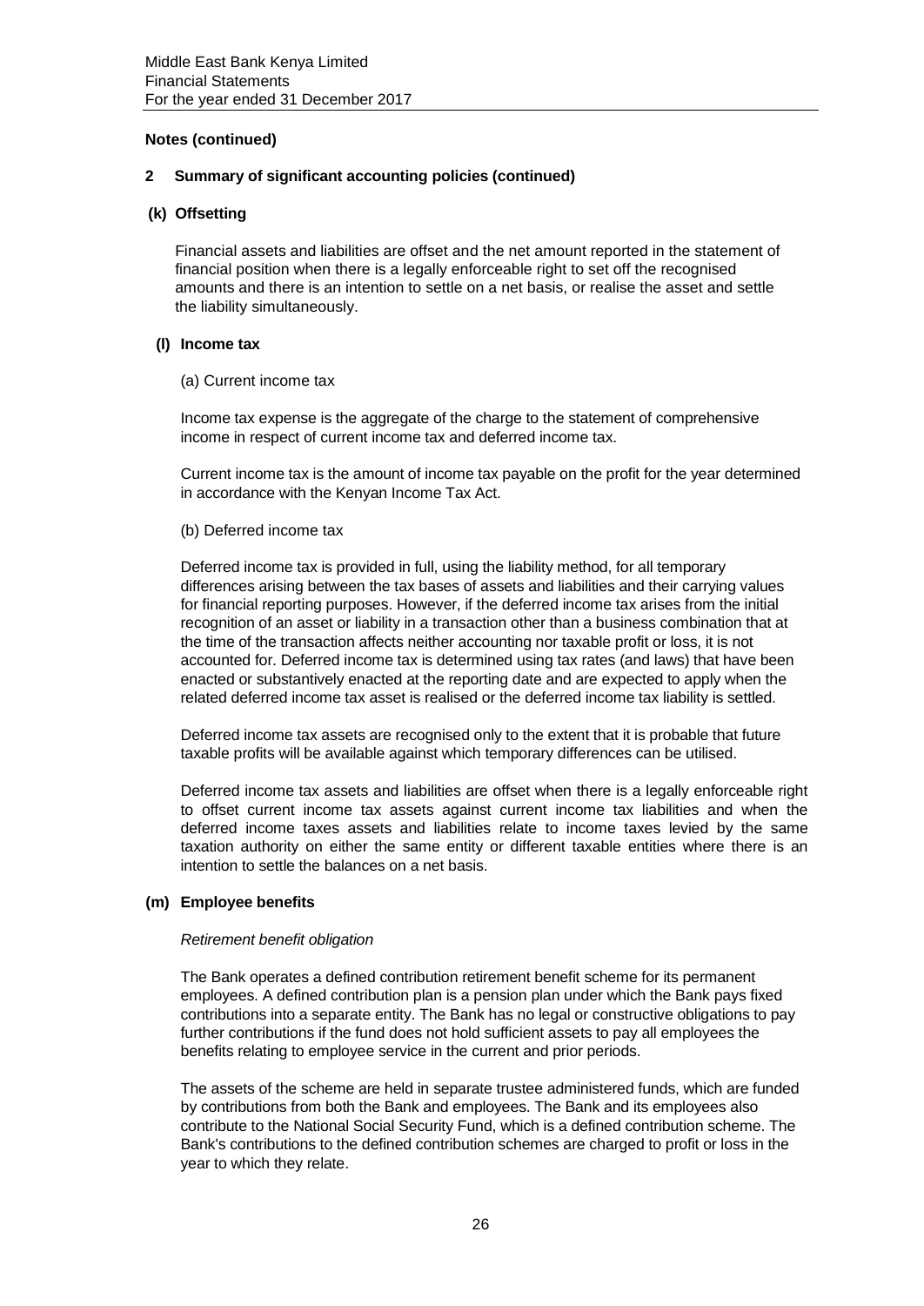**Notes (continued)**

**2 Summary of significant accounting policies (continued)**

**(k) Offsetting**

Financial assets and liabilities are offset and the net amount reported in the statement of financial position when there is a legally enforceable right to set off the recognised amounts and there is an intention to settle on a net basis, or realise the asset and settle the liability simultaneously.

**(l) Income tax**

(a) Current income tax

Income tax expense is the aggregate of the charge to the statement of comprehensive income in respect of current income tax and deferred income tax.

Current income tax is the amount of income tax payable on the profit for the year determined in accordance with the Kenyan Income Tax Act.

(b) Deferred income tax

Deferred income tax is provided in full, using the liability method, for all temporary differences arising between the tax bases of assets and liabilities and their carrying values for financial reporting purposes. However, if the deferred income tax arises from the initial recognition of an asset or liability in a transaction other than a business combination that at the time of the transaction affects neither accounting nor taxable profit or loss, it is not accounted for. Deferred income tax is determined using tax rates (and laws) that have been enacted or substantively enacted at the reporting date and are expected to apply when the related deferred income tax asset is realised or the deferred income tax liability is settled.

Deferred income tax assets are recognised only to the extent that it is probable that future taxable profits will be available against which temporary differences can be utilised.

Deferred income tax assets and liabilities are offset when there is a legally enforceable right to offset current income tax assets against current income tax liabilities and when the deferred income taxes assets and liabilities relate to income taxes levied by the same taxation authority on either the same entity or different taxable entities where there is an intention to settle the balances on a net basis.

**(m) Employee benefits**

*Retirement benefit obligation*

The Bank operates a defined contribution retirement benefit scheme for its permanent employees. A defined contribution plan is a pension plan under which the Bank pays fixed contributions into a separate entity. The Bank has no legal or constructive obligations to pay further contributions if the fund does not hold sufficient assets to pay all employees the benefits relating to employee service in the current and prior periods.

The assets of the scheme are held in separate trustee administered funds, which are funded by contributions from both the Bank and employees. The Bank and its employees also contribute to the National Social Security Fund, which is a defined contribution scheme. The Bank's contributions to the defined contribution schemes are charged to profit or loss in the year to which they relate.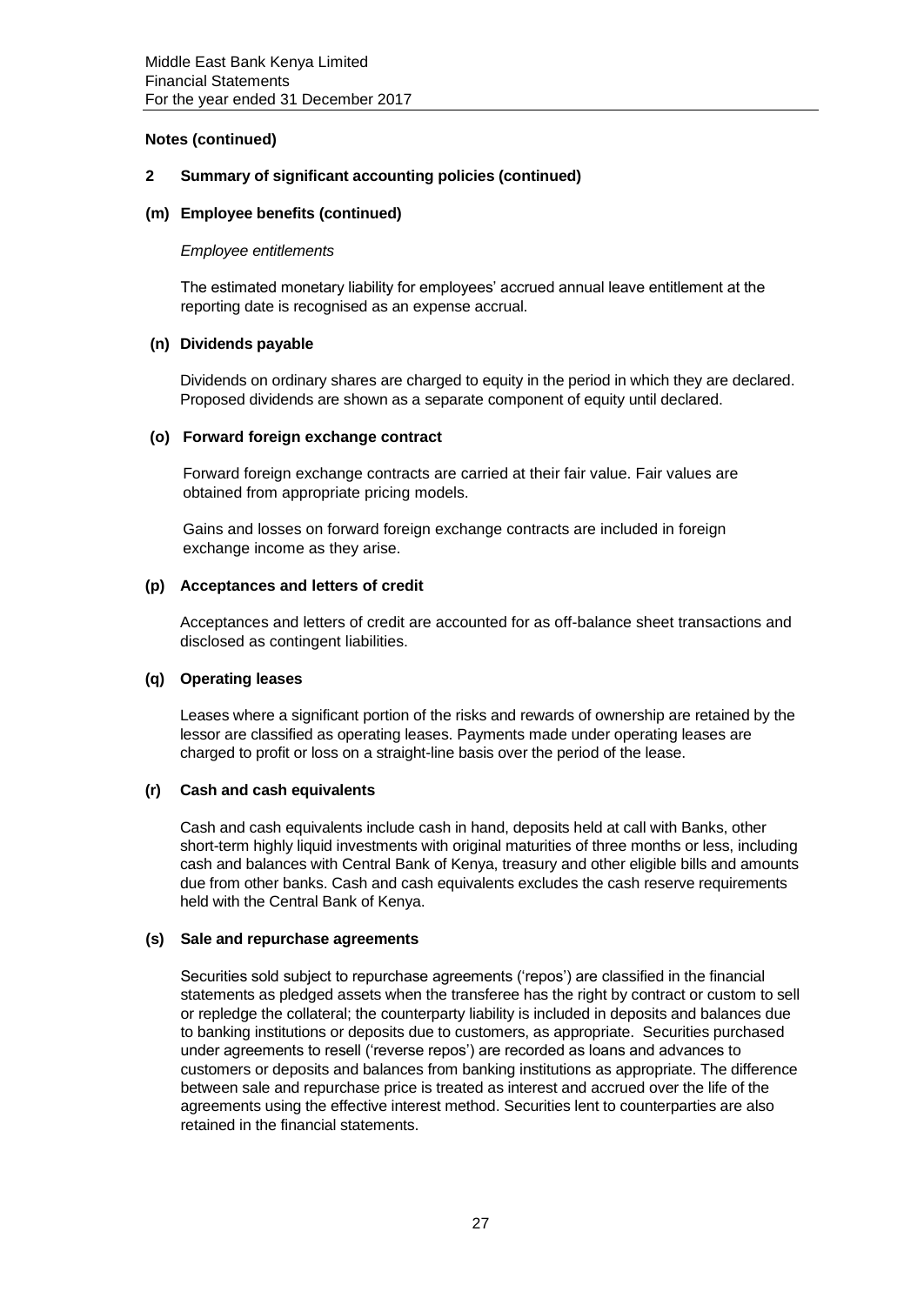## Notes (continued)

### 2 Summary of significant accounting policies (continued)

#### (m) Employee benefits (continued)

*Employee entitlements*

The estimated monetary liability for employees' accrued annual leave entitlement at the reporting date is recognised as an expense accrual.

#### (n) Dividends payable

Dividends on ordinary shares are charged to equity in the period in which they are declared. Proposed dividends are shown as a separate component of equity until declared.

#### (o) Forward foreign exchange contract

Forward foreign exchange contracts are carried at their fair value. Fair values are obtained from appropriate pricing models.

Gains and losses on forward foreign exchange contracts are included in foreign exchange income as they arise.

#### (p) Acceptances and letters of credit

Acceptances and letters of credit are accounted for as off-balance sheet transactions and disclosed as contingent liabilities.

#### (q) Operating leases

Leases where a significant portion of the risks and rewards of ownership are retained by the lessor are classified as operating leases. Payments made under operating leases are charged to profit or loss on a straight-line basis over the period of the lease.

#### (r) Cash and cash equivalents

Cash and cash equivalents include cash in hand, deposits held at call with Banks, other short-term highly liquid investments with original maturities of three months or less, including cash and balances with Central Bank of Kenya, treasury and other eligible bills and amounts due from other banks. Cash and cash equivalents excludes the cash reserve requirements held with the Central Bank of Kenya.

#### (s) Sale and repurchase agreements

Securities sold subject to repurchase agreements ('repos') are classified in the financial statements as pledged assets when the transferee has the right by contract or custom to sell or repledge the collateral; the counterparty liability is included in deposits and balances due to banking institutions or deposits due to customers, as appropriate. Securities purchased under agreements to resell ('reverse repos') are recorded as loans and advances to customers or deposits and balances from banking institutions as appropriate. The difference between sale and repurchase price is treated as interest and accrued over the life of the agreements using the effective interest method. Securities lent to counterparties are also retained in the financial statements.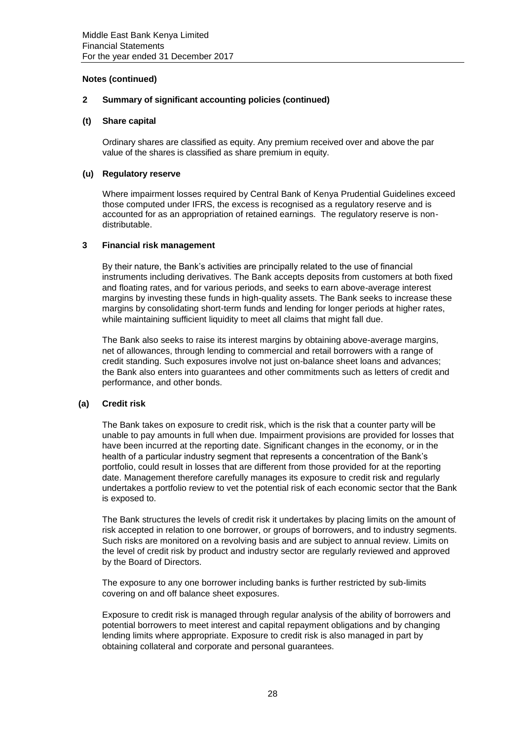**Notes (continued)**

## 2 Summary of significant accounting policies (continued)

### (t) Share capital

Ordinary shares are classified as equity. Any premium received over and above the par value of the shares is classified as share premium in equity.

### (u) Regulatory reserve

Where impairment losses required by Central Bank of Kenya Prudential Guidelines exceed those computed under IFRS, the excess is recognised as a regulatory reserve and is accounted for as an appropriation of retained earnings. The regulatory reserve is non-distributable.

## 3 Financial risk management

By their nature, the Bank's activities are principally related to the use of financial instruments including derivatives. The Bank accepts deposits from customers at both fixed and floating rates, and for various periods, and seeks to earn above-average interest margins by investing these funds in high-quality assets. The Bank seeks to increase these margins by consolidating short-term funds and lending for longer periods at higher rates, while maintaining sufficient liquidity to meet all claims that might fall due.

The Bank also seeks to raise its interest margins by obtaining above-average margins, net of allowances, through lending to commercial and retail borrowers with a range of credit standing. Such exposures involve not just on-balance sheet loans and advances; the Bank also enters into guarantees and other commitments such as letters of credit and performance, and other bonds.

### (a) Credit risk

The Bank takes on exposure to credit risk, which is the risk that a counter party will be unable to pay amounts in full when due. Impairment provisions are provided for losses that have been incurred at the reporting date. Significant changes in the economy, or in the health of a particular industry segment that represents a concentration of the Bank's portfolio, could result in losses that are different from those provided for at the reporting date. Management therefore carefully manages its exposure to credit risk and regularly undertakes a portfolio review to vet the potential risk of each economic sector that the Bank is exposed to.

The Bank structures the levels of credit risk it undertakes by placing limits on the amount of risk accepted in relation to one borrower, or groups of borrowers, and to industry segments. Such risks are monitored on a revolving basis and are subject to annual review. Limits on the level of credit risk by product and industry sector are regularly reviewed and approved by the Board of Directors.

The exposure to any one borrower including banks is further restricted by sub-limits covering on and off balance sheet exposures.

Exposure to credit risk is managed through regular analysis of the ability of borrowers and potential borrowers to meet interest and capital repayment obligations and by changing lending limits where appropriate. Exposure to credit risk is also managed in part by obtaining collateral and corporate and personal guarantees.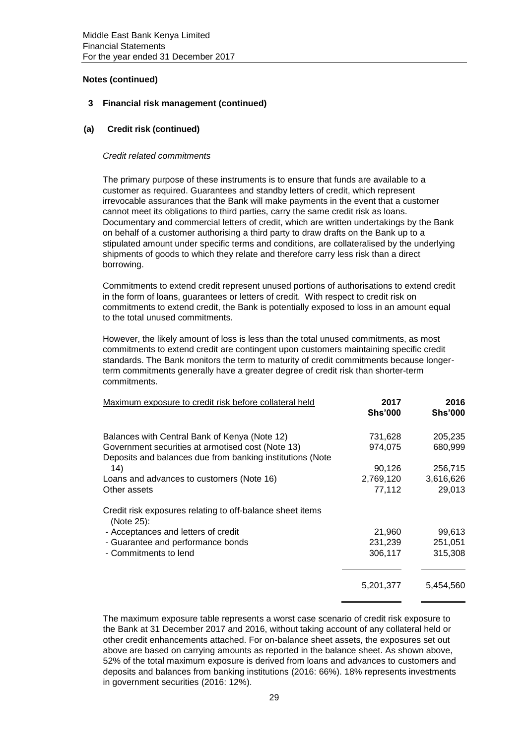**Notes (continued)**

**3 Financial risk management (continued)**

**(a) Credit risk (continued)**

*Credit related commitments*

The primary purpose of these instruments is to ensure that funds are available to a customer as required. Guarantees and standby letters of credit, which represent irrevocable assurances that the Bank will make payments in the event that a customer cannot meet its obligations to third parties, carry the same credit risk as loans. Documentary and commercial letters of credit, which are written undertakings by the Bank on behalf of a customer authorising a third party to draw drafts on the Bank up to a stipulated amount under specific terms and conditions, are collateralised by the underlying shipments of goods to which they relate and therefore carry less risk than a direct borrowing.

Commitments to extend credit represent unused portions of authorisations to extend credit in the form of loans, guarantees or letters of credit. With respect to credit risk on commitments to extend credit, the Bank is potentially exposed to loss in an amount equal to the total unused commitments.

However, the likely amount of loss is less than the total unused commitments, as most commitments to extend credit are contingent upon customers maintaining specific credit standards. The Bank monitors the term to maturity of credit commitments because longer-term commitments generally have a greater degree of credit risk than shorter-term commitments.

| Maximum exposure to credit risk before collateral held | 2017 Shs'000 | 2016 Shs'000 |
|---|---|---|
| Balances with Central Bank of Kenya (Note 12) | 731,628 | 205,235 |
| Government securities at armotised cost (Note 13) | 974,075 | 680,999 |
| Deposits and balances due from banking institutions (Note 14) | 90,126 | 256,715 |
| Loans and advances to customers (Note 16) | 2,769,120 | 3,616,626 |
| Other assets | 77,112 | 29,013 |
| Credit risk exposures relating to off-balance sheet items (Note 25): | | |
| - Acceptances and letters of credit | 21,960 | 99,613 |
| - Guarantee and performance bonds | 231,239 | 251,051 |
| - Commitments to lend | 306,117 | 315,308 |
| | 5,201,377 | 5,454,560 |

The maximum exposure table represents a worst case scenario of credit risk exposure to the Bank at 31 December 2017 and 2016, without taking account of any collateral held or other credit enhancements attached. For on-balance sheet assets, the exposures set out above are based on carrying amounts as reported in the balance sheet. As shown above, 52% of the total maximum exposure is derived from loans and advances to customers and deposits and balances from banking institutions (2016: 66%). 18% represents investments in government securities (2016: 12%).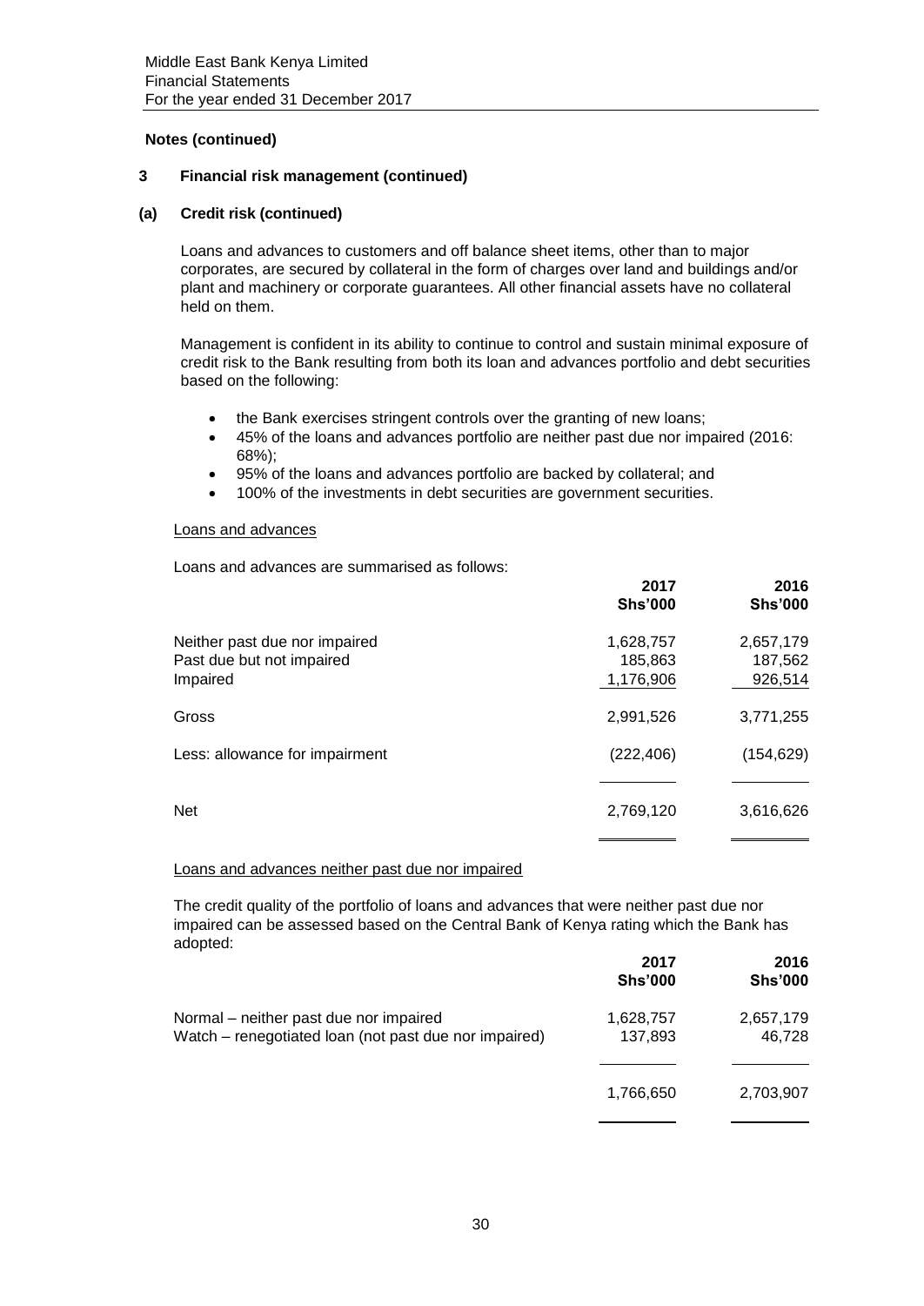## Notes (continued)

### 3 Financial risk management (continued)

#### (a) Credit risk (continued)

Loans and advances to customers and off balance sheet items, other than to major corporates, are secured by collateral in the form of charges over land and buildings and/or plant and machinery or corporate guarantees. All other financial assets have no collateral held on them.

Management is confident in its ability to continue to control and sustain minimal exposure of credit risk to the Bank resulting from both its loan and advances portfolio and debt securities based on the following:

- the Bank exercises stringent controls over the granting of new loans;
- 45% of the loans and advances portfolio are neither past due nor impaired (2016: 68%);
- 95% of the loans and advances portfolio are backed by collateral; and
- 100% of the investments in debt securities are government securities.

Loans and advances

Loans and advances are summarised as follows:

| | 2017 Shs'000 | 2016 Shs'000 |
|---|---|---|
| Neither past due nor impaired | 1,628,757 | 2,657,179 |
| Past due but not impaired | 185,863 | 187,562 |
| Impaired | 1,176,906 | 926,514 |
| Gross | 2,991,526 | 3,771,255 |
| Less: allowance for impairment | (222,406) | (154,629) |
| Net | 2,769,120 | 3,616,626 |

Loans and advances neither past due nor impaired

The credit quality of the portfolio of loans and advances that were neither past due nor impaired can be assessed based on the Central Bank of Kenya rating which the Bank has adopted:

| | 2017 Shs'000 | 2016 Shs'000 |
|---|---|---|
| Normal – neither past due nor impaired | 1,628,757 | 2,657,179 |
| Watch – renegotiated loan (not past due nor impaired) | 137,893 | 46,728 |
| | 1,766,650 | 2,703,907 |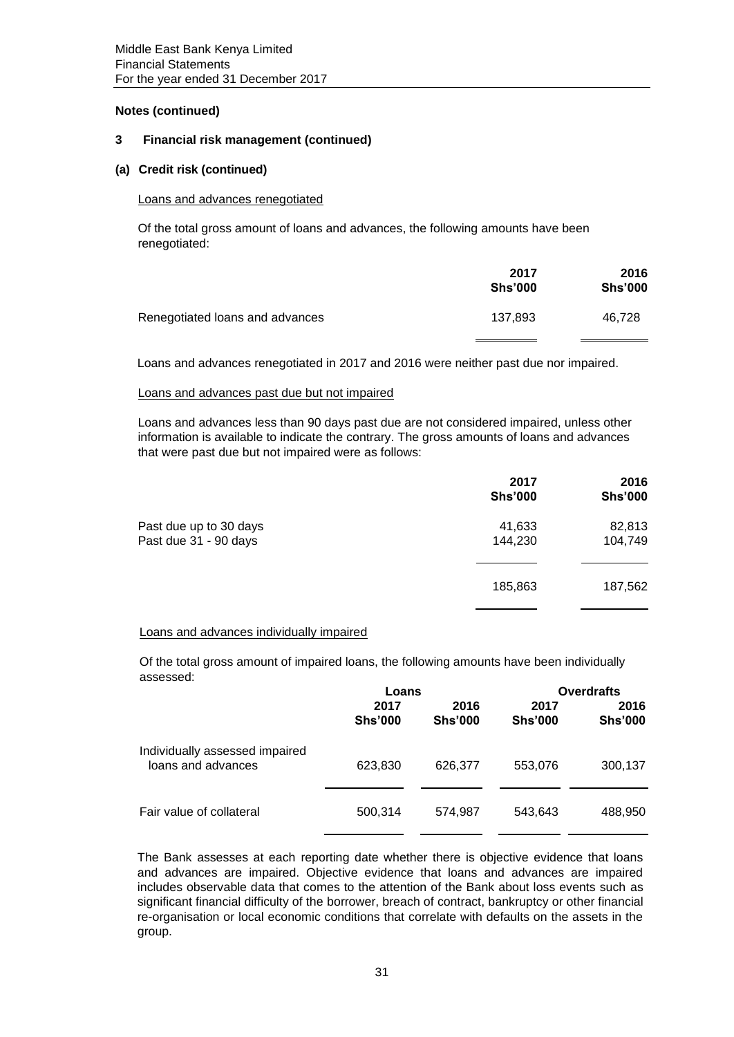## Notes (continued)

### 3 Financial risk management (continued)

#### (a) Credit risk (continued)

Loans and advances renegotiated

Of the total gross amount of loans and advances, the following amounts have been renegotiated:

| | 2017 Shs'000 | 2016 Shs'000 |
|---|---|---|
| Renegotiated loans and advances | 137,893 | 46,728 |

Loans and advances renegotiated in 2017 and 2016 were neither past due nor impaired.

Loans and advances past due but not impaired

Loans and advances less than 90 days past due are not considered impaired, unless other information is available to indicate the contrary. The gross amounts of loans and advances that were past due but not impaired were as follows:

| | 2017 Shs'000 | 2016 Shs'000 |
|---|---|---|
| Past due up to 30 days | 41,633 | 82,813 |
| Past due 31 - 90 days | 144,230 | 104,749 |
| | 185,863 | 187,562 |

Loans and advances individually impaired

Of the total gross amount of impaired loans, the following amounts have been individually assessed:

| | Loans | | Overdrafts | |
|---|---|---|---|---|
| | 2017 Shs'000 | 2016 Shs'000 | 2017 Shs'000 | 2016 Shs'000 |
| Individually assessed impaired loans and advances | 623,830 | 626,377 | 553,076 | 300,137 |
| Fair value of collateral | 500,314 | 574,987 | 543,643 | 488,950 |

The Bank assesses at each reporting date whether there is objective evidence that loans and advances are impaired. Objective evidence that loans and advances are impaired includes observable data that comes to the attention of the Bank about loss events such as significant financial difficulty of the borrower, breach of contract, bankruptcy or other financial re-organisation or local economic conditions that correlate with defaults on the assets in the group.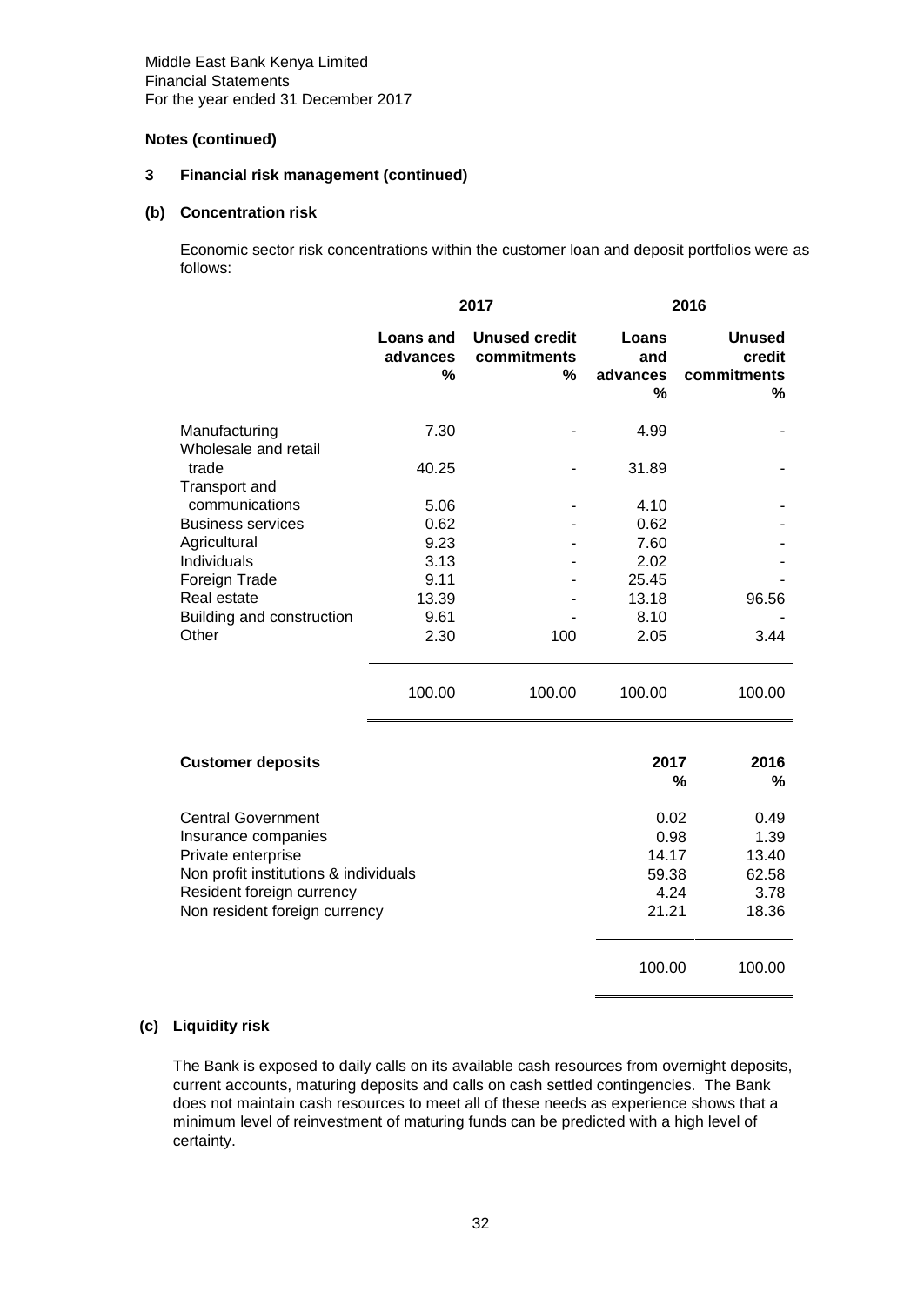**Notes (continued)**

**3 Financial risk management (continued)**

**(b) Concentration risk**

Economic sector risk concentrations within the customer loan and deposit portfolios were as follows:

| | 2017 | | 2016 | |
|---|---|---|---|---|
| | **Loans and advances %** | **Unused credit commitments %** | **Loans and advances %** | **Unused credit commitments %** |
| Manufacturing | 7.30 | - | 4.99 | - |
| Wholesale and retail trade | 40.25 | - | 31.89 | - |
| Transport and communications | 5.06 | - | 4.10 | - |
| Business services | 0.62 | - | 0.62 | - |
| Agricultural | 9.23 | - | 7.60 | - |
| Individuals | 3.13 | - | 2.02 | - |
| Foreign Trade | 9.11 | - | 25.45 | - |
| Real estate | 13.39 | - | 13.18 | 96.56 |
| Building and construction | 9.61 | - | 8.10 | - |
| Other | 2.30 | 100 | 2.05 | 3.44 |
| | 100.00 | 100.00 | 100.00 | 100.00 |

| **Customer deposits** | **2017 %** | **2016 %** |
|---|---|---|
| Central Government | 0.02 | 0.49 |
| Insurance companies | 0.98 | 1.39 |
| Private enterprise | 14.17 | 13.40 |
| Non profit institutions & individuals | 59.38 | 62.58 |
| Resident foreign currency | 4.24 | 3.78 |
| Non resident foreign currency | 21.21 | 18.36 |
| | 100.00 | 100.00 |

**(c) Liquidity risk**

The Bank is exposed to daily calls on its available cash resources from overnight deposits, current accounts, maturing deposits and calls on cash settled contingencies. The Bank does not maintain cash resources to meet all of these needs as experience shows that a minimum level of reinvestment of maturing funds can be predicted with a high level of certainty.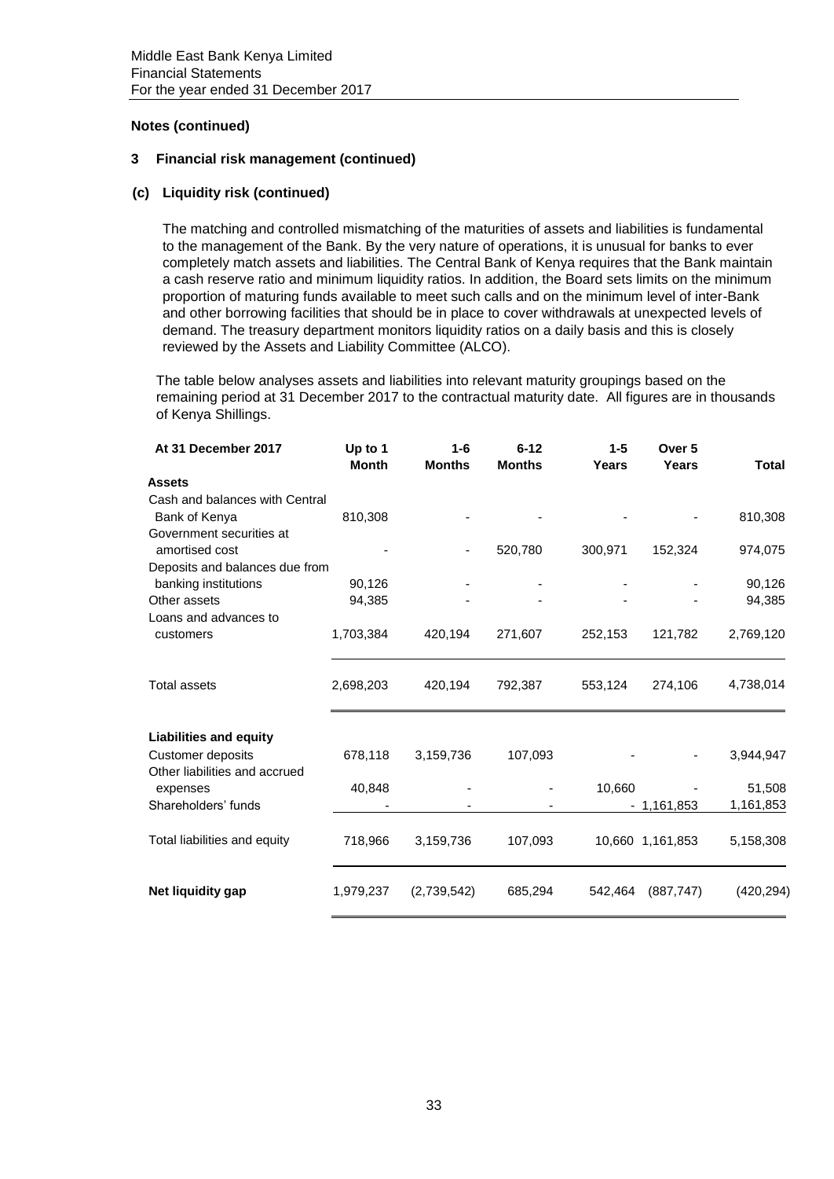**Notes (continued)**

**3 Financial risk management (continued)**

**(c) Liquidity risk (continued)**

The matching and controlled mismatching of the maturities of assets and liabilities is fundamental to the management of the Bank. By the very nature of operations, it is unusual for banks to ever completely match assets and liabilities. The Central Bank of Kenya requires that the Bank maintain a cash reserve ratio and minimum liquidity ratios. In addition, the Board sets limits on the minimum proportion of maturing funds available to meet such calls and on the minimum level of inter-Bank and other borrowing facilities that should be in place to cover withdrawals at unexpected levels of demand. The treasury department monitors liquidity ratios on a daily basis and this is closely reviewed by the Assets and Liability Committee (ALCO).

The table below analyses assets and liabilities into relevant maturity groupings based on the remaining period at 31 December 2017 to the contractual maturity date. All figures are in thousands of Kenya Shillings.

| At 31 December 2017 | Up to 1 Month | 1-6 Months | 6-12 Months | 1-5 Years | Over 5 Years | Total |
|---|---|---|---|---|---|---|
| **Assets** | | | | | | |
| Cash and balances with Central Bank of Kenya | 810,308 | - | - | - | - | 810,308 |
| Government securities at amortised cost | - | - | 520,780 | 300,971 | 152,324 | 974,075 |
| Deposits and balances due from banking institutions | 90,126 | - | - | - | - | 90,126 |
| Other assets | 94,385 | - | - | - | - | 94,385 |
| Loans and advances to customers | 1,703,384 | 420,194 | 271,607 | 252,153 | 121,782 | 2,769,120 |
| Total assets | 2,698,203 | 420,194 | 792,387 | 553,124 | 274,106 | 4,738,014 |
| **Liabilities and equity** | | | | | | |
| Customer deposits | 678,118 | 3,159,736 | 107,093 | - | - | 3,944,947 |
| Other liabilities and accrued expenses | 40,848 | - | - | 10,660 | - | 51,508 |
| Shareholders' funds | - | - | - | - | 1,161,853 | 1,161,853 |
| Total liabilities and equity | 718,966 | 3,159,736 | 107,093 | 10,660 | 1,161,853 | 5,158,308 |
| **Net liquidity gap** | 1,979,237 | (2,739,542) | 685,294 | 542,464 | (887,747) | (420,294) |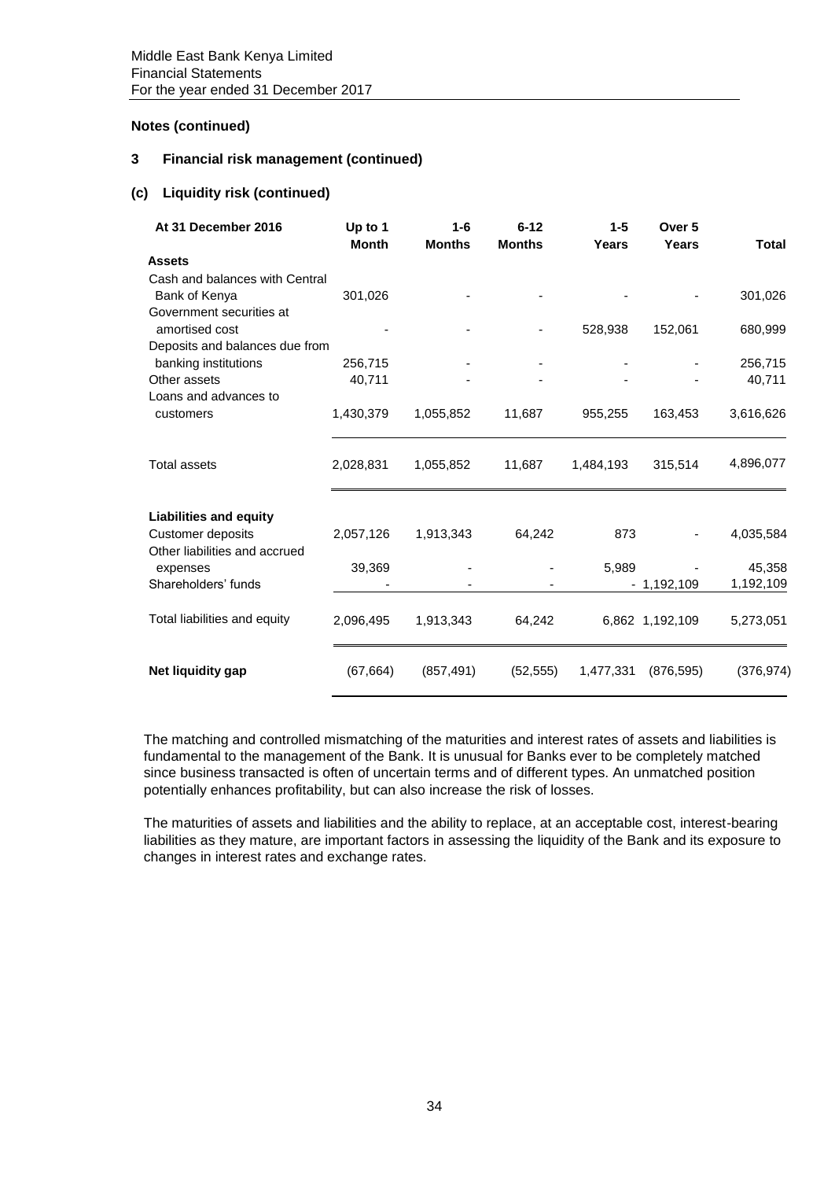## Notes (continued)

### 3 Financial risk management (continued)

#### (c) Liquidity risk (continued)

| At 31 December 2016 | Up to 1 Month | 1-6 Months | 6-12 Months | 1-5 Years | Over 5 Years | Total |
|---|---|---|---|---|---|---|
| **Assets** | | | | | | |
| Cash and balances with Central Bank of Kenya | 301,026 | - | - | - | - | 301,026 |
| Government securities at amortised cost | - | - | - | 528,938 | 152,061 | 680,999 |
| Deposits and balances due from banking institutions | 256,715 | - | - | - | - | 256,715 |
| Other assets | 40,711 | - | - | - | - | 40,711 |
| Loans and advances to customers | 1,430,379 | 1,055,852 | 11,687 | 955,255 | 163,453 | 3,616,626 |
| Total assets | 2,028,831 | 1,055,852 | 11,687 | 1,484,193 | 315,514 | 4,896,077 |
| **Liabilities and equity** | | | | | | |
| Customer deposits | 2,057,126 | 1,913,343 | 64,242 | 873 | - | 4,035,584 |
| Other liabilities and accrued expenses | 39,369 | - | - | 5,989 | - | 45,358 |
| Shareholders' funds | - | - | - | - | 1,192,109 | 1,192,109 |
| Total liabilities and equity | 2,096,495 | 1,913,343 | 64,242 | 6,862 | 1,192,109 | 5,273,051 |
| **Net liquidity gap** | (67,664) | (857,491) | (52,555) | 1,477,331 | (876,595) | (376,974) |

The matching and controlled mismatching of the maturities and interest rates of assets and liabilities is fundamental to the management of the Bank. It is unusual for Banks ever to be completely matched since business transacted is often of uncertain terms and of different types. An unmatched position potentially enhances profitability, but can also increase the risk of losses.

The maturities of assets and liabilities and the ability to replace, at an acceptable cost, interest-bearing liabilities as they mature, are important factors in assessing the liquidity of the Bank and its exposure to changes in interest rates and exchange rates.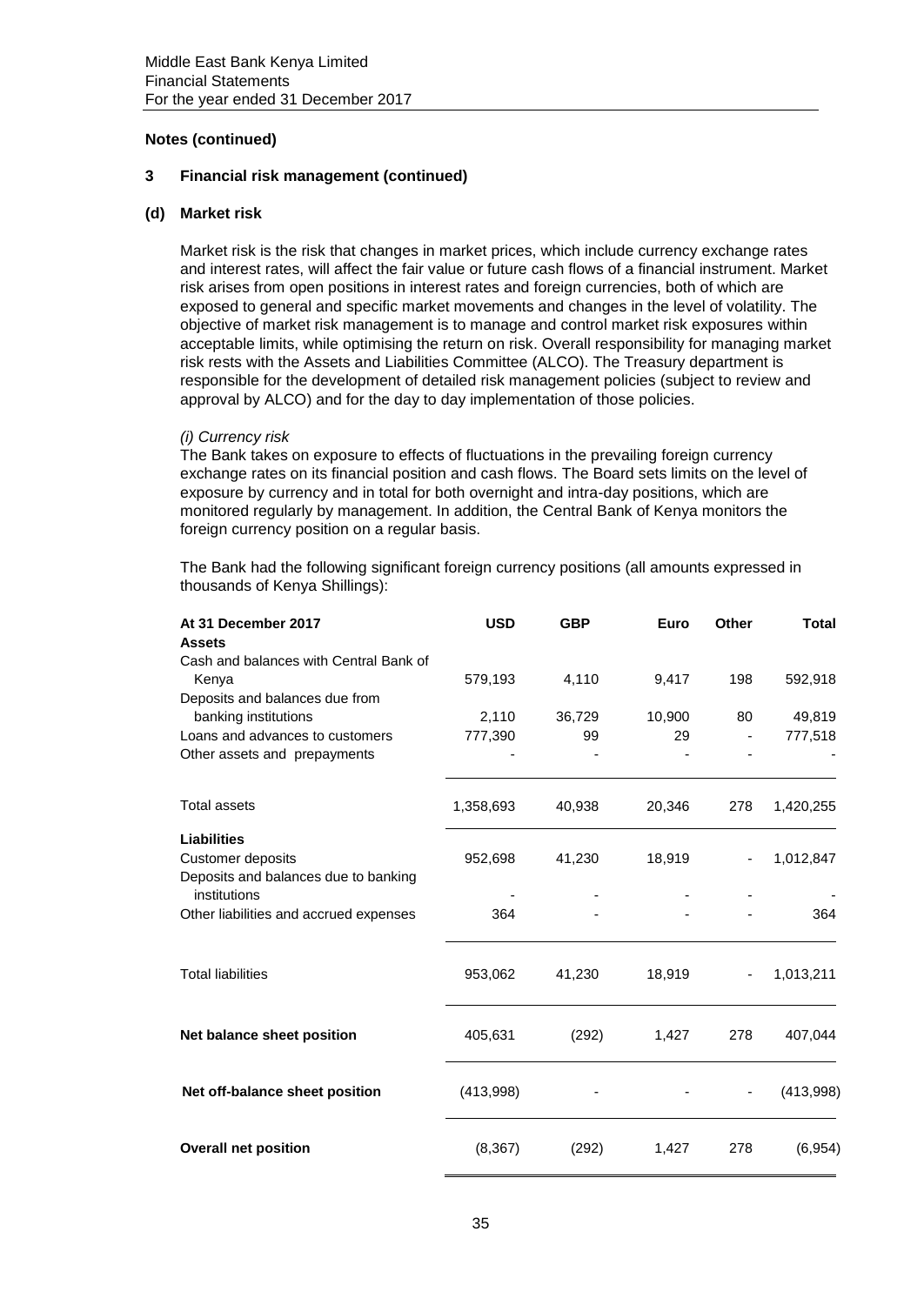## Notes (continued)

### 3 Financial risk management (continued)

#### (d) Market risk

Market risk is the risk that changes in market prices, which include currency exchange rates and interest rates, will affect the fair value or future cash flows of a financial instrument. Market risk arises from open positions in interest rates and foreign currencies, both of which are exposed to general and specific market movements and changes in the level of volatility. The objective of market risk management is to manage and control market risk exposures within acceptable limits, while optimising the return on risk. Overall responsibility for managing market risk rests with the Assets and Liabilities Committee (ALCO). The Treasury department is responsible for the development of detailed risk management policies (subject to review and approval by ALCO) and for the day to day implementation of those policies.

*(i) Currency risk*

The Bank takes on exposure to effects of fluctuations in the prevailing foreign currency exchange rates on its financial position and cash flows. The Board sets limits on the level of exposure by currency and in total for both overnight and intra-day positions, which are monitored regularly by management. In addition, the Central Bank of Kenya monitors the foreign currency position on a regular basis.

The Bank had the following significant foreign currency positions (all amounts expressed in thousands of Kenya Shillings):

| At 31 December 2017 | USD | GBP | Euro | Other | Total |
|---|---|---|---|---|---|
| **Assets** | | | | | |
| Cash and balances with Central Bank of Kenya | 579,193 | 4,110 | 9,417 | 198 | 592,918 |
| Deposits and balances due from banking institutions | 2,110 | 36,729 | 10,900 | 80 | 49,819 |
| Loans and advances to customers | 777,390 | 99 | 29 | - | 777,518 |
| Other assets and prepayments | - | - | - | - | - |
| Total assets | 1,358,693 | 40,938 | 20,346 | 278 | 1,420,255 |
| **Liabilities** | | | | | |
| Customer deposits | 952,698 | 41,230 | 18,919 | - | 1,012,847 |
| Deposits and balances due to banking institutions | - | - | - | - | - |
| Other liabilities and accrued expenses | 364 | - | - | - | 364 |
| Total liabilities | 953,062 | 41,230 | 18,919 | - | 1,013,211 |
| **Net balance sheet position** | 405,631 | (292) | 1,427 | 278 | 407,044 |
| **Net off-balance sheet position** | (413,998) | - | - | - | (413,998) |
| **Overall net position** | (8,367) | (292) | 1,427 | 278 | (6,954) |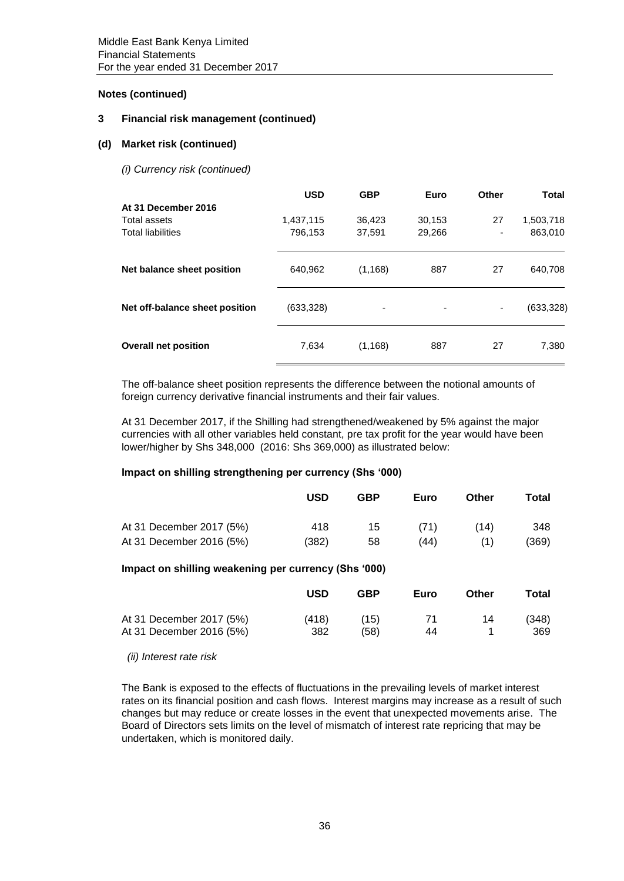## Notes (continued)

## 3 Financial risk management (continued)

### (d) Market risk (continued)

*(i) Currency risk (continued)*

| | USD | GBP | Euro | Other | Total |
|---|---|---|---|---|---|
| **At 31 December 2016** | | | | | |
| Total assets | 1,437,115 | 36,423 | 30,153 | 27 | 1,503,718 |
| Total liabilities | 796,153 | 37,591 | 29,266 | - | 863,010 |
| **Net balance sheet position** | 640,962 | (1,168) | 887 | 27 | 640,708 |
| **Net off-balance sheet position** | (633,328) | - | - | - | (633,328) |
| **Overall net position** | 7,634 | (1,168) | 887 | 27 | 7,380 |

The off-balance sheet position represents the difference between the notional amounts of foreign currency derivative financial instruments and their fair values.

At 31 December 2017, if the Shilling had strengthened/weakened by 5% against the major currencies with all other variables held constant, pre tax profit for the year would have been lower/higher by Shs 348,000 (2016: Shs 369,000) as illustrated below:

**Impact on shilling strengthening per currency (Shs '000)**

| | USD | GBP | Euro | Other | Total |
|---|---|---|---|---|---|
| At 31 December 2017 (5%) | 418 | 15 | (71) | (14) | 348 |
| At 31 December 2016 (5%) | (382) | 58 | (44) | (1) | (369) |

**Impact on shilling weakening per currency (Shs '000)**

| | USD | GBP | Euro | Other | Total |
|---|---|---|---|---|---|
| At 31 December 2017 (5%) | (418) | (15) | 71 | 14 | (348) |
| At 31 December 2016 (5%) | 382 | (58) | 44 | 1 | 369 |

*(ii) Interest rate risk*

The Bank is exposed to the effects of fluctuations in the prevailing levels of market interest rates on its financial position and cash flows. Interest margins may increase as a result of such changes but may reduce or create losses in the event that unexpected movements arise. The Board of Directors sets limits on the level of mismatch of interest rate repricing that may be undertaken, which is monitored daily.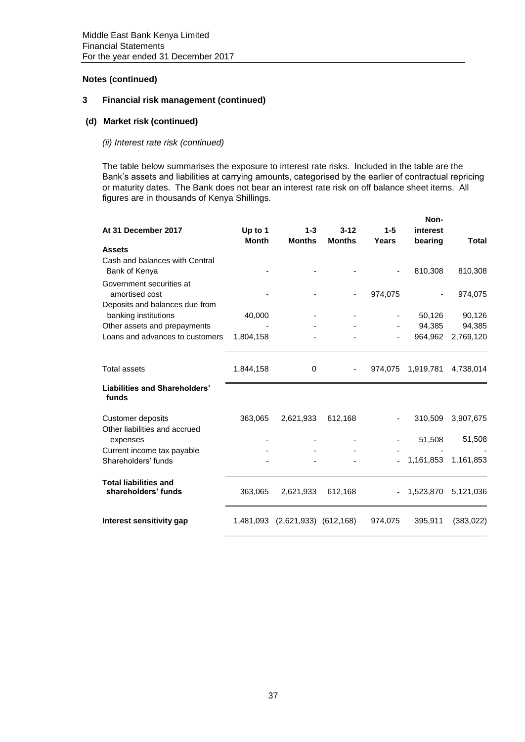Middle East Bank Kenya Limited
Financial Statements
For the year ended 31 December 2017

**Notes (continued)**

## 3 Financial risk management (continued)

### (d) Market risk (continued)

*(ii) Interest rate risk (continued)*

The table below summarises the exposure to interest rate risks. Included in the table are the Bank's assets and liabilities at carrying amounts, categorised by the earlier of contractual repricing or maturity dates. The Bank does not bear an interest rate risk on off balance sheet items. All figures are in thousands of Kenya Shillings.

| At 31 December 2017 | Up to 1 Month | 1-3 Months | 3-12 Months | 1-5 Years | Non-interest bearing | Total |
|---|---|---|---|---|---|---|
| **Assets** | | | | | | |
| Cash and balances with Central Bank of Kenya | - | - | - | - | 810,308 | 810,308 |
| Government securities at amortised cost | - | - | - | 974,075 | - | 974,075 |
| Deposits and balances due from banking institutions | 40,000 | - | - | - | 50,126 | 90,126 |
| Other assets and prepayments | - | - | - | - | 94,385 | 94,385 |
| Loans and advances to customers | 1,804,158 | - | - | - | 964,962 | 2,769,120 |
| Total assets | 1,844,158 | 0 | - | 974,075 | 1,919,781 | 4,738,014 |
| **Liabilities and Shareholders' funds** | | | | | | |
| Customer deposits | 363,065 | 2,621,933 | 612,168 | - | 310,509 | 3,907,675 |
| Other liabilities and accrued expenses | - | - | - | - | 51,508 | 51,508 |
| Current income tax payable | - | - | - | - | - | - |
| Shareholders' funds | - | - | - | - | 1,161,853 | 1,161,853 |
| **Total liabilities and shareholders' funds** | 363,065 | 2,621,933 | 612,168 | - | 1,523,870 | 5,121,036 |
| **Interest sensitivity gap** | 1,481,093 | (2,621,933) | (612,168) | 974,075 | 395,911 | (383,022) |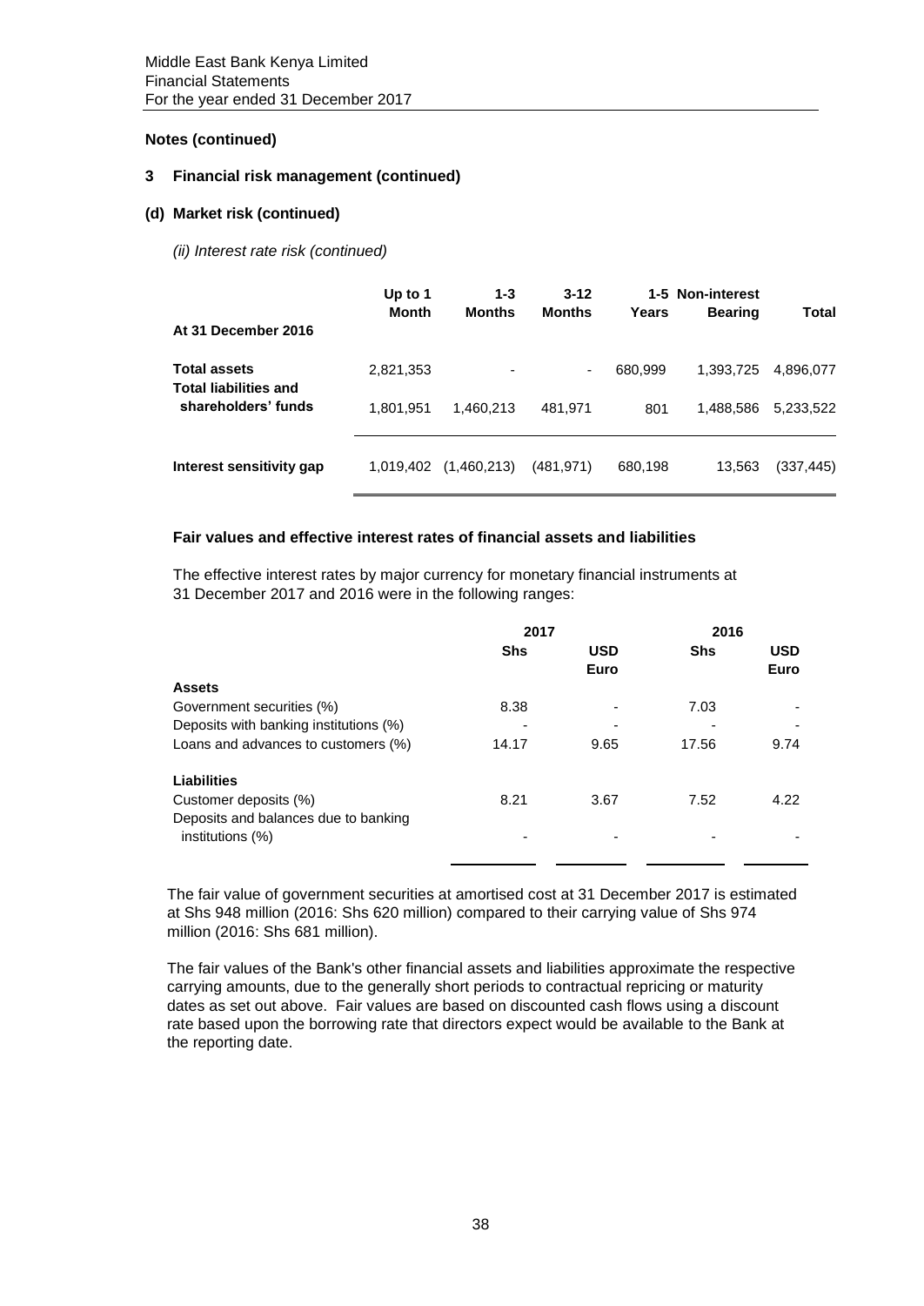## Notes (continued)

### 3 Financial risk management (continued)

#### (d) Market risk (continued)

*(ii) Interest rate risk (continued)*

| At 31 December 2016 | Up to 1 Month | 1-3 Months | 3-12 Months | 1-5 Years | Non-interest Bearing | Total |
|---|---|---|---|---|---|---|
| **Total assets** | 2,821,353 | - | - | 680,999 | 1,393,725 | 4,896,077 |
| **Total liabilities and shareholders' funds** | 1,801,951 | 1,460,213 | 481,971 | 801 | 1,488,586 | 5,233,522 |
| **Interest sensitivity gap** | 1,019,402 | (1,460,213) | (481,971) | 680,198 | 13,563 | (337,445) |

**Fair values and effective interest rates of financial assets and liabilities**

The effective interest rates by major currency for monetary financial instruments at 31 December 2017 and 2016 were in the following ranges:

| | 2017 | | 2016 | |
|---|---|---|---|---|
| | **Shs** | **USD Euro** | **Shs** | **USD Euro** |
| **Assets** | | | | |
| Government securities (%) | 8.38 | - | 7.03 | - |
| Deposits with banking institutions (%) | - | - | - | - |
| Loans and advances to customers (%) | 14.17 | 9.65 | 17.56 | 9.74 |
| **Liabilities** | | | | |
| Customer deposits (%) | 8.21 | 3.67 | 7.52 | 4.22 |
| Deposits and balances due to banking institutions (%) | - | - | - | - |

The fair value of government securities at amortised cost at 31 December 2017 is estimated at Shs 948 million (2016: Shs 620 million) compared to their carrying value of Shs 974 million (2016: Shs 681 million).

The fair values of the Bank's other financial assets and liabilities approximate the respective carrying amounts, due to the generally short periods to contractual repricing or maturity dates as set out above. Fair values are based on discounted cash flows using a discount rate based upon the borrowing rate that directors expect would be available to the Bank at the reporting date.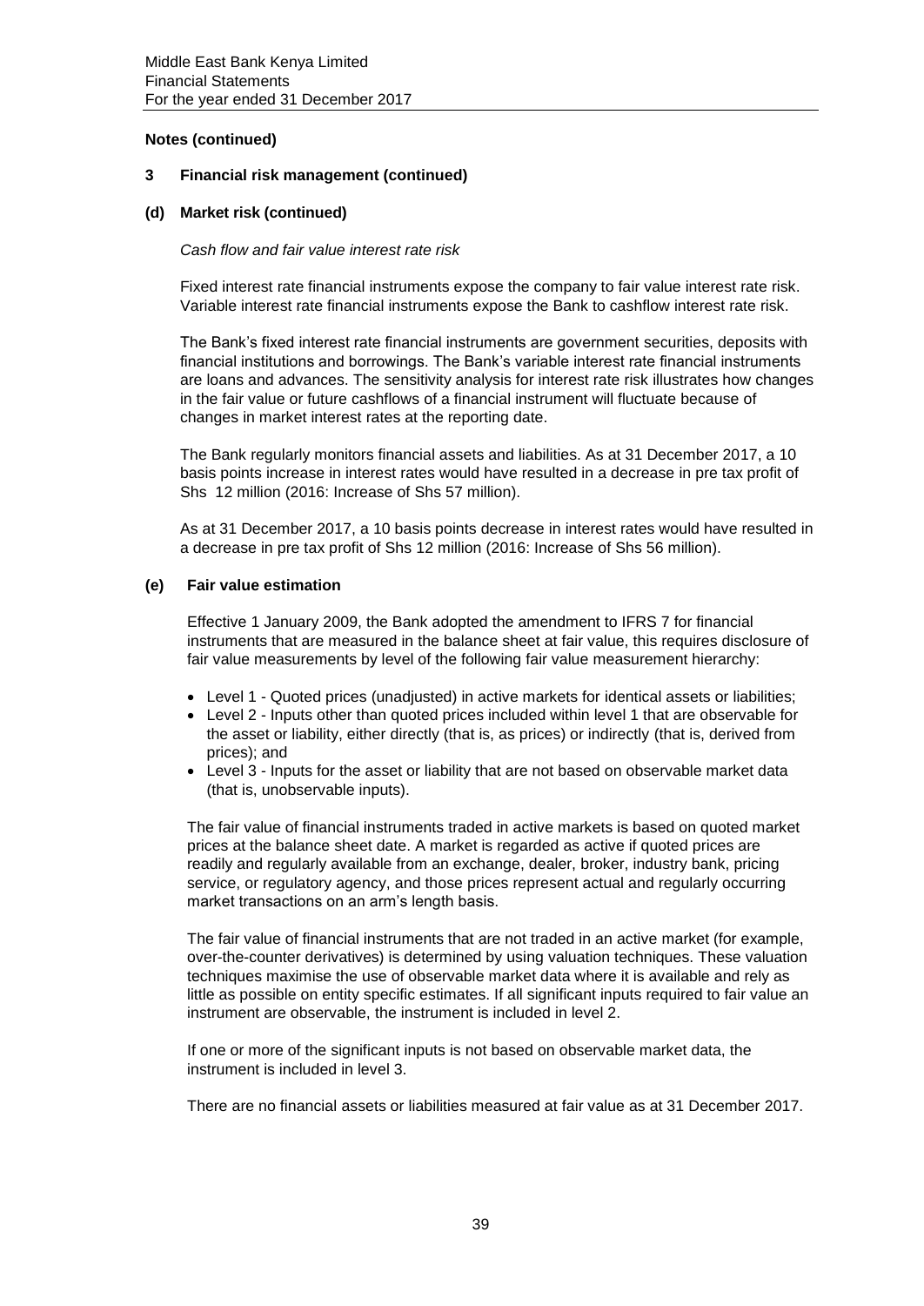**Notes (continued)**

**3 Financial risk management (continued)**

**(d) Market risk (continued)**

*Cash flow and fair value interest rate risk*

Fixed interest rate financial instruments expose the company to fair value interest rate risk. Variable interest rate financial instruments expose the Bank to cashflow interest rate risk.

The Bank's fixed interest rate financial instruments are government securities, deposits with financial institutions and borrowings. The Bank's variable interest rate financial instruments are loans and advances. The sensitivity analysis for interest rate risk illustrates how changes in the fair value or future cashflows of a financial instrument will fluctuate because of changes in market interest rates at the reporting date.

The Bank regularly monitors financial assets and liabilities. As at 31 December 2017, a 10 basis points increase in interest rates would have resulted in a decrease in pre tax profit of Shs 12 million (2016: Increase of Shs 57 million).

As at 31 December 2017, a 10 basis points decrease in interest rates would have resulted in a decrease in pre tax profit of Shs 12 million (2016: Increase of Shs 56 million).

**(e) Fair value estimation**

Effective 1 January 2009, the Bank adopted the amendment to IFRS 7 for financial instruments that are measured in the balance sheet at fair value, this requires disclosure of fair value measurements by level of the following fair value measurement hierarchy:

- Level 1 - Quoted prices (unadjusted) in active markets for identical assets or liabilities;
- Level 2 - Inputs other than quoted prices included within level 1 that are observable for the asset or liability, either directly (that is, as prices) or indirectly (that is, derived from prices); and
- Level 3 - Inputs for the asset or liability that are not based on observable market data (that is, unobservable inputs).

The fair value of financial instruments traded in active markets is based on quoted market prices at the balance sheet date. A market is regarded as active if quoted prices are readily and regularly available from an exchange, dealer, broker, industry bank, pricing service, or regulatory agency, and those prices represent actual and regularly occurring market transactions on an arm's length basis.

The fair value of financial instruments that are not traded in an active market (for example, over-the-counter derivatives) is determined by using valuation techniques. These valuation techniques maximise the use of observable market data where it is available and rely as little as possible on entity specific estimates. If all significant inputs required to fair value an instrument are observable, the instrument is included in level 2.

If one or more of the significant inputs is not based on observable market data, the instrument is included in level 3.

There are no financial assets or liabilities measured at fair value as at 31 December 2017.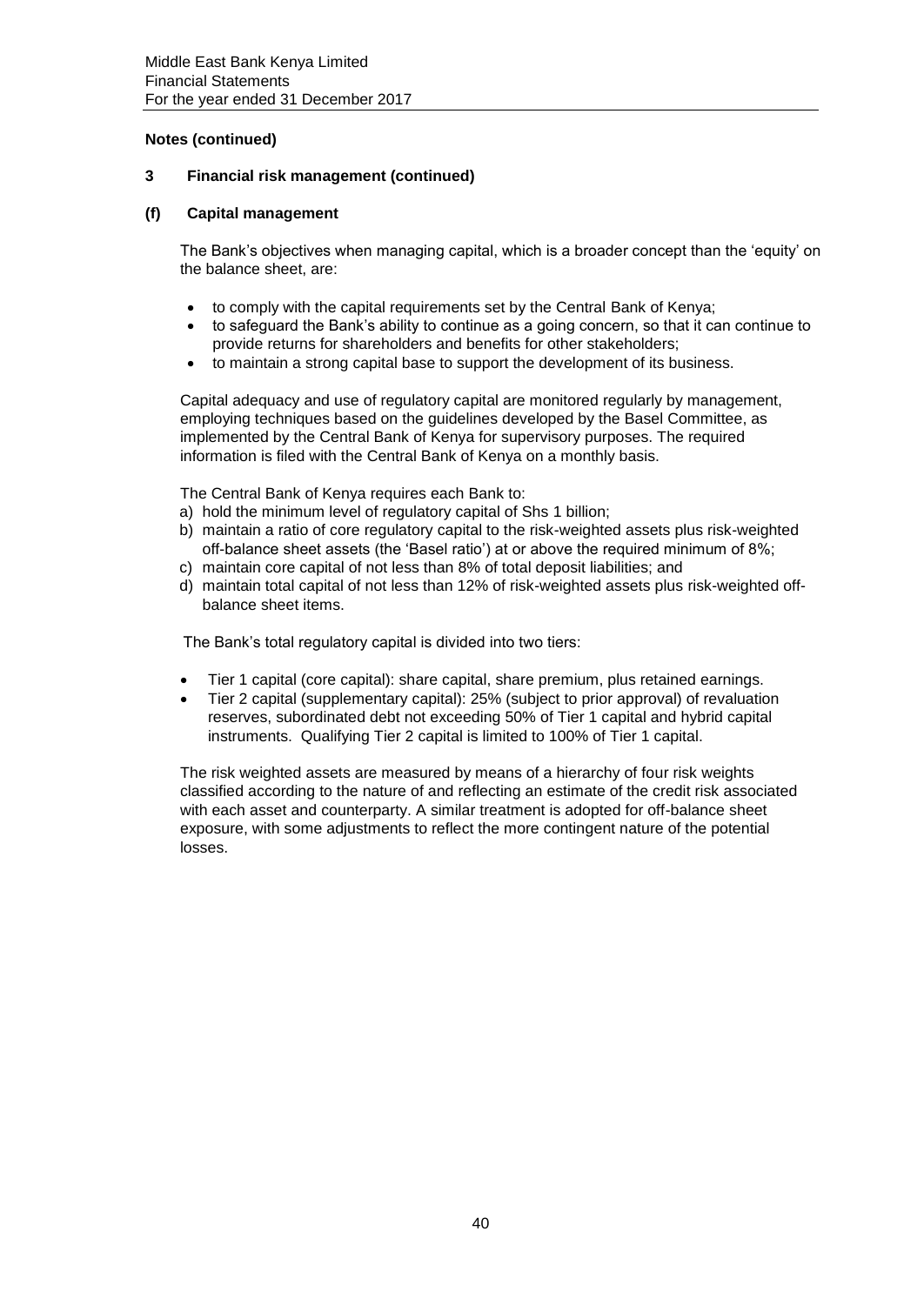**Notes (continued)**

## 3 Financial risk management (continued)

### (f) Capital management

The Bank's objectives when managing capital, which is a broader concept than the 'equity' on the balance sheet, are:

- to comply with the capital requirements set by the Central Bank of Kenya;
- to safeguard the Bank's ability to continue as a going concern, so that it can continue to provide returns for shareholders and benefits for other stakeholders;
- to maintain a strong capital base to support the development of its business.

Capital adequacy and use of regulatory capital are monitored regularly by management, employing techniques based on the guidelines developed by the Basel Committee, as implemented by the Central Bank of Kenya for supervisory purposes. The required information is filed with the Central Bank of Kenya on a monthly basis.

The Central Bank of Kenya requires each Bank to:

a) hold the minimum level of regulatory capital of Shs 1 billion;
b) maintain a ratio of core regulatory capital to the risk-weighted assets plus risk-weighted off-balance sheet assets (the 'Basel ratio') at or above the required minimum of 8%;
c) maintain core capital of not less than 8% of total deposit liabilities; and
d) maintain total capital of not less than 12% of risk-weighted assets plus risk-weighted off-balance sheet items.

The Bank's total regulatory capital is divided into two tiers:

- Tier 1 capital (core capital): share capital, share premium, plus retained earnings.
- Tier 2 capital (supplementary capital): 25% (subject to prior approval) of revaluation reserves, subordinated debt not exceeding 50% of Tier 1 capital and hybrid capital instruments. Qualifying Tier 2 capital is limited to 100% of Tier 1 capital.

The risk weighted assets are measured by means of a hierarchy of four risk weights classified according to the nature of and reflecting an estimate of the credit risk associated with each asset and counterparty. A similar treatment is adopted for off-balance sheet exposure, with some adjustments to reflect the more contingent nature of the potential losses.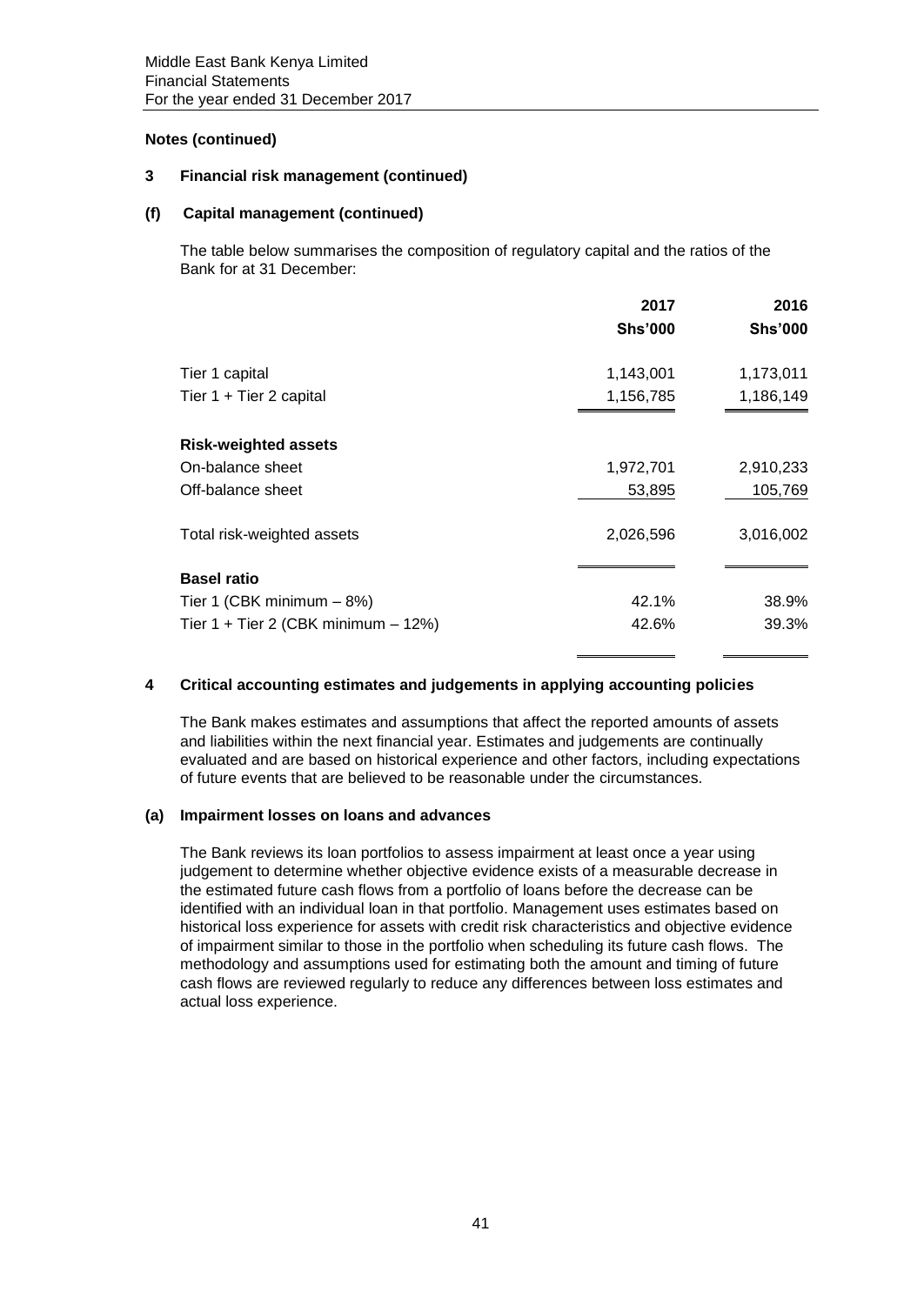**Notes (continued)**

## 3 Financial risk management (continued)

### (f) Capital management (continued)

The table below summarises the composition of regulatory capital and the ratios of the Bank for at 31 December:

| | 2017 | 2016 |
|---|---|---|
| | **Shs'000** | **Shs'000** |
| Tier 1 capital | 1,143,001 | 1,173,011 |
| Tier 1 + Tier 2 capital | 1,156,785 | 1,186,149 |
| **Risk-weighted assets** | | |
| On-balance sheet | 1,972,701 | 2,910,233 |
| Off-balance sheet | 53,895 | 105,769 |
| Total risk-weighted assets | 2,026,596 | 3,016,002 |
| **Basel ratio** | | |
| Tier 1 (CBK minimum – 8%) | 42.1% | 38.9% |
| Tier 1 + Tier 2 (CBK minimum – 12%) | 42.6% | 39.3% |

## 4 Critical accounting estimates and judgements in applying accounting policies

The Bank makes estimates and assumptions that affect the reported amounts of assets and liabilities within the next financial year. Estimates and judgements are continually evaluated and are based on historical experience and other factors, including expectations of future events that are believed to be reasonable under the circumstances.

### (a) Impairment losses on loans and advances

The Bank reviews its loan portfolios to assess impairment at least once a year using judgement to determine whether objective evidence exists of a measurable decrease in the estimated future cash flows from a portfolio of loans before the decrease can be identified with an individual loan in that portfolio. Management uses estimates based on historical loss experience for assets with credit risk characteristics and objective evidence of impairment similar to those in the portfolio when scheduling its future cash flows. The methodology and assumptions used for estimating both the amount and timing of future cash flows are reviewed regularly to reduce any differences between loss estimates and actual loss experience.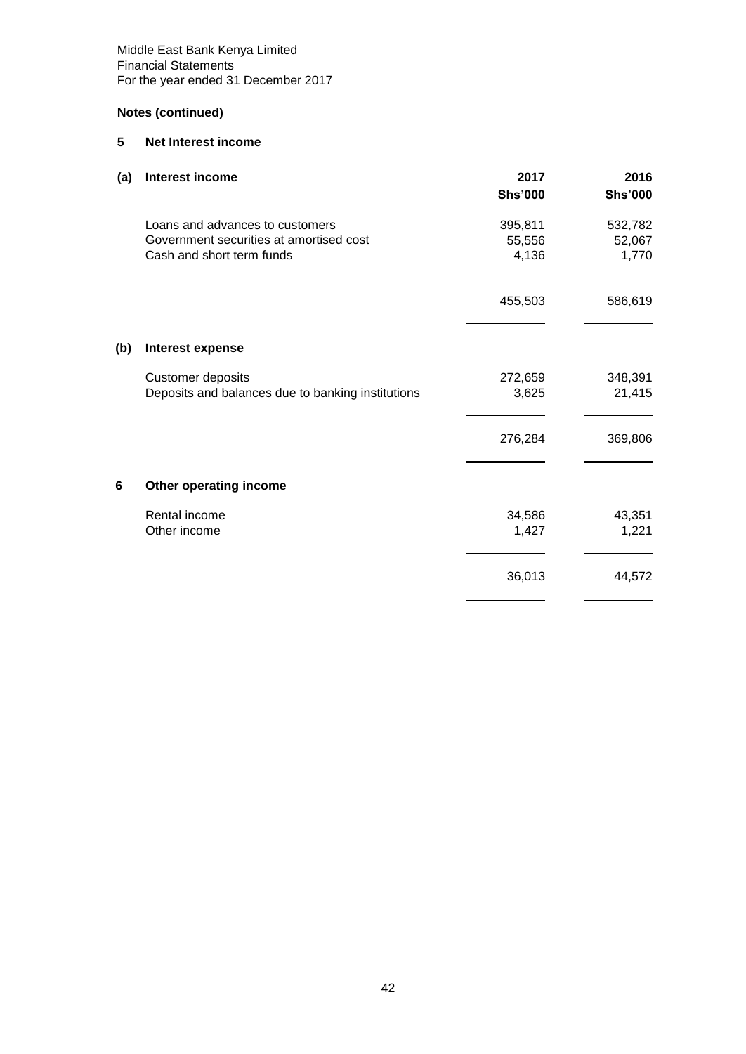**Notes (continued)**

## 5 Net Interest income

| **(a) Interest income** | **2017** | **2016** |
|---|---|---|
| | **Shs'000** | **Shs'000** |
| Loans and advances to customers | 395,811 | 532,782 |
| Government securities at amortised cost | 55,556 | 52,067 |
| Cash and short term funds | 4,136 | 1,770 |
| | 455,503 | 586,619 |

| **(b) Interest expense** | | |
|---|---|---|
| Customer deposits | 272,659 | 348,391 |
| Deposits and balances due to banking institutions | 3,625 | 21,415 |
| | 276,284 | 369,806 |

## 6 Other operating income

| | | |
|---|---|---|
| Rental income | 34,586 | 43,351 |
| Other income | 1,427 | 1,221 |
| | 36,013 | 44,572 |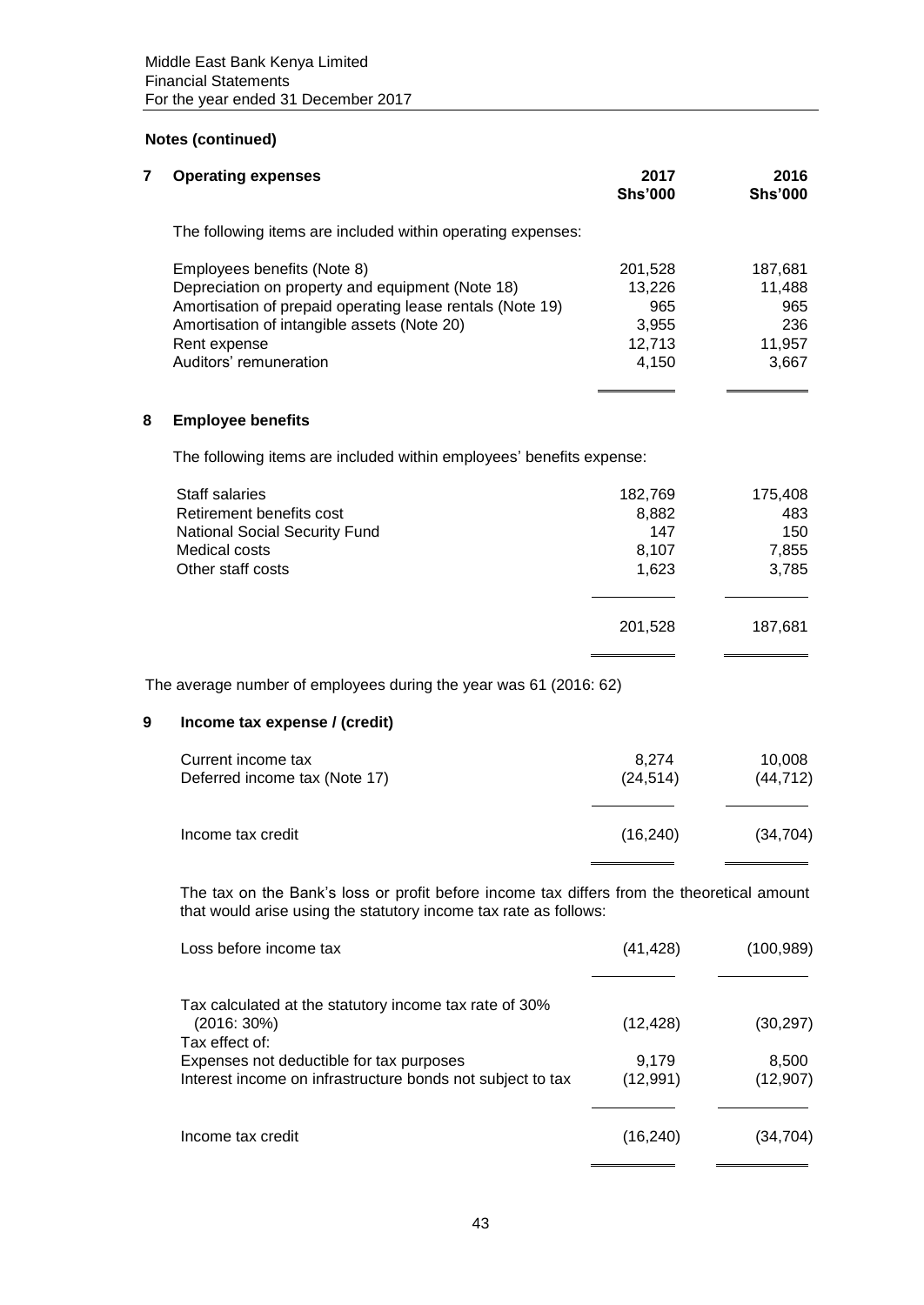## Notes (continued)

### 7 Operating expenses

| | 2017 Shs'000 | 2016 Shs'000 |
|---|---|---|
| The following items are included within operating expenses: | | |
| Employees benefits (Note 8) | 201,528 | 187,681 |
| Depreciation on property and equipment (Note 18) | 13,226 | 11,488 |
| Amortisation of prepaid operating lease rentals (Note 19) | 965 | 965 |
| Amortisation of intangible assets (Note 20) | 3,955 | 236 |
| Rent expense | 12,713 | 11,957 |
| Auditors' remuneration | 4,150 | 3,667 |

### 8 Employee benefits

The following items are included within employees' benefits expense:

| | 2017 Shs'000 | 2016 Shs'000 |
|---|---|---|
| Staff salaries | 182,769 | 175,408 |
| Retirement benefits cost | 8,882 | 483 |
| National Social Security Fund | 147 | 150 |
| Medical costs | 8,107 | 7,855 |
| Other staff costs | 1,623 | 3,785 |
| | 201,528 | 187,681 |

The average number of employees during the year was 61 (2016: 62)

### 9 Income tax expense / (credit)

| | 2017 Shs'000 | 2016 Shs'000 |
|---|---|---|
| Current income tax | 8,274 | 10,008 |
| Deferred income tax (Note 17) | (24,514) | (44,712) |
| Income tax credit | (16,240) | (34,704) |

The tax on the Bank's loss or profit before income tax differs from the theoretical amount that would arise using the statutory income tax rate as follows:

| | 2017 Shs'000 | 2016 Shs'000 |
|---|---|---|
| Loss before income tax | (41,428) | (100,989) |
| Tax calculated at the statutory income tax rate of 30% (2016: 30%) | (12,428) | (30,297) |
| Tax effect of: | | |
| Expenses not deductible for tax purposes | 9,179 | 8,500 |
| Interest income on infrastructure bonds not subject to tax | (12,991) | (12,907) |
| Income tax credit | (16,240) | (34,704) |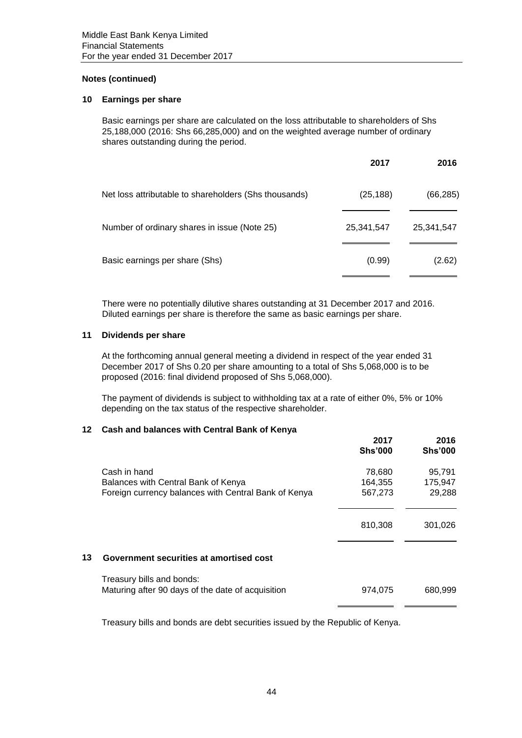## Notes (continued)

### 10 Earnings per share

Basic earnings per share are calculated on the loss attributable to shareholders of Shs 25,188,000 (2016: Shs 66,285,000) and on the weighted average number of ordinary shares outstanding during the period.

| | 2017 | 2016 |
|---|---|---|
| Net loss attributable to shareholders (Shs thousands) | (25,188) | (66,285) |
| Number of ordinary shares in issue (Note 25) | 25,341,547 | 25,341,547 |
| Basic earnings per share (Shs) | (0.99) | (2.62) |

There were no potentially dilutive shares outstanding at 31 December 2017 and 2016. Diluted earnings per share is therefore the same as basic earnings per share.

### 11 Dividends per share

At the forthcoming annual general meeting a dividend in respect of the year ended 31 December 2017 of Shs 0.20 per share amounting to a total of Shs 5,068,000 is to be proposed (2016: final dividend proposed of Shs 5,068,000).

The payment of dividends is subject to withholding tax at a rate of either 0%, 5% or 10% depending on the tax status of the respective shareholder.

### 12 Cash and balances with Central Bank of Kenya

| | 2017 Shs'000 | 2016 Shs'000 |
|---|---|---|
| Cash in hand | 78,680 | 95,791 |
| Balances with Central Bank of Kenya | 164,355 | 175,947 |
| Foreign currency balances with Central Bank of Kenya | 567,273 | 29,288 |
| | 810,308 | 301,026 |

### 13 Government securities at amortised cost

| | 2017 Shs'000 | 2016 Shs'000 |
|---|---|---|
| Treasury bills and bonds: | | |
| Maturing after 90 days of the date of acquisition | 974,075 | 680,999 |

Treasury bills and bonds are debt securities issued by the Republic of Kenya.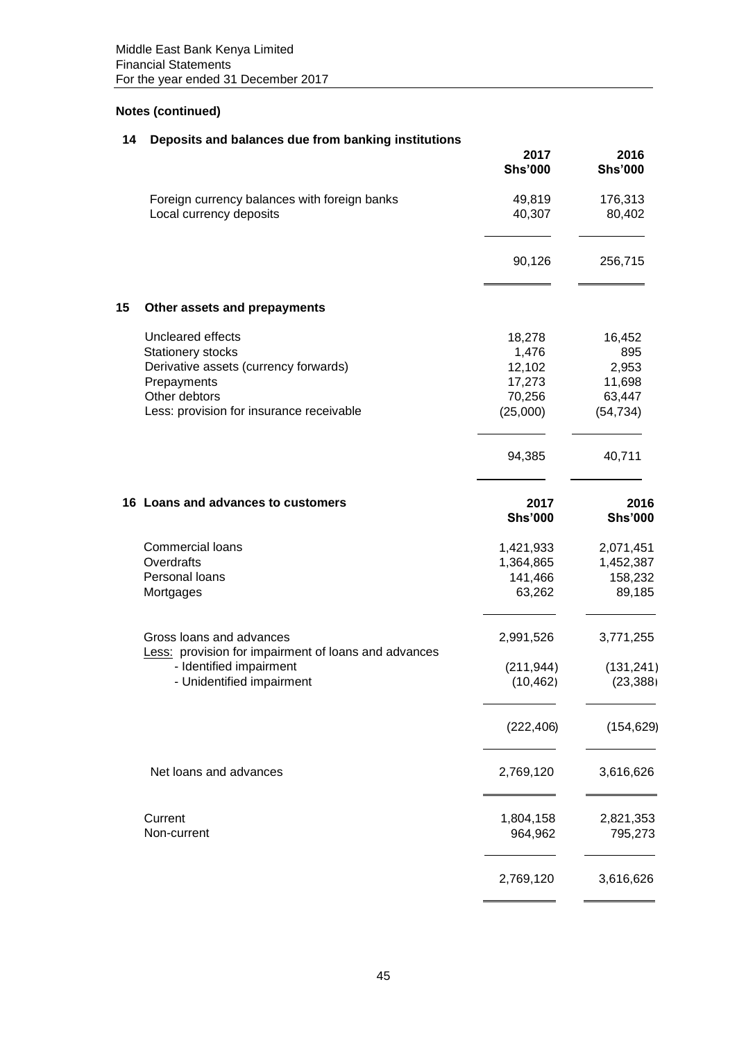## Notes (continued)

### 14 Deposits and balances due from banking institutions

| | 2017 Shs'000 | 2016 Shs'000 |
|---|---|---|
| Foreign currency balances with foreign banks | 49,819 | 176,313 |
| Local currency deposits | 40,307 | 80,402 |
| | 90,126 | 256,715 |

### 15 Other assets and prepayments

| | 2017 Shs'000 | 2016 Shs'000 |
|---|---|---|
| Uncleared effects | 18,278 | 16,452 |
| Stationery stocks | 1,476 | 895 |
| Derivative assets (currency forwards) | 12,102 | 2,953 |
| Prepayments | 17,273 | 11,698 |
| Other debtors | 70,256 | 63,447 |
| Less: provision for insurance receivable | (25,000) | (54,734) |
| | 94,385 | 40,711 |

### 16 Loans and advances to customers

| | 2017 Shs'000 | 2016 Shs'000 |
|---|---|---|
| Commercial loans | 1,421,933 | 2,071,451 |
| Overdrafts | 1,364,865 | 1,452,387 |
| Personal loans | 141,466 | 158,232 |
| Mortgages | 63,262 | 89,185 |
| Gross loans and advances | 2,991,526 | 3,771,255 |
| Less: provision for impairment of loans and advances | | |
| - Identified impairment | (211,944) | (131,241) |
| - Unidentified impairment | (10,462) | (23,388) |
| | (222,406) | (154,629) |
| Net loans and advances | 2,769,120 | 3,616,626 |
| Current | 1,804,158 | 2,821,353 |
| Non-current | 964,962 | 795,273 |
| | 2,769,120 | 3,616,626 |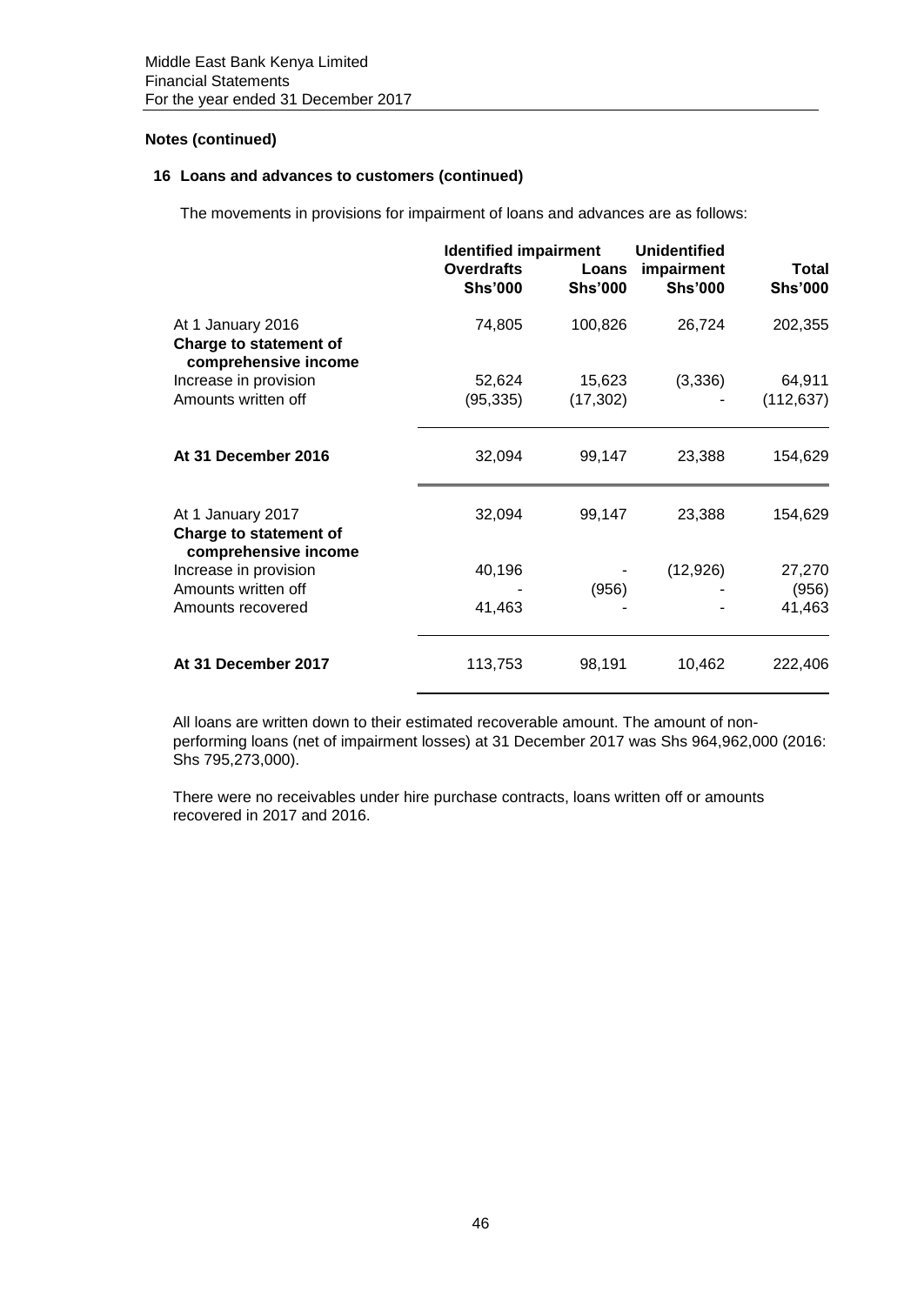**Notes (continued)**

**16 Loans and advances to customers (continued)**

The movements in provisions for impairment of loans and advances are as follows:

| | Identified impairment | | Unidentified | |
|---|---|---|---|---|
| | Overdrafts Shs'000 | Loans Shs'000 | impairment Shs'000 | Total Shs'000 |
| At 1 January 2016 | 74,805 | 100,826 | 26,724 | 202,355 |
| **Charge to statement of comprehensive income** | | | | |
| Increase in provision | 52,624 | 15,623 | (3,336) | 64,911 |
| Amounts written off | (95,335) | (17,302) | - | (112,637) |
| **At 31 December 2016** | 32,094 | 99,147 | 23,388 | 154,629 |
| At 1 January 2017 | 32,094 | 99,147 | 23,388 | 154,629 |
| **Charge to statement of comprehensive income** | | | | |
| Increase in provision | 40,196 | - | (12,926) | 27,270 |
| Amounts written off | - | (956) | - | (956) |
| Amounts recovered | 41,463 | - | - | 41,463 |
| **At 31 December 2017** | 113,753 | 98,191 | 10,462 | 222,406 |

All loans are written down to their estimated recoverable amount. The amount of non-performing loans (net of impairment losses) at 31 December 2017 was Shs 964,962,000 (2016: Shs 795,273,000).

There were no receivables under hire purchase contracts, loans written off or amounts recovered in 2017 and 2016.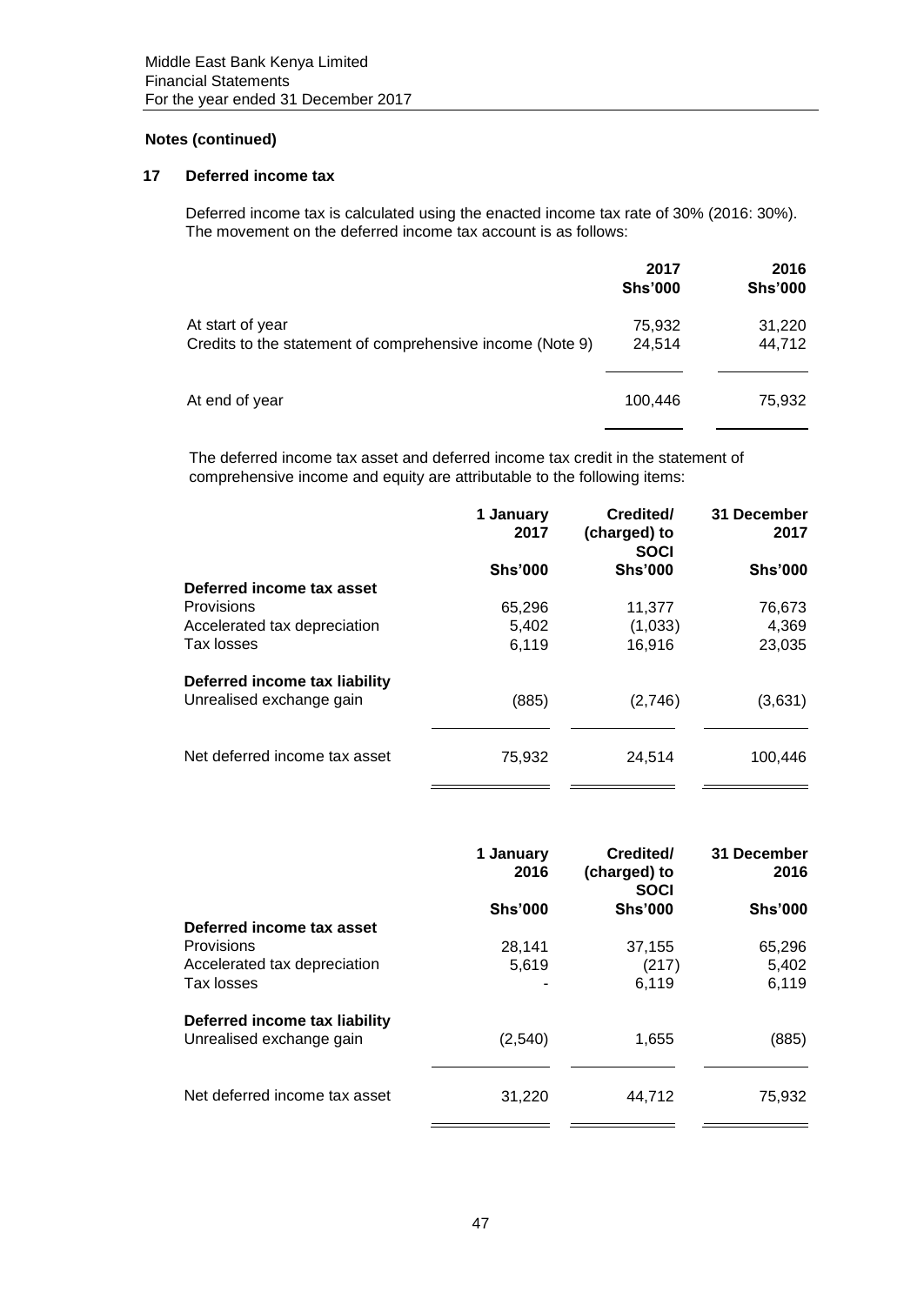## Notes (continued)

### 17 Deferred income tax

Deferred income tax is calculated using the enacted income tax rate of 30% (2016: 30%). The movement on the deferred income tax account is as follows:

| | 2017 Shs'000 | 2016 Shs'000 |
|---|---|---|
| At start of year | 75,932 | 31,220 |
| Credits to the statement of comprehensive income (Note 9) | 24,514 | 44,712 |
| At end of year | 100,446 | 75,932 |

The deferred income tax asset and deferred income tax credit in the statement of comprehensive income and equity are attributable to the following items:

| | 1 January 2017 | Credited/ (charged) to SOCI | 31 December 2017 |
|---|---|---|---|
| | Shs'000 | Shs'000 | Shs'000 |
| **Deferred income tax asset** | | | |
| Provisions | 65,296 | 11,377 | 76,673 |
| Accelerated tax depreciation | 5,402 | (1,033) | 4,369 |
| Tax losses | 6,119 | 16,916 | 23,035 |
| **Deferred income tax liability** | | | |
| Unrealised exchange gain | (885) | (2,746) | (3,631) |
| Net deferred income tax asset | 75,932 | 24,514 | 100,446 |

| | 1 January 2016 | Credited/ (charged) to SOCI | 31 December 2016 |
|---|---|---|---|
| | Shs'000 | Shs'000 | Shs'000 |
| **Deferred income tax asset** | | | |
| Provisions | 28,141 | 37,155 | 65,296 |
| Accelerated tax depreciation | 5,619 | (217) | 5,402 |
| Tax losses | - | 6,119 | 6,119 |
| **Deferred income tax liability** | | | |
| Unrealised exchange gain | (2,540) | 1,655 | (885) |
| Net deferred income tax asset | 31,220 | 44,712 | 75,932 |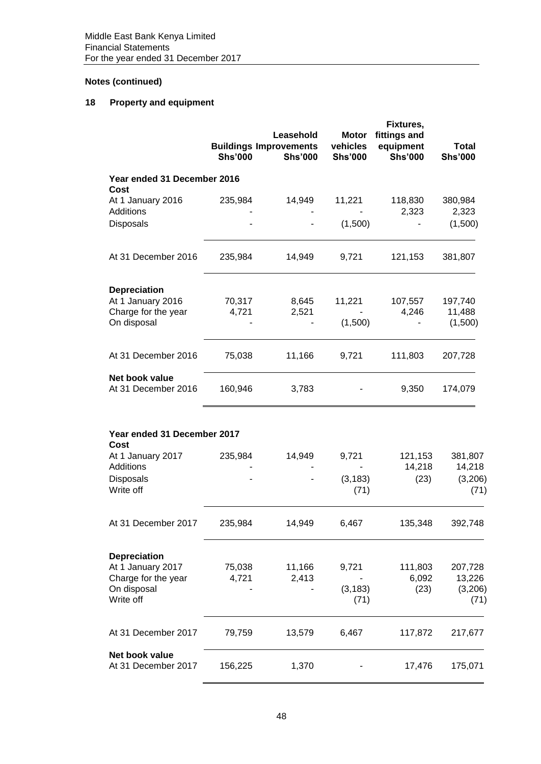## Notes (continued)

### 18 Property and equipment

| | Buildings Shs'000 | Leasehold Improvements Shs'000 | Motor vehicles Shs'000 | Fixtures, fittings and equipment Shs'000 | Total Shs'000 |
|---|---|---|---|---|---|
| **Year ended 31 December 2016** | | | | | |
| **Cost** | | | | | |
| At 1 January 2016 | 235,984 | 14,949 | 11,221 | 118,830 | 380,984 |
| Additions | - | - | - | 2,323 | 2,323 |
| Disposals | - | - | (1,500) | - | (1,500) |
| At 31 December 2016 | 235,984 | 14,949 | 9,721 | 121,153 | 381,807 |
| **Depreciation** | | | | | |
| At 1 January 2016 | 70,317 | 8,645 | 11,221 | 107,557 | 197,740 |
| Charge for the year | 4,721 | 2,521 | - | 4,246 | 11,488 |
| On disposal | - | - | (1,500) | - | (1,500) |
| At 31 December 2016 | 75,038 | 11,166 | 9,721 | 111,803 | 207,728 |
| **Net book value** | | | | | |
| At 31 December 2016 | 160,946 | 3,783 | - | 9,350 | 174,079 |
| **Year ended 31 December 2017** | | | | | |
| **Cost** | | | | | |
| At 1 January 2017 | 235,984 | 14,949 | 9,721 | 121,153 | 381,807 |
| Additions | - | - | - | 14,218 | 14,218 |
| Disposals | - | - | (3,183) | (23) | (3,206) |
| Write off | | | (71) | | (71) |
| At 31 December 2017 | 235,984 | 14,949 | 6,467 | 135,348 | 392,748 |
| **Depreciation** | | | | | |
| At 1 January 2017 | 75,038 | 11,166 | 9,721 | 111,803 | 207,728 |
| Charge for the year | 4,721 | 2,413 | - | 6,092 | 13,226 |
| On disposal | - | - | (3,183) | (23) | (3,206) |
| Write off | | | (71) | | (71) |
| At 31 December 2017 | 79,759 | 13,579 | 6,467 | 117,872 | 217,677 |
| **Net book value** | | | | | |
| At 31 December 2017 | 156,225 | 1,370 | - | 17,476 | 175,071 |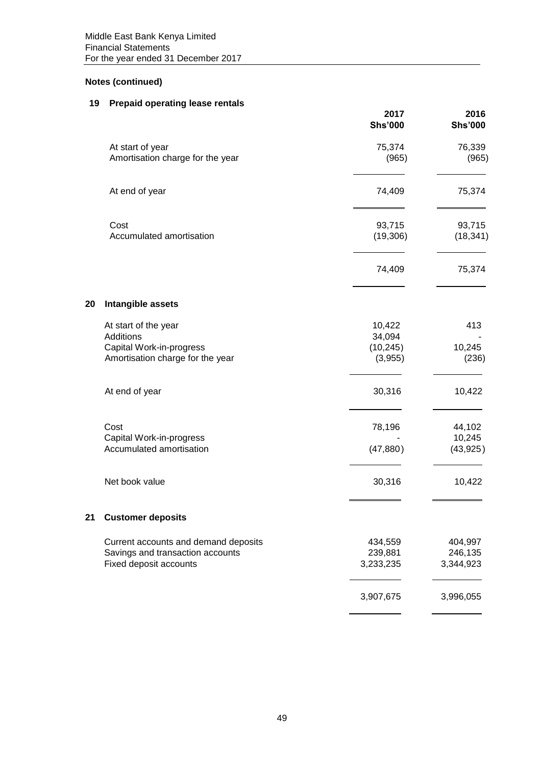## Notes (continued)

### 19 Prepaid operating lease rentals

| | 2017 Shs'000 | 2016 Shs'000 |
|---|---|---|
| At start of year | 75,374 | 76,339 |
| Amortisation charge for the year | (965) | (965) |
| At end of year | 74,409 | 75,374 |
| Cost | 93,715 | 93,715 |
| Accumulated amortisation | (19,306) | (18,341) |
| | 74,409 | 75,374 |

### 20 Intangible assets

| | 2017 Shs'000 | 2016 Shs'000 |
|---|---|---|
| At start of the year | 10,422 | 413 |
| Additions | 34,094 | - |
| Capital Work-in-progress | (10,245) | 10,245 |
| Amortisation charge for the year | (3,955) | (236) |
| At end of year | 30,316 | 10,422 |
| Cost | 78,196 | 44,102 |
| Capital Work-in-progress | - | 10,245 |
| Accumulated amortisation | (47,880) | (43,925) |
| Net book value | 30,316 | 10,422 |

### 21 Customer deposits

| | 2017 Shs'000 | 2016 Shs'000 |
|---|---|---|
| Current accounts and demand deposits | 434,559 | 404,997 |
| Savings and transaction accounts | 239,881 | 246,135 |
| Fixed deposit accounts | 3,233,235 | 3,344,923 |
| | 3,907,675 | 3,996,055 |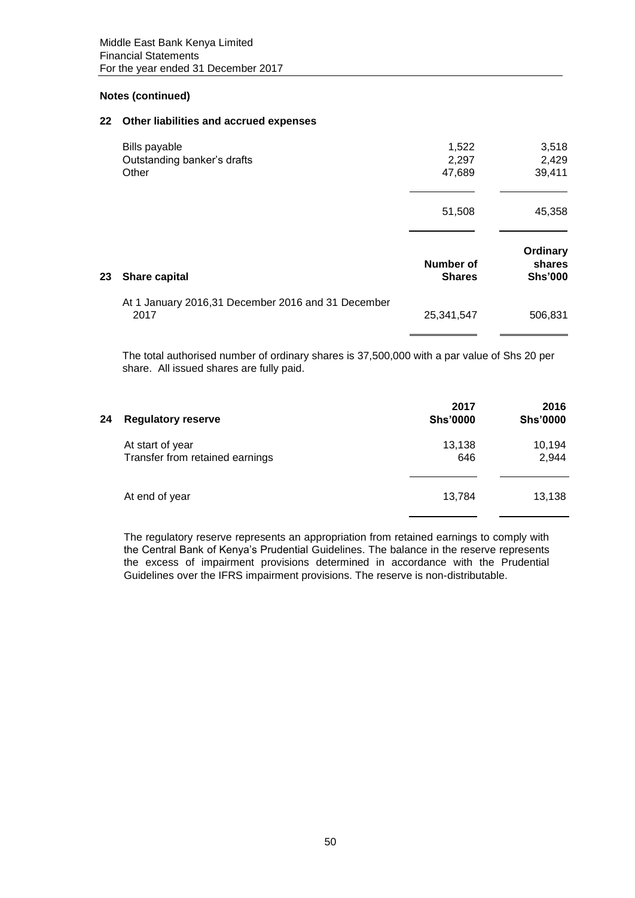**Notes (continued)**

## 22 Other liabilities and accrued expenses

| | | |
|---|---|---|
| Bills payable | 1,522 | 3,518 |
| Outstanding banker's drafts | 2,297 | 2,429 |
| Other | 47,689 | 39,411 |
| | 51,508 | 45,358 |

## 23 Share capital

| | Number of Shares | Ordinary shares Shs'000 |
|---|---|---|
| At 1 January 2016,31 December 2016 and 31 December 2017 | 25,341,547 | 506,831 |

The total authorised number of ordinary shares is 37,500,000 with a par value of Shs 20 per share. All issued shares are fully paid.

## 24 Regulatory reserve

| | 2017 Shs'0000 | 2016 Shs'0000 |
|---|---|---|
| At start of year | 13,138 | 10,194 |
| Transfer from retained earnings | 646 | 2,944 |
| At end of year | 13,784 | 13,138 |

The regulatory reserve represents an appropriation from retained earnings to comply with the Central Bank of Kenya's Prudential Guidelines. The balance in the reserve represents the excess of impairment provisions determined in accordance with the Prudential Guidelines over the IFRS impairment provisions. The reserve is non-distributable.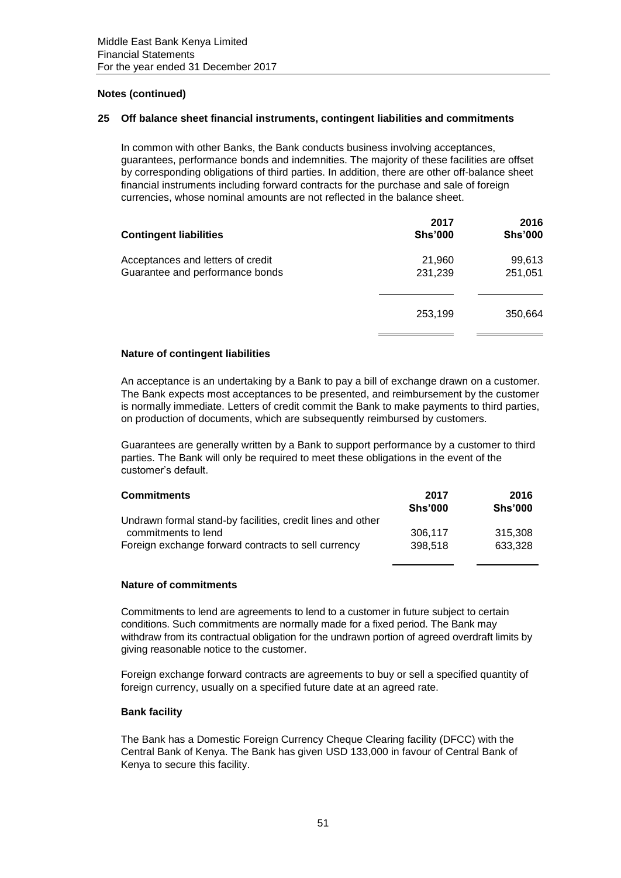**Notes (continued)**

## 25 Off balance sheet financial instruments, contingent liabilities and commitments

In common with other Banks, the Bank conducts business involving acceptances, guarantees, performance bonds and indemnities. The majority of these facilities are offset by corresponding obligations of third parties. In addition, there are other off-balance sheet financial instruments including forward contracts for the purchase and sale of foreign currencies, whose nominal amounts are not reflected in the balance sheet.

| **Contingent liabilities** | **2017 Shs'000** | **2016 Shs'000** |
|---|---|---|
| Acceptances and letters of credit | 21,960 | 99,613 |
| Guarantee and performance bonds | 231,239 | 251,051 |
| | 253,199 | 350,664 |

**Nature of contingent liabilities**

An acceptance is an undertaking by a Bank to pay a bill of exchange drawn on a customer. The Bank expects most acceptances to be presented, and reimbursement by the customer is normally immediate. Letters of credit commit the Bank to make payments to third parties, on production of documents, which are subsequently reimbursed by customers.

Guarantees are generally written by a Bank to support performance by a customer to third parties. The Bank will only be required to meet these obligations in the event of the customer's default.

| **Commitments** | **2017 Shs'000** | **2016 Shs'000** |
|---|---|---|
| Undrawn formal stand-by facilities, credit lines and other commitments to lend | 306,117 | 315,308 |
| Foreign exchange forward contracts to sell currency | 398,518 | 633,328 |

**Nature of commitments**

Commitments to lend are agreements to lend to a customer in future subject to certain conditions. Such commitments are normally made for a fixed period. The Bank may withdraw from its contractual obligation for the undrawn portion of agreed overdraft limits by giving reasonable notice to the customer.

Foreign exchange forward contracts are agreements to buy or sell a specified quantity of foreign currency, usually on a specified future date at an agreed rate.

**Bank facility**

The Bank has a Domestic Foreign Currency Cheque Clearing facility (DFCC) with the Central Bank of Kenya. The Bank has given USD 133,000 in favour of Central Bank of Kenya to secure this facility.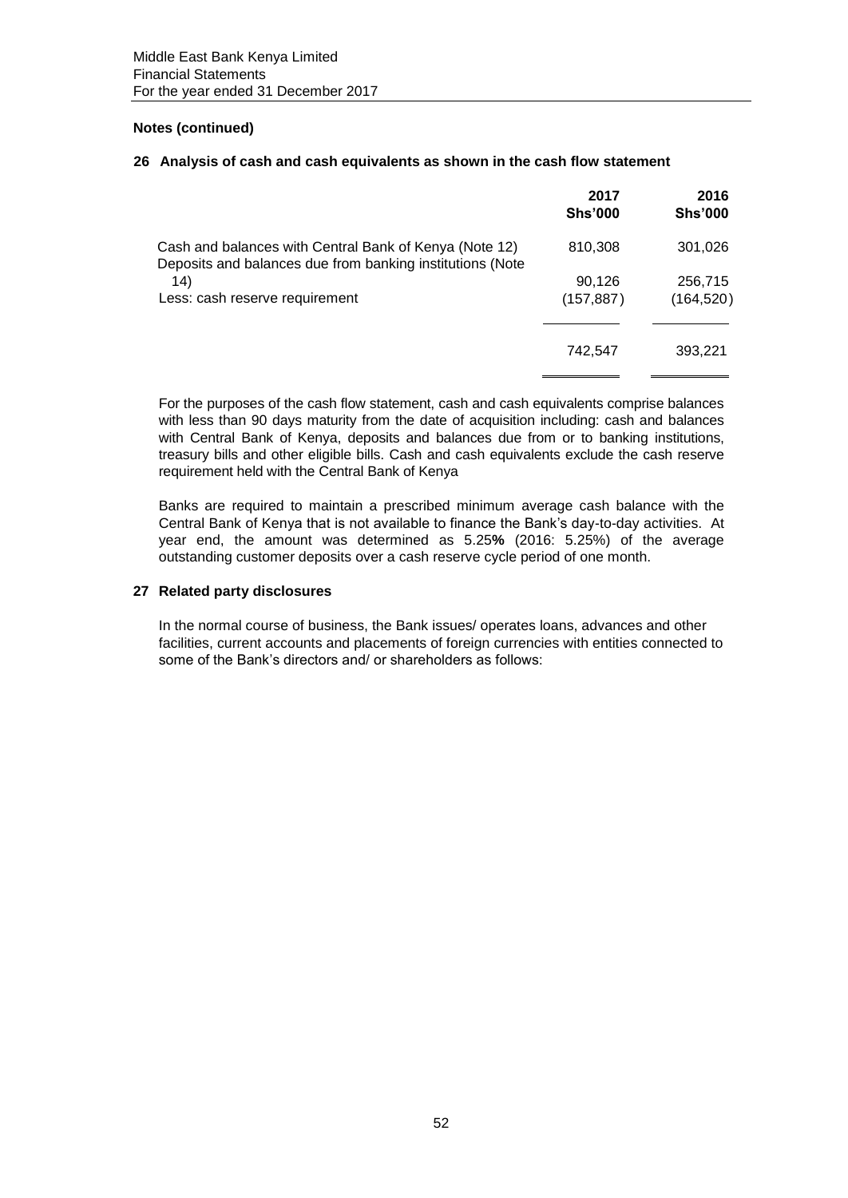## Notes (continued)

### 26 Analysis of cash and cash equivalents as shown in the cash flow statement

| | 2017 Shs'000 | 2016 Shs'000 |
|---|---|---|
| Cash and balances with Central Bank of Kenya (Note 12) | 810,308 | 301,026 |
| Deposits and balances due from banking institutions (Note 14) | 90,126 | 256,715 |
| Less: cash reserve requirement | (157,887) | (164,520) |
| | 742,547 | 393,221 |

For the purposes of the cash flow statement, cash and cash equivalents comprise balances with less than 90 days maturity from the date of acquisition including: cash and balances with Central Bank of Kenya, deposits and balances due from or to banking institutions, treasury bills and other eligible bills. Cash and cash equivalents exclude the cash reserve requirement held with the Central Bank of Kenya

Banks are required to maintain a prescribed minimum average cash balance with the Central Bank of Kenya that is not available to finance the Bank's day-to-day activities. At year end, the amount was determined as 5.25**%** (2016: 5.25%) of the average outstanding customer deposits over a cash reserve cycle period of one month.

### 27 Related party disclosures

In the normal course of business, the Bank issues/ operates loans, advances and other facilities, current accounts and placements of foreign currencies with entities connected to some of the Bank's directors and/ or shareholders as follows: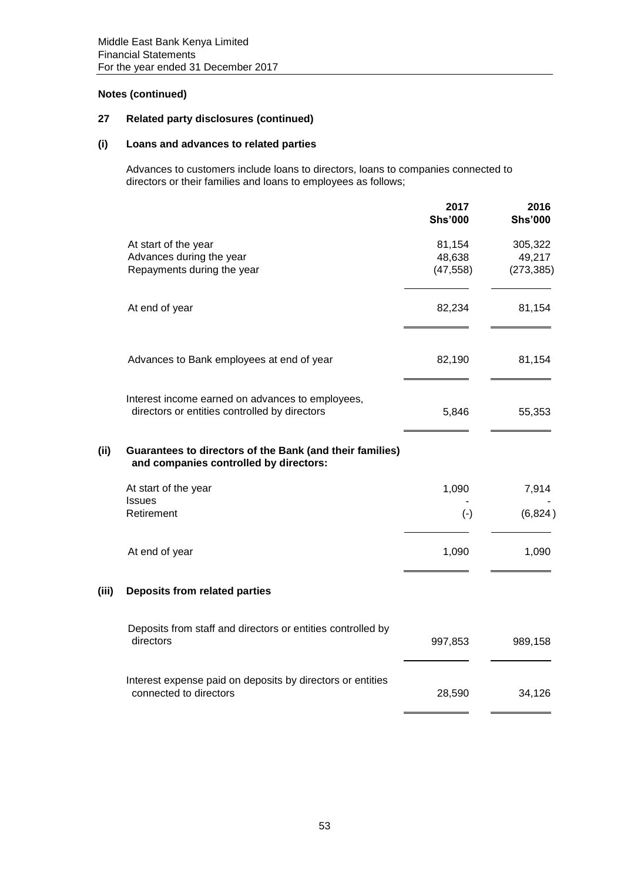Middle East Bank Kenya Limited
Financial Statements
For the year ended 31 December 2017

**Notes (continued)**

## 27 Related party disclosures (continued)

### (i) Loans and advances to related parties

Advances to customers include loans to directors, loans to companies connected to directors or their families and loans to employees as follows;

| | 2017 Shs'000 | 2016 Shs'000 |
|---|---|---|
| At start of the year | 81,154 | 305,322 |
| Advances during the year | 48,638 | 49,217 |
| Repayments during the year | (47,558) | (273,385) |
| At end of year | 82,234 | 81,154 |
| Advances to Bank employees at end of year | 82,190 | 81,154 |
| Interest income earned on advances to employees, directors or entities controlled by directors | 5,846 | 55,353 |

### (ii) Guarantees to directors of the Bank (and their families) and companies controlled by directors:

| | 2017 Shs'000 | 2016 Shs'000 |
|---|---|---|
| At start of the year | 1,090 | 7,914 |
| Issues | - | - |
| Retirement | (-) | (6,824) |
| At end of year | 1,090 | 1,090 |

### (iii) Deposits from related parties

| | 2017 Shs'000 | 2016 Shs'000 |
|---|---|---|
| Deposits from staff and directors or entities controlled by directors | 997,853 | 989,158 |
| Interest expense paid on deposits by directors or entities connected to directors | 28,590 | 34,126 |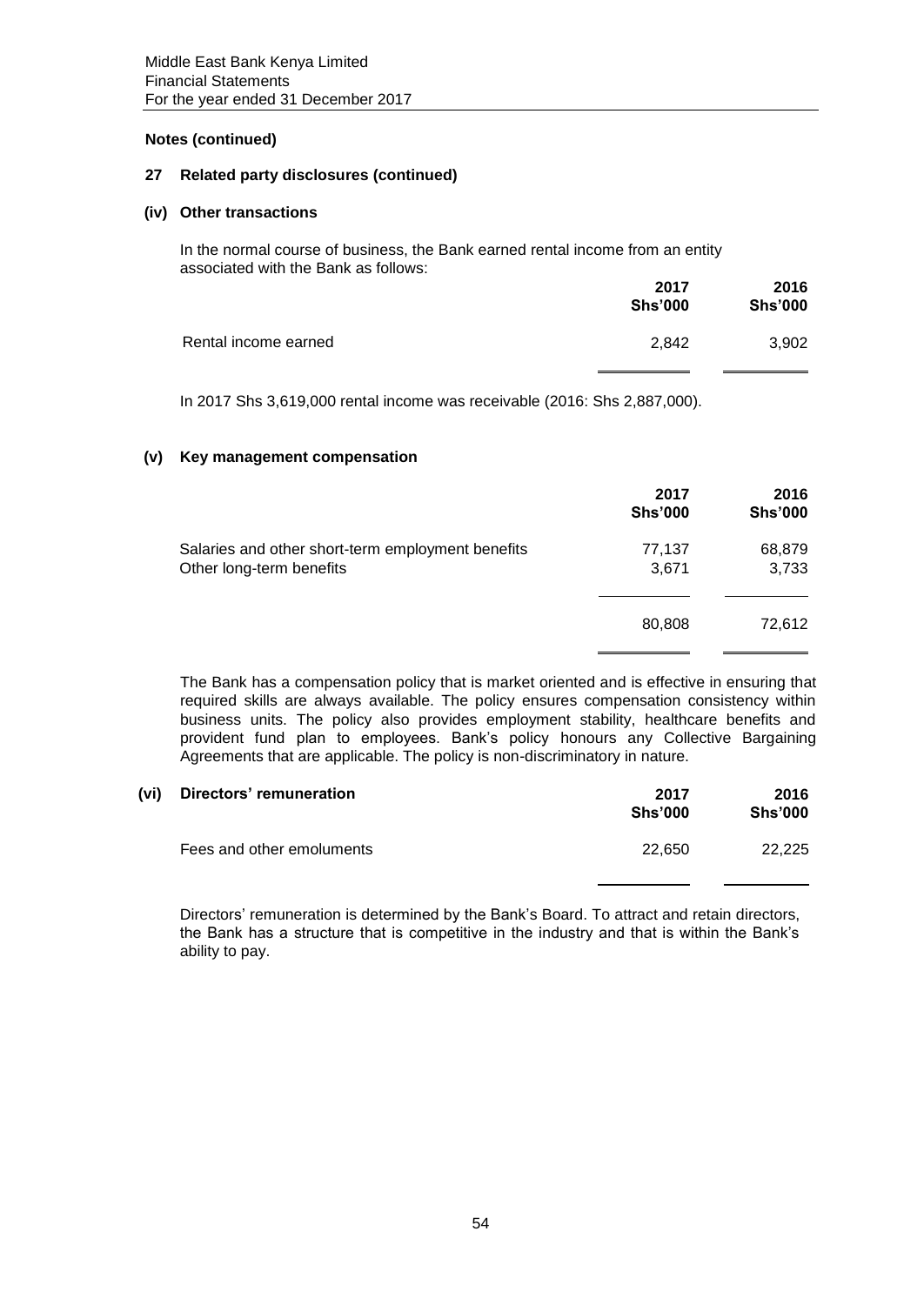**Notes (continued)**

**27 Related party disclosures (continued)**

**(iv) Other transactions**

In the normal course of business, the Bank earned rental income from an entity associated with the Bank as follows:

| | 2017 Shs'000 | 2016 Shs'000 |
|---|---|---|
| Rental income earned | 2,842 | 3,902 |

In 2017 Shs 3,619,000 rental income was receivable (2016: Shs 2,887,000).

**(v) Key management compensation**

| | 2017 Shs'000 | 2016 Shs'000 |
|---|---|---|
| Salaries and other short-term employment benefits | 77,137 | 68,879 |
| Other long-term benefits | 3,671 | 3,733 |
| | 80,808 | 72,612 |

The Bank has a compensation policy that is market oriented and is effective in ensuring that required skills are always available. The policy ensures compensation consistency within business units. The policy also provides employment stability, healthcare benefits and provident fund plan to employees. Bank's policy honours any Collective Bargaining Agreements that are applicable. The policy is non-discriminatory in nature.

**(vi) Directors' remuneration**

| | 2017 Shs'000 | 2016 Shs'000 |
|---|---|---|
| Fees and other emoluments | 22,650 | 22,225 |

Directors' remuneration is determined by the Bank's Board. To attract and retain directors, the Bank has a structure that is competitive in the industry and that is within the Bank's ability to pay.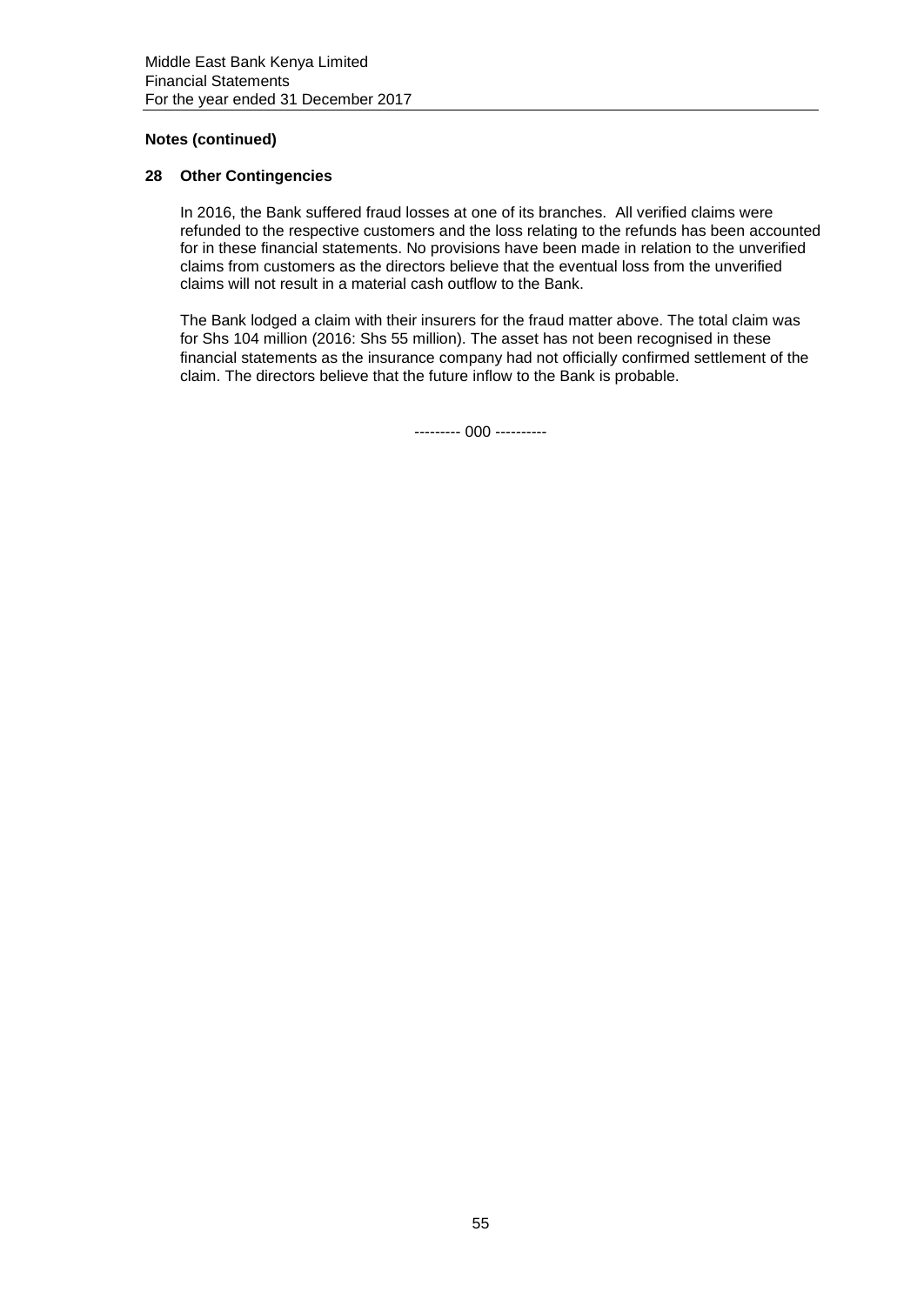**Notes (continued)**

## 28 Other Contingencies

In 2016, the Bank suffered fraud losses at one of its branches. All verified claims were refunded to the respective customers and the loss relating to the refunds has been accounted for in these financial statements. No provisions have been made in relation to the unverified claims from customers as the directors believe that the eventual loss from the unverified claims will not result in a material cash outflow to the Bank.

The Bank lodged a claim with their insurers for the fraud matter above. The total claim was for Shs 104 million (2016: Shs 55 million). The asset has not been recognised in these financial statements as the insurance company had not officially confirmed settlement of the claim. The directors believe that the future inflow to the Bank is probable.

--------- 000 ----------